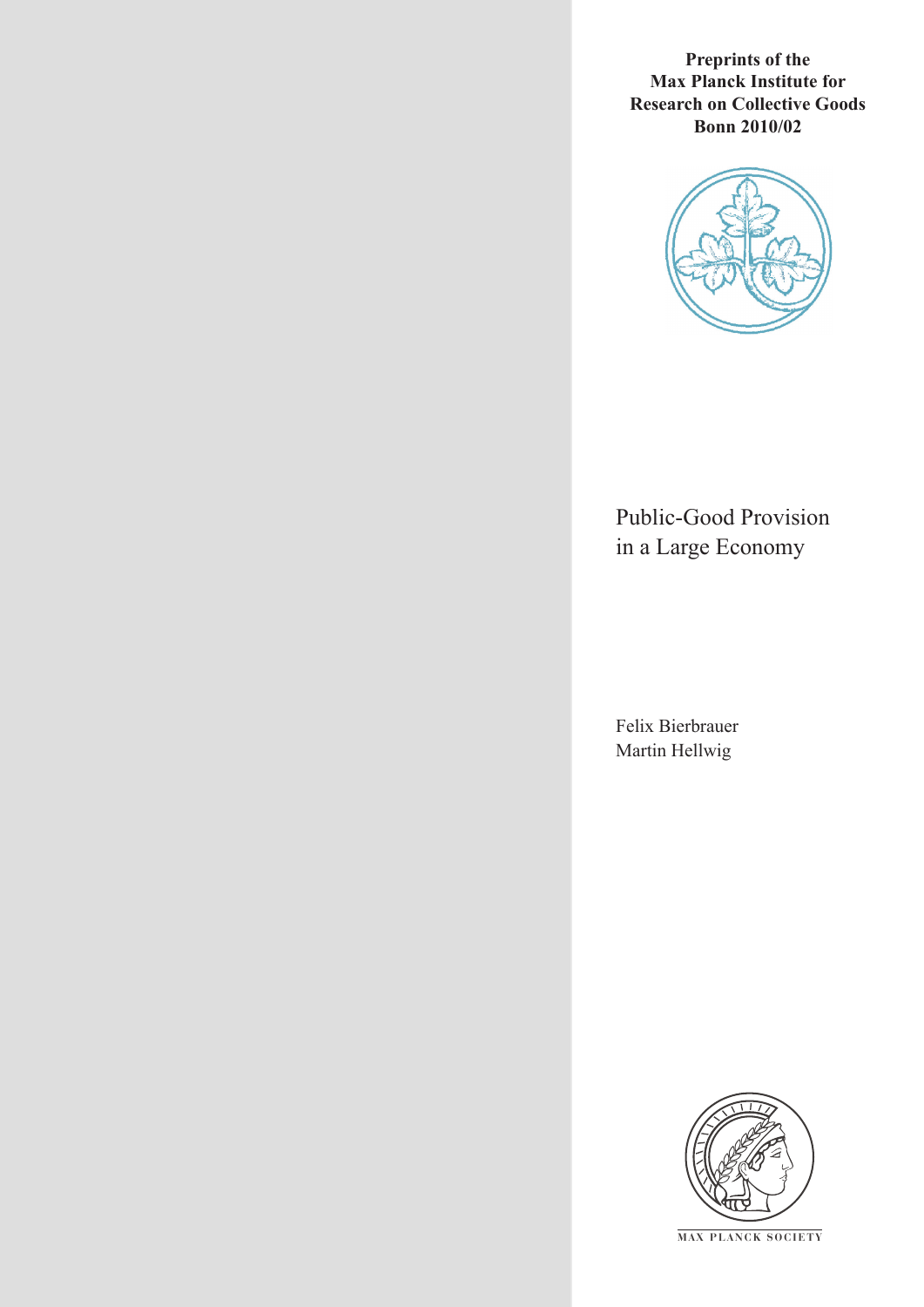**Preprints of the Max Planck Institute for Research on Collective Goods Bonn 2010/02**

# Public-Good Provision in a Large Economy

Felix Bierbrauer
Martin Hellwig

MAX PLANCK SOCIETY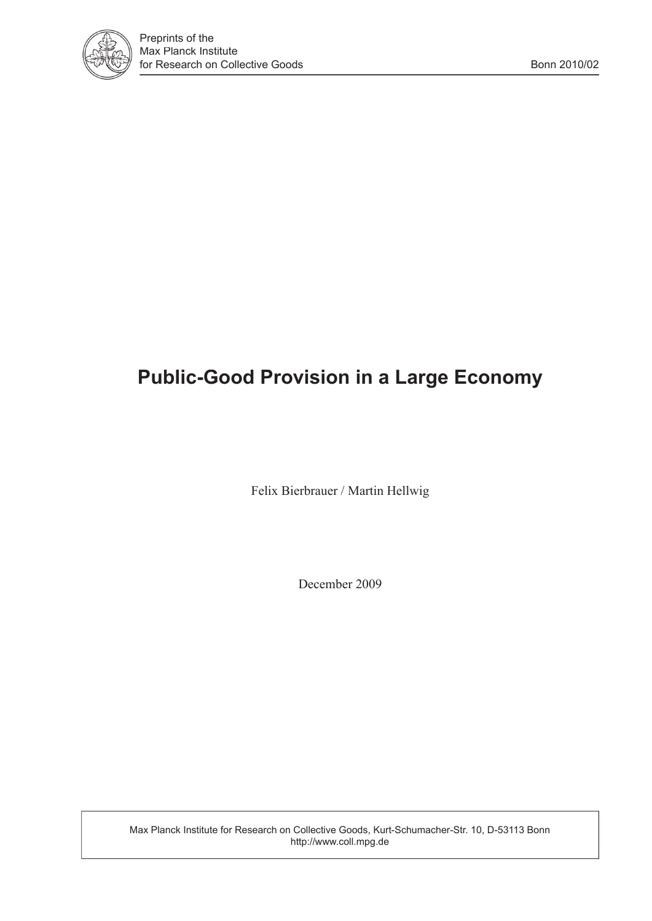# Public-Good Provision in a Large Economy

Felix Bierbrauer / Martin Hellwig

December 2009

Max Planck Institute for Research on Collective Goods, Kurt-Schumacher-Str. 10, D-53113 Bonn
http://www.coll.mpg.de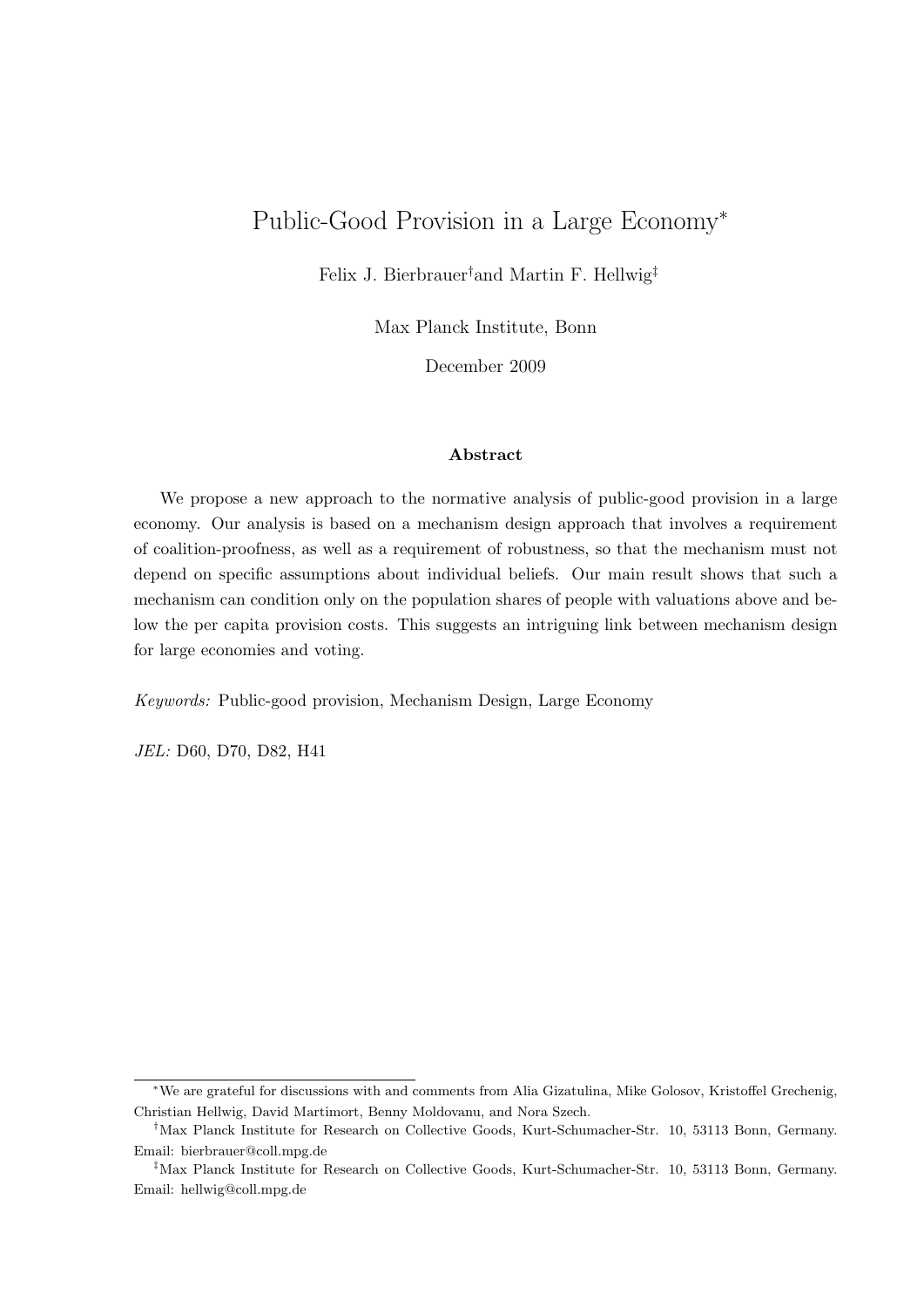# Public-Good Provision in a Large Economy*

Felix J. Bierbrauer† and Martin F. Hellwig‡

Max Planck Institute, Bonn

December 2009

### Abstract

We propose a new approach to the normative analysis of public-good provision in a large economy. Our analysis is based on a mechanism design approach that involves a requirement of coalition-proofness, as well as a requirement of robustness, so that the mechanism must not depend on specific assumptions about individual beliefs. Our main result shows that such a mechanism can condition only on the population shares of people with valuations above and below the per capita provision costs. This suggests an intriguing link between mechanism design for large economies and voting.

*Keywords:* Public-good provision, Mechanism Design, Large Economy

*JEL:* D60, D70, D82, H41

---

*We are grateful for discussions with and comments from Alia Gizatulina, Mike Golosov, Kristoffel Grechenig, Christian Hellwig, David Martimort, Benny Moldovanu, and Nora Szech.

†Max Planck Institute for Research on Collective Goods, Kurt-Schumacher-Str. 10, 53113 Bonn, Germany. Email: bierbrauer@coll.mpg.de

‡Max Planck Institute for Research on Collective Goods, Kurt-Schumacher-Str. 10, 53113 Bonn, Germany. Email: hellwig@coll.mpg.de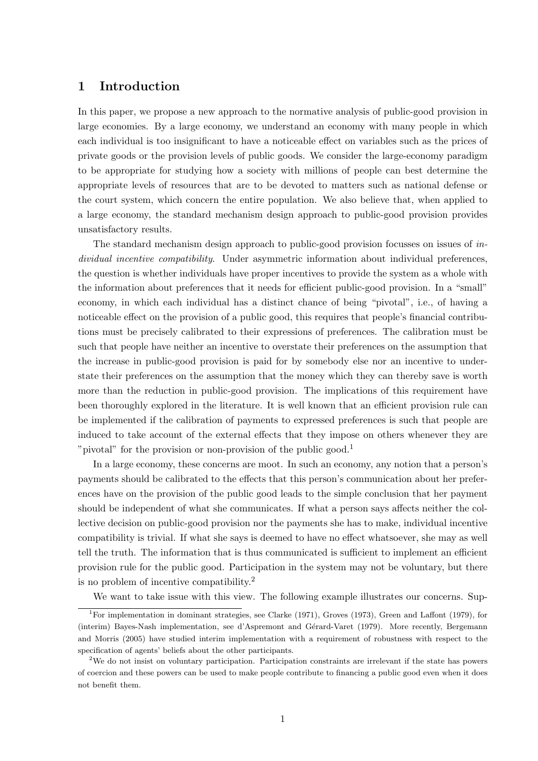# 1 Introduction

In this paper, we propose a new approach to the normative analysis of public-good provision in large economies. By a large economy, we understand an economy with many people in which each individual is too insignificant to have a noticeable effect on variables such as the prices of private goods or the provision levels of public goods. We consider the large-economy paradigm to be appropriate for studying how a society with millions of people can best determine the appropriate levels of resources that are to be devoted to matters such as national defense or the court system, which concern the entire population. We also believe that, when applied to a large economy, the standard mechanism design approach to public-good provision provides unsatisfactory results.

The standard mechanism design approach to public-good provision focusses on issues of *individual incentive compatibility*. Under asymmetric information about individual preferences, the question is whether individuals have proper incentives to provide the system as a whole with the information about preferences that it needs for efficient public-good provision. In a "small" economy, in which each individual has a distinct chance of being "pivotal", i.e., of having a noticeable effect on the provision of a public good, this requires that people's financial contributions must be precisely calibrated to their expressions of preferences. The calibration must be such that people have neither an incentive to overstate their preferences on the assumption that the increase in public-good provision is paid for by somebody else nor an incentive to understate their preferences on the assumption that the money which they can thereby save is worth more than the reduction in public-good provision. The implications of this requirement have been thoroughly explored in the literature. It is well known that an efficient provision rule can be implemented if the calibration of payments to expressed preferences is such that people are induced to take account of the external effects that they impose on others whenever they are "pivotal" for the provision or non-provision of the public good.[1]

In a large economy, these concerns are moot. In such an economy, any notion that a person's payments should be calibrated to the effects that this person's communication about her preferences have on the provision of the public good leads to the simple conclusion that her payment should be independent of what she communicates. If what a person says affects neither the collective decision on public-good provision nor the payments she has to make, individual incentive compatibility is trivial. If what she says is deemed to have no effect whatsoever, she may as well tell the truth. The information that is thus communicated is sufficient to implement an efficient provision rule for the public good. Participation in the system may not be voluntary, but there is no problem of incentive compatibility.[2]

We want to take issue with this view. The following example illustrates our concerns. Sup-

---

[1] For implementation in dominant strategies, see Clarke (1971), Groves (1973), Green and Laffont (1979), for (interim) Bayes-Nash implementation, see d'Aspremont and Gérard-Varet (1979). More recently, Bergemann and Morris (2005) have studied interim implementation with a requirement of robustness with respect to the specification of agents' beliefs about the other participants.

[2] We do not insist on voluntary participation. Participation constraints are irrelevant if the state has powers of coercion and these powers can be used to make people contribute to financing a public good even when it does not benefit them.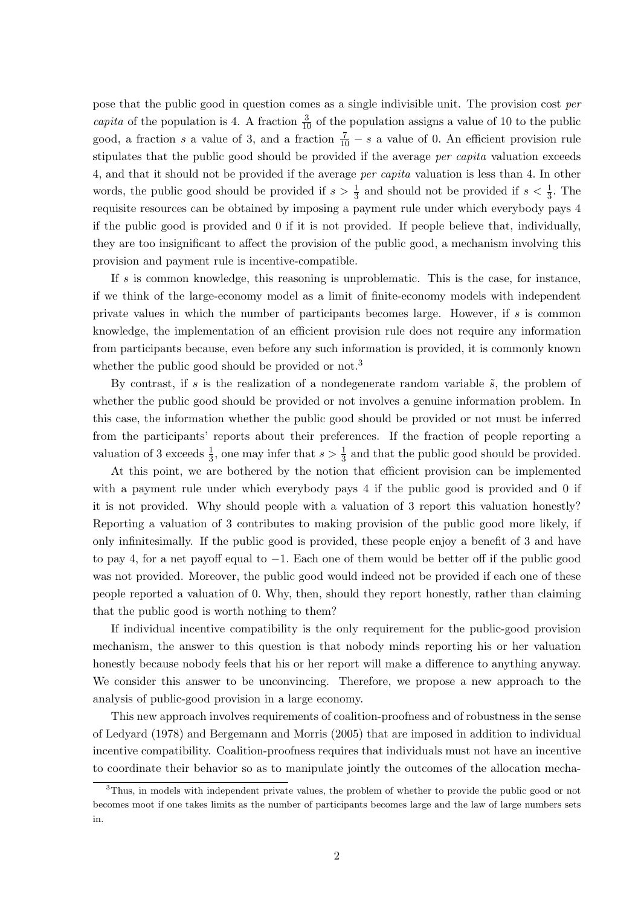pose that the public good in question comes as a single indivisible unit. The provision cost *per capita* of the population is 4. A fraction $\frac{3}{10}$ of the population assigns a value of 10 to the public good, a fraction $s$ a value of 3, and a fraction $\frac{7}{10} - s$ a value of 0. An efficient provision rule stipulates that the public good should be provided if the average *per capita* valuation exceeds 4, and that it should not be provided if the average *per capita* valuation is less than 4. In other words, the public good should be provided if $s > \frac{1}{3}$ and should not be provided if $s < \frac{1}{3}$. The requisite resources can be obtained by imposing a payment rule under which everybody pays 4 if the public good is provided and 0 if it is not provided. If people believe that, individually, they are too insignificant to affect the provision of the public good, a mechanism involving this provision and payment rule is incentive-compatible.

If $s$ is common knowledge, this reasoning is unproblematic. This is the case, for instance, if we think of the large-economy model as a limit of finite-economy models with independent private values in which the number of participants becomes large. However, if $s$ is common knowledge, the implementation of an efficient provision rule does not require any information from participants because, even before any such information is provided, it is commonly known whether the public good should be provided or not.[3]

By contrast, if $s$ is the realization of a nondegenerate random variable $\tilde{s}$, the problem of whether the public good should be provided or not involves a genuine information problem. In this case, the information whether the public good should be provided or not must be inferred from the participants' reports about their preferences. If the fraction of people reporting a valuation of 3 exceeds $\frac{1}{3}$, one may infer that $s > \frac{1}{3}$ and that the public good should be provided.

At this point, we are bothered by the notion that efficient provision can be implemented with a payment rule under which everybody pays 4 if the public good is provided and 0 if it is not provided. Why should people with a valuation of 3 report this valuation honestly? Reporting a valuation of 3 contributes to making provision of the public good more likely, if only infinitesimally. If the public good is provided, these people enjoy a benefit of 3 and have to pay 4, for a net payoff equal to $-1$. Each one of them would be better off if the public good was not provided. Moreover, the public good would indeed not be provided if each one of these people reported a valuation of 0. Why, then, should they report honestly, rather than claiming that the public good is worth nothing to them?

If individual incentive compatibility is the only requirement for the public-good provision mechanism, the answer to this question is that nobody minds reporting his or her valuation honestly because nobody feels that his or her report will make a difference to anything anyway. We consider this answer to be unconvincing. Therefore, we propose a new approach to the analysis of public-good provision in a large economy.

This new approach involves requirements of coalition-proofness and of robustness in the sense of Ledyard (1978) and Bergemann and Morris (2005) that are imposed in addition to individual incentive compatibility. Coalition-proofness requires that individuals must not have an incentive to coordinate their behavior so as to manipulate jointly the outcomes of the allocation mecha-

[3]Thus, in models with independent private values, the problem of whether to provide the public good or not becomes moot if one takes limits as the number of participants becomes large and the law of large numbers sets in.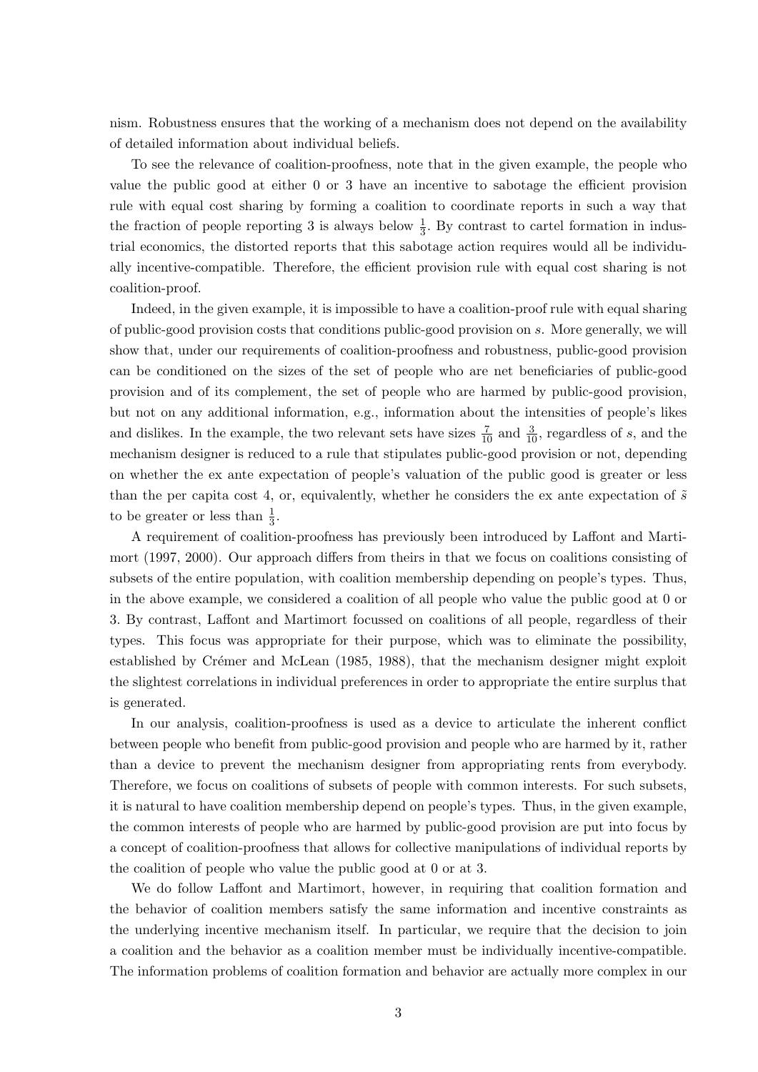nism. Robustness ensures that the working of a mechanism does not depend on the availability of detailed information about individual beliefs.

To see the relevance of coalition-proofness, note that in the given example, the people who value the public good at either 0 or 3 have an incentive to sabotage the efficient provision rule with equal cost sharing by forming a coalition to coordinate reports in such a way that the fraction of people reporting 3 is always below $\frac{1}{3}$. By contrast to cartel formation in industrial economics, the distorted reports that this sabotage action requires would all be individually incentive-compatible. Therefore, the efficient provision rule with equal cost sharing is not coalition-proof.

Indeed, in the given example, it is impossible to have a coalition-proof rule with equal sharing of public-good provision costs that conditions public-good provision on $s$. More generally, we will show that, under our requirements of coalition-proofness and robustness, public-good provision can be conditioned on the sizes of the set of people who are net beneficiaries of public-good provision and of its complement, the set of people who are harmed by public-good provision, but not on any additional information, e.g., information about the intensities of people's likes and dislikes. In the example, the two relevant sets have sizes $\frac{7}{10}$ and $\frac{3}{10}$, regardless of $s$, and the mechanism designer is reduced to a rule that stipulates public-good provision or not, depending on whether the ex ante expectation of people's valuation of the public good is greater or less than the per capita cost 4, or, equivalently, whether he considers the ex ante expectation of $\tilde{s}$ to be greater or less than $\frac{1}{3}$.

A requirement of coalition-proofness has previously been introduced by Laffont and Martimort (1997, 2000). Our approach differs from theirs in that we focus on coalitions consisting of subsets of the entire population, with coalition membership depending on people's types. Thus, in the above example, we considered a coalition of all people who value the public good at 0 or 3. By contrast, Laffont and Martimort focussed on coalitions of all people, regardless of their types. This focus was appropriate for their purpose, which was to eliminate the possibility, established by Crémer and McLean (1985, 1988), that the mechanism designer might exploit the slightest correlations in individual preferences in order to appropriate the entire surplus that is generated.

In our analysis, coalition-proofness is used as a device to articulate the inherent conflict between people who benefit from public-good provision and people who are harmed by it, rather than a device to prevent the mechanism designer from appropriating rents from everybody. Therefore, we focus on coalitions of subsets of people with common interests. For such subsets, it is natural to have coalition membership depend on people's types. Thus, in the given example, the common interests of people who are harmed by public-good provision are put into focus by a concept of coalition-proofness that allows for collective manipulations of individual reports by the coalition of people who value the public good at 0 or at 3.

We do follow Laffont and Martimort, however, in requiring that coalition formation and the behavior of coalition members satisfy the same information and incentive constraints as the underlying incentive mechanism itself. In particular, we require that the decision to join a coalition and the behavior as a coalition member must be individually incentive-compatible. The information problems of coalition formation and behavior are actually more complex in our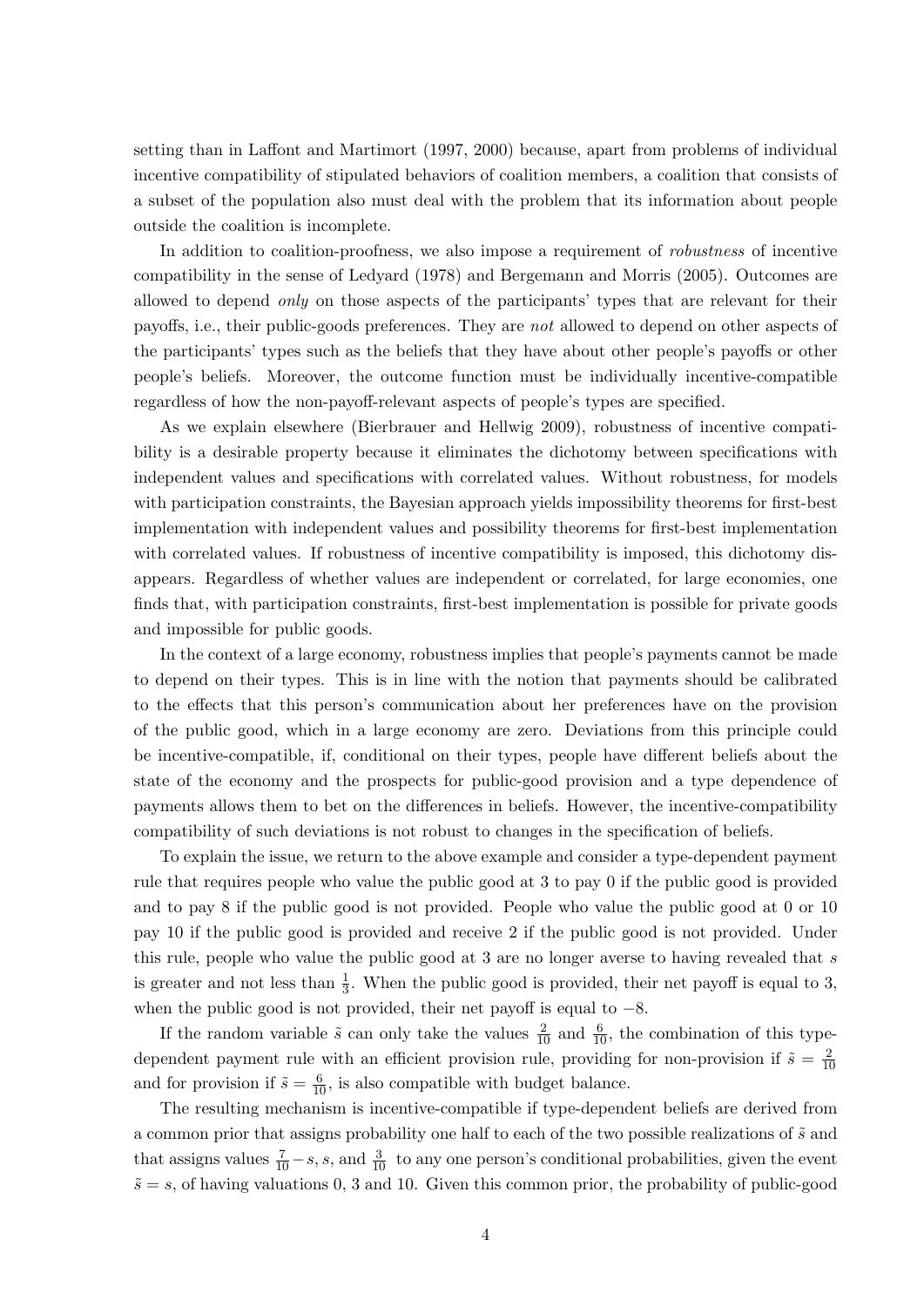setting than in Laffont and Martimort (1997, 2000) because, apart from problems of individual incentive compatibility of stipulated behaviors of coalition members, a coalition that consists of a subset of the population also must deal with the problem that its information about people outside the coalition is incomplete.

In addition to coalition-proofness, we also impose a requirement of *robustness* of incentive compatibility in the sense of Ledyard (1978) and Bergemann and Morris (2005). Outcomes are allowed to depend *only* on those aspects of the participants' types that are relevant for their payoffs, i.e., their public-goods preferences. They are *not* allowed to depend on other aspects of the participants' types such as the beliefs that they have about other people's payoffs or other people's beliefs. Moreover, the outcome function must be individually incentive-compatible regardless of how the non-payoff-relevant aspects of people's types are specified.

As we explain elsewhere (Bierbrauer and Hellwig 2009), robustness of incentive compatibility is a desirable property because it eliminates the dichotomy between specifications with independent values and specifications with correlated values. Without robustness, for models with participation constraints, the Bayesian approach yields impossibility theorems for first-best implementation with independent values and possibility theorems for first-best implementation with correlated values. If robustness of incentive compatibility is imposed, this dichotomy disappears. Regardless of whether values are independent or correlated, for large economies, one finds that, with participation constraints, first-best implementation is possible for private goods and impossible for public goods.

In the context of a large economy, robustness implies that people's payments cannot be made to depend on their types. This is in line with the notion that payments should be calibrated to the effects that this person's communication about her preferences have on the provision of the public good, which in a large economy are zero. Deviations from this principle could be incentive-compatible, if, conditional on their types, people have different beliefs about the state of the economy and the prospects for public-good provision and a type dependence of payments allows them to bet on the differences in beliefs. However, the incentive-compatibility compatibility of such deviations is not robust to changes in the specification of beliefs.

To explain the issue, we return to the above example and consider a type-dependent payment rule that requires people who value the public good at 3 to pay 0 if the public good is provided and to pay 8 if the public good is not provided. People who value the public good at 0 or 10 pay 10 if the public good is provided and receive 2 if the public good is not provided. Under this rule, people who value the public good at 3 are no longer averse to having revealed that $s$ is greater and not less than $\frac{1}{3}$. When the public good is provided, their net payoff is equal to 3, when the public good is not provided, their net payoff is equal to $-8$.

If the random variable $\tilde{s}$ can only take the values $\frac{2}{10}$ and $\frac{6}{10}$, the combination of this type-dependent payment rule with an efficient provision rule, providing for non-provision if $\tilde{s} = \frac{2}{10}$ and for provision if $\tilde{s} = \frac{6}{10}$, is also compatible with budget balance.

The resulting mechanism is incentive-compatible if type-dependent beliefs are derived from a common prior that assigns probability one half to each of the two possible realizations of $\tilde{s}$ and that assigns values $\frac{7}{10} - s$, $s$, and $\frac{3}{10}$ to any one person's conditional probabilities, given the event $\tilde{s} = s$, of having valuations 0, 3 and 10. Given this common prior, the probability of public-good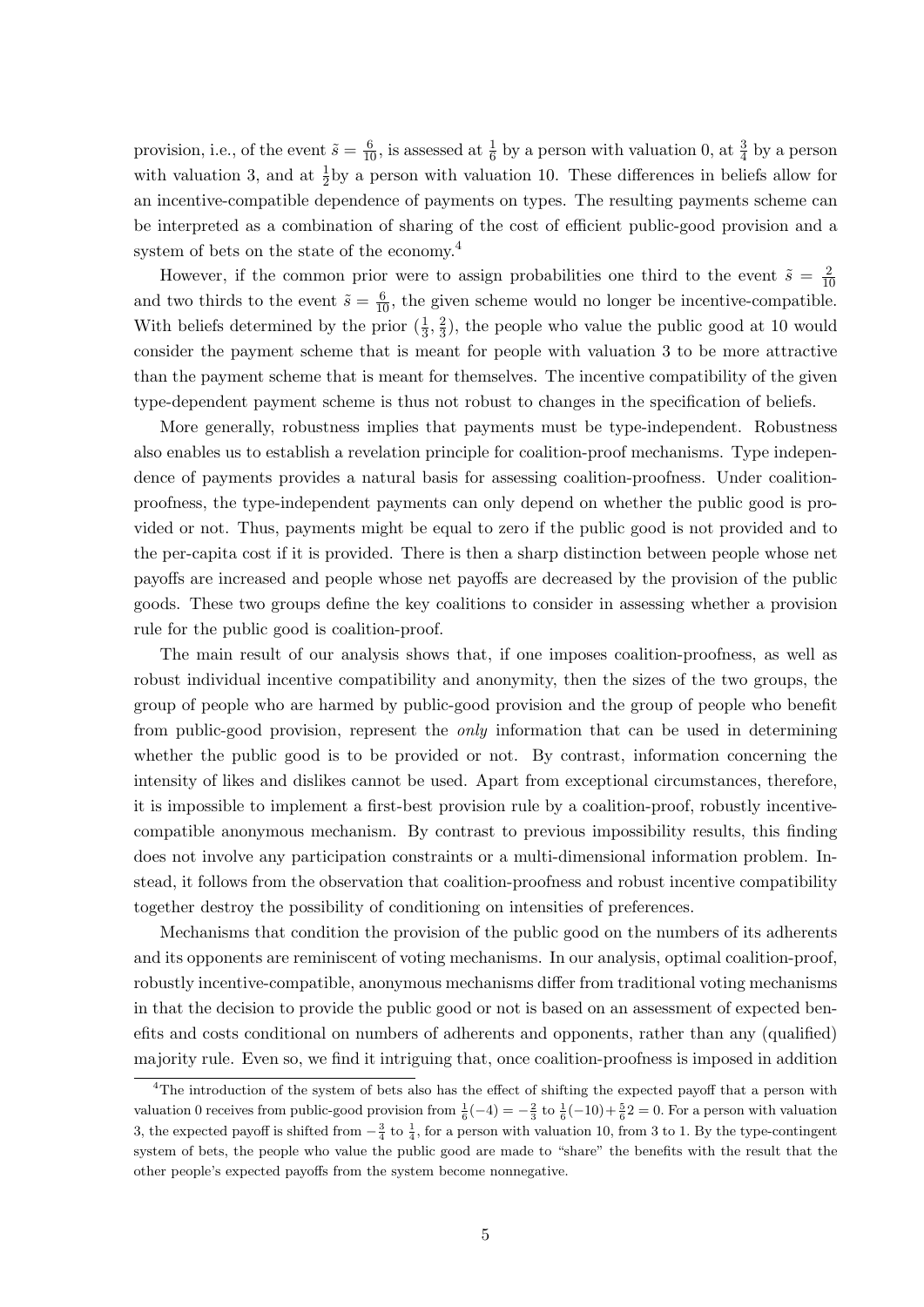provision, i.e., of the event $\tilde{s} = \frac{6}{10}$, is assessed at $\frac{1}{6}$ by a person with valuation 0, at $\frac{3}{4}$ by a person with valuation 3, and at $\frac{1}{2}$by a person with valuation 10. These differences in beliefs allow for an incentive-compatible dependence of payments on types. The resulting payments scheme can be interpreted as a combination of sharing of the cost of efficient public-good provision and a system of bets on the state of the economy.[4]

However, if the common prior were to assign probabilities one third to the event $\tilde{s} = \frac{2}{10}$ and two thirds to the event $\tilde{s} = \frac{6}{10}$, the given scheme would no longer be incentive-compatible. With beliefs determined by the prior $(\frac{1}{3}, \frac{2}{3})$, the people who value the public good at 10 would consider the payment scheme that is meant for people with valuation 3 to be more attractive than the payment scheme that is meant for themselves. The incentive compatibility of the given type-dependent payment scheme is thus not robust to changes in the specification of beliefs.

More generally, robustness implies that payments must be type-independent. Robustness also enables us to establish a revelation principle for coalition-proof mechanisms. Type independence of payments provides a natural basis for assessing coalition-proofness. Under coalition-proofness, the type-independent payments can only depend on whether the public good is provided or not. Thus, payments might be equal to zero if the public good is not provided and to the per-capita cost if it is provided. There is then a sharp distinction between people whose net payoffs are increased and people whose net payoffs are decreased by the provision of the public goods. These two groups define the key coalitions to consider in assessing whether a provision rule for the public good is coalition-proof.

The main result of our analysis shows that, if one imposes coalition-proofness, as well as robust individual incentive compatibility and anonymity, then the sizes of the two groups, the group of people who are harmed by public-good provision and the group of people who benefit from public-good provision, represent the *only* information that can be used in determining whether the public good is to be provided or not. By contrast, information concerning the intensity of likes and dislikes cannot be used. Apart from exceptional circumstances, therefore, it is impossible to implement a first-best provision rule by a coalition-proof, robustly incentive-compatible anonymous mechanism. By contrast to previous impossibility results, this finding does not involve any participation constraints or a multi-dimensional information problem. Instead, it follows from the observation that coalition-proofness and robust incentive compatibility together destroy the possibility of conditioning on intensities of preferences.

Mechanisms that condition the provision of the public good on the numbers of its adherents and its opponents are reminiscent of voting mechanisms. In our analysis, optimal coalition-proof, robustly incentive-compatible, anonymous mechanisms differ from traditional voting mechanisms in that the decision to provide the public good or not is based on an assessment of expected benefits and costs conditional on numbers of adherents and opponents, rather than any (qualified) majority rule. Even so, we find it intriguing that, once coalition-proofness is imposed in addition

[4] The introduction of the system of bets also has the effect of shifting the expected payoff that a person with valuation 0 receives from public-good provision from $\frac{1}{6}(-4) = -\frac{2}{3}$ to $\frac{1}{6}(-10) + \frac{5}{6}2 = 0$. For a person with valuation 3, the expected payoff is shifted from $-\frac{3}{4}$ to $\frac{1}{4}$, for a person with valuation 10, from 3 to 1. By the type-contingent system of bets, the people who value the public good are made to "share" the benefits with the result that the other people's expected payoffs from the system become nonnegative.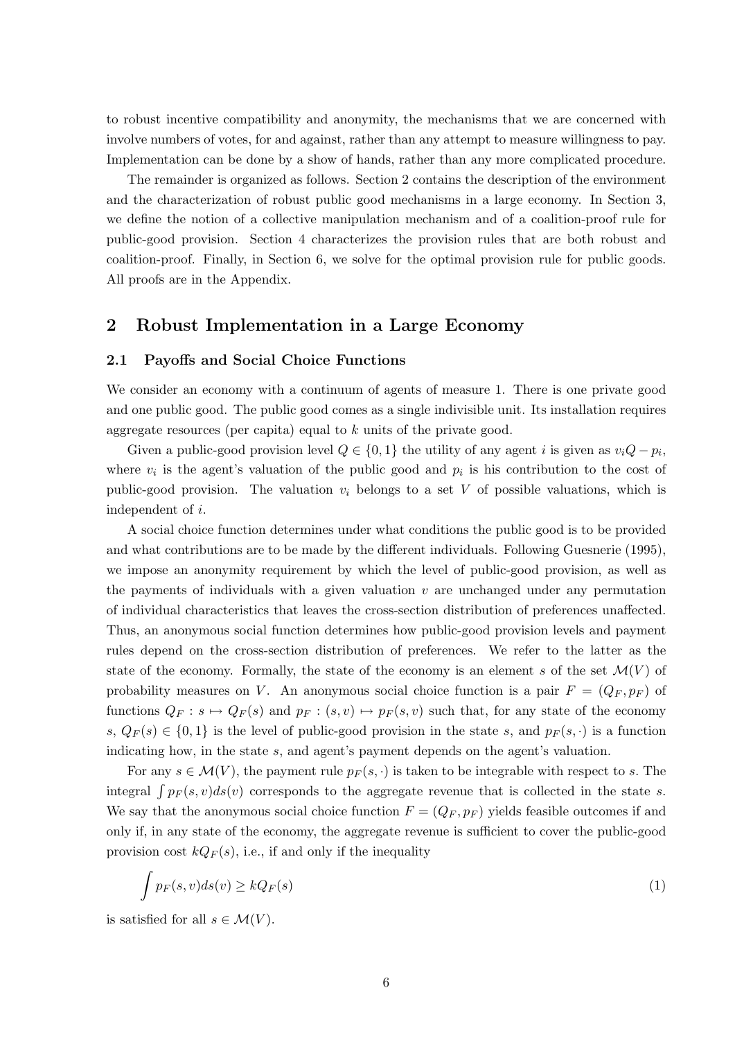to robust incentive compatibility and anonymity, the mechanisms that we are concerned with involve numbers of votes, for and against, rather than any attempt to measure willingness to pay. Implementation can be done by a show of hands, rather than any more complicated procedure.

The remainder is organized as follows. Section 2 contains the description of the environment and the characterization of robust public good mechanisms in a large economy. In Section 3, we define the notion of a collective manipulation mechanism and of a coalition-proof rule for public-good provision. Section 4 characterizes the provision rules that are both robust and coalition-proof. Finally, in Section 6, we solve for the optimal provision rule for public goods. All proofs are in the Appendix.

## 2 Robust Implementation in a Large Economy

### 2.1 Payoffs and Social Choice Functions

We consider an economy with a continuum of agents of measure 1. There is one private good and one public good. The public good comes as a single indivisible unit. Its installation requires aggregate resources (per capita) equal to $k$ units of the private good.

Given a public-good provision level $Q \in \{0, 1\}$ the utility of any agent $i$ is given as $v_i Q - p_i$, where $v_i$ is the agent's valuation of the public good and $p_i$ is his contribution to the cost of public-good provision. The valuation $v_i$ belongs to a set $V$ of possible valuations, which is independent of $i$.

A social choice function determines under what conditions the public good is to be provided and what contributions are to be made by the different individuals. Following Guesnerie (1995), we impose an anonymity requirement by which the level of public-good provision, as well as the payments of individuals with a given valuation $v$ are unchanged under any permutation of individual characteristics that leaves the cross-section distribution of preferences unaffected. Thus, an anonymous social function determines how public-good provision levels and payment rules depend on the cross-section distribution of preferences. We refer to the latter as the state of the economy. Formally, the state of the economy is an element $s$ of the set $\mathcal{M}(V)$ of probability measures on $V$. An anonymous social choice function is a pair $F = (Q_F, p_F)$ of functions $Q_F : s \mapsto Q_F(s)$ and $p_F : (s, v) \mapsto p_F(s, v)$ such that, for any state of the economy $s$, $Q_F(s) \in \{0, 1\}$ is the level of public-good provision in the state $s$, and $p_F(s, \cdot)$ is a function indicating how, in the state $s$, and agent's payment depends on the agent's valuation.

For any $s \in \mathcal{M}(V)$, the payment rule $p_F(s, \cdot)$ is taken to be integrable with respect to $s$. The integral $\int p_F(s, v) ds(v)$ corresponds to the aggregate revenue that is collected in the state $s$. We say that the anonymous social choice function $F = (Q_F, p_F)$ yields feasible outcomes if and only if, in any state of the economy, the aggregate revenue is sufficient to cover the public-good provision cost $kQ_F(s)$, i.e., if and only if the inequality

$$\int p_F(s, v) ds(v) \geq kQ_F(s) \tag{1}$$

is satisfied for all $s \in \mathcal{M}(V)$.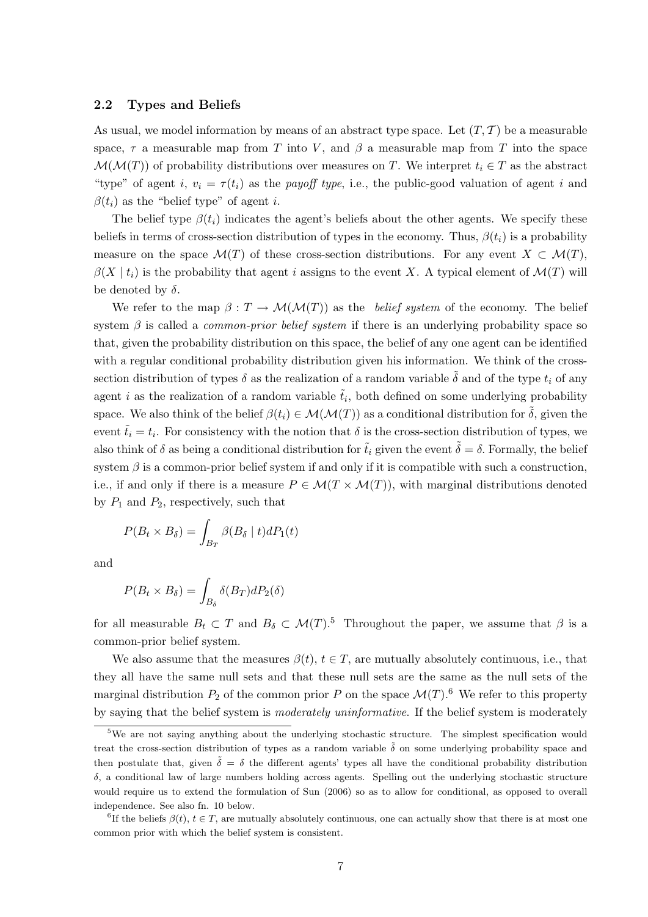### 2.2 Types and Beliefs

As usual, we model information by means of an abstract type space. Let $(T, \mathcal{T})$ be a measurable space, $\tau$ a measurable map from $T$ into $V$, and $\beta$ a measurable map from $T$ into the space $\mathcal{M}(\mathcal{M}(T))$ of probability distributions over measures on $T$. We interpret $t_i \in T$ as the abstract "type" of agent $i$, $v_i = \tau(t_i)$ as the *payoff type*, i.e., the public-good valuation of agent $i$ and $\beta(t_i)$ as the "belief type" of agent $i$.

The belief type $\beta(t_i)$ indicates the agent's beliefs about the other agents. We specify these beliefs in terms of cross-section distribution of types in the economy. Thus, $\beta(t_i)$ is a probability measure on the space $\mathcal{M}(T)$ of these cross-section distributions. For any event $X \subset \mathcal{M}(T)$, $\beta(X \mid t_i)$ is the probability that agent $i$ assigns to the event $X$. A typical element of $\mathcal{M}(T)$ will be denoted by $\delta$.

We refer to the map $\beta : T \to \mathcal{M}(\mathcal{M}(T))$ as the *belief system* of the economy. The belief system $\beta$ is called a *common-prior belief system* if there is an underlying probability space so that, given the probability distribution on this space, the belief of any one agent can be identified with a regular conditional probability distribution given his information. We think of the cross-section distribution of types $\delta$ as the realization of a random variable $\tilde{\delta}$ and of the type $t_i$ of any agent $i$ as the realization of a random variable $\tilde{t}_i$, both defined on some underlying probability space. We also think of the belief $\beta(t_i) \in \mathcal{M}(\mathcal{M}(T))$ as a conditional distribution for $\tilde{\delta}$, given the event $\tilde{t}_i = t_i$. For consistency with the notion that $\delta$ is the cross-section distribution of types, we also think of $\delta$ as being a conditional distribution for $\tilde{t}_i$ given the event $\tilde{\delta} = \delta$. Formally, the belief system $\beta$ is a common-prior belief system if and only if it is compatible with such a construction, i.e., if and only if there is a measure $P \in \mathcal{M}(T \times \mathcal{M}(T))$, with marginal distributions denoted by $P_1$ and $P_2$, respectively, such that

$$P(B_t \times B_\delta) = \int_{B_T} \beta(B_\delta \mid t) dP_1(t)$$

and

$$P(B_t \times B_\delta) = \int_{B_\delta} \delta(B_T) dP_2(\delta)$$

for all measurable $B_t \subset T$ and $B_\delta \subset \mathcal{M}(T)$.[5] Throughout the paper, we assume that $\beta$ is a common-prior belief system.

We also assume that the measures $\beta(t)$, $t \in T$, are mutually absolutely continuous, i.e., that they all have the same null sets and that these null sets are the same as the null sets of the marginal distribution $P_2$ of the common prior $P$ on the space $\mathcal{M}(T)$.[6] We refer to this property by saying that the belief system is *moderately uninformative*. If the belief system is moderately

---

[5] We are not saying anything about the underlying stochastic structure. The simplest specification would treat the cross-section distribution of types as a random variable $\tilde{\delta}$ on some underlying probability space and then postulate that, given $\tilde{\delta} = \delta$ the different agents' types all have the conditional probability distribution $\delta$, a conditional law of large numbers holding across agents. Spelling out the underlying stochastic structure would require us to extend the formulation of Sun (2006) so as to allow for conditional, as opposed to overall independence. See also fn. 10 below.

[6] If the beliefs $\beta(t)$, $t \in T$, are mutually absolutely continuous, one can actually show that there is at most one common prior with which the belief system is consistent.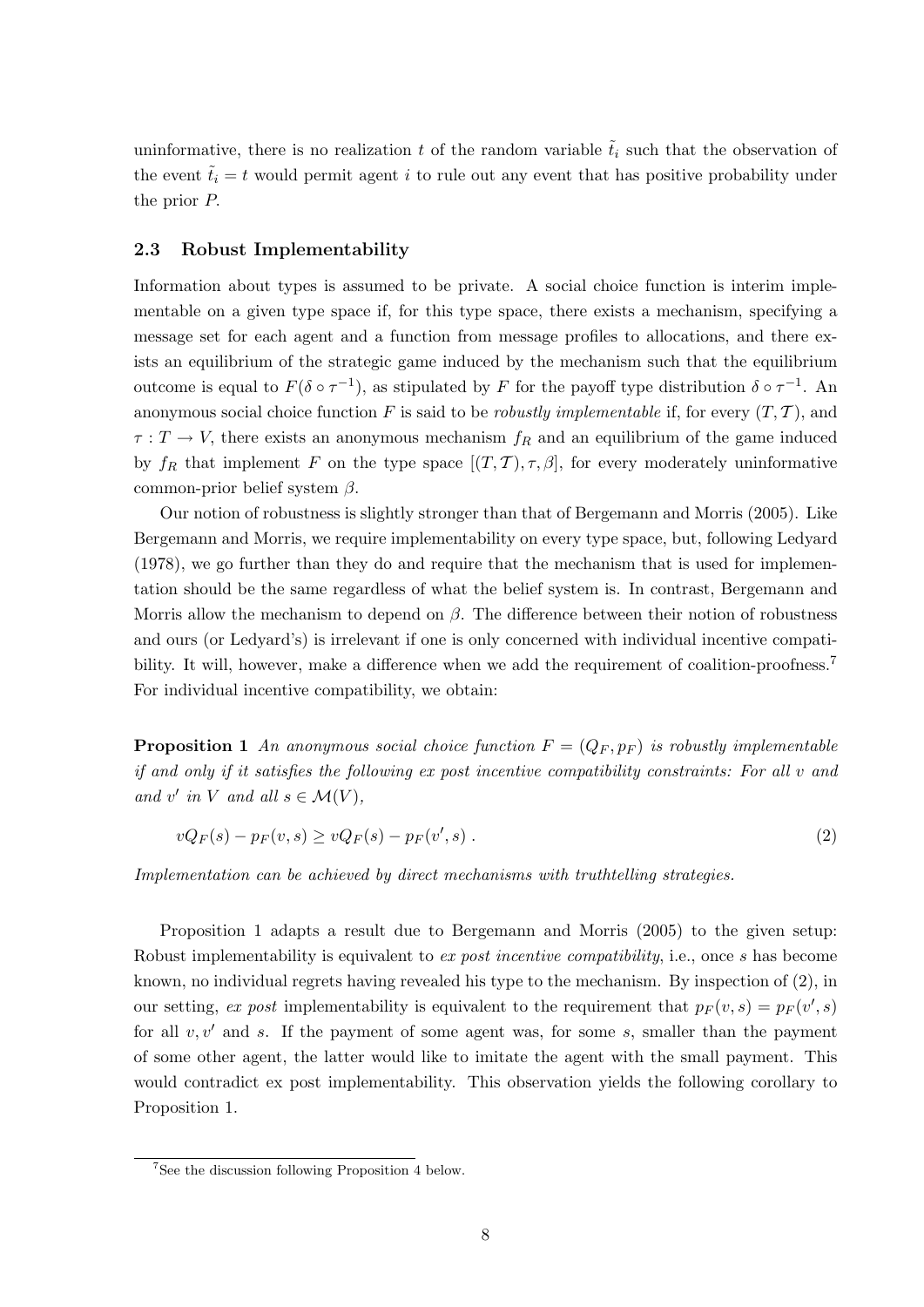uninformative, there is no realization $t$ of the random variable $\tilde{t}_i$ such that the observation of the event $\tilde{t}_i = t$ would permit agent $i$ to rule out any event that has positive probability under the prior $P$.

### 2.3 Robust Implementability

Information about types is assumed to be private. A social choice function is interim implementable on a given type space if, for this type space, there exists a mechanism, specifying a message set for each agent and a function from message profiles to allocations, and there exists an equilibrium of the strategic game induced by the mechanism such that the equilibrium outcome is equal to $F(\delta \circ \tau^{-1})$, as stipulated by $F$ for the payoff type distribution $\delta \circ \tau^{-1}$. An anonymous social choice function $F$ is said to be *robustly implementable* if, for every $(T, \mathcal{T})$, and $\tau : T \to V$, there exists an anonymous mechanism $f_R$ and an equilibrium of the game induced by $f_R$ that implement $F$ on the type space $[(T, \mathcal{T}), \tau, \beta]$, for every moderately uninformative common-prior belief system $\beta$.

Our notion of robustness is slightly stronger than that of Bergemann and Morris (2005). Like Bergemann and Morris, we require implementability on every type space, but, following Ledyard (1978), we go further than they do and require that the mechanism that is used for implementation should be the same regardless of what the belief system is. In contrast, Bergemann and Morris allow the mechanism to depend on $\beta$. The difference between their notion of robustness and ours (or Ledyard's) is irrelevant if one is only concerned with individual incentive compatibility. It will, however, make a difference when we add the requirement of coalition-proofness.[7] For individual incentive compatibility, we obtain:

**Proposition 1** *An anonymous social choice function $F = (Q_F, p_F)$ is robustly implementable if and only if it satisfies the following ex post incentive compatibility constraints: For all $v$ and and $v'$ in $V$ and all $s \in \mathcal{M}(V)$,*

$$vQ_F(s) - p_F(v, s) \geq vQ_F(s) - p_F(v', s) \; . \tag{2}$$

*Implementation can be achieved by direct mechanisms with truthtelling strategies.*

Proposition 1 adapts a result due to Bergemann and Morris (2005) to the given setup: Robust implementability is equivalent to *ex post incentive compatibility*, i.e., once $s$ has become known, no individual regrets having revealed his type to the mechanism. By inspection of (2), in our setting, *ex post* implementability is equivalent to the requirement that $p_F(v, s) = p_F(v', s)$ for all $v, v'$ and $s$. If the payment of some agent was, for some $s$, smaller than the payment of some other agent, the latter would like to imitate the agent with the small payment. This would contradict ex post implementability. This observation yields the following corollary to Proposition 1.

[7] See the discussion following Proposition 4 below.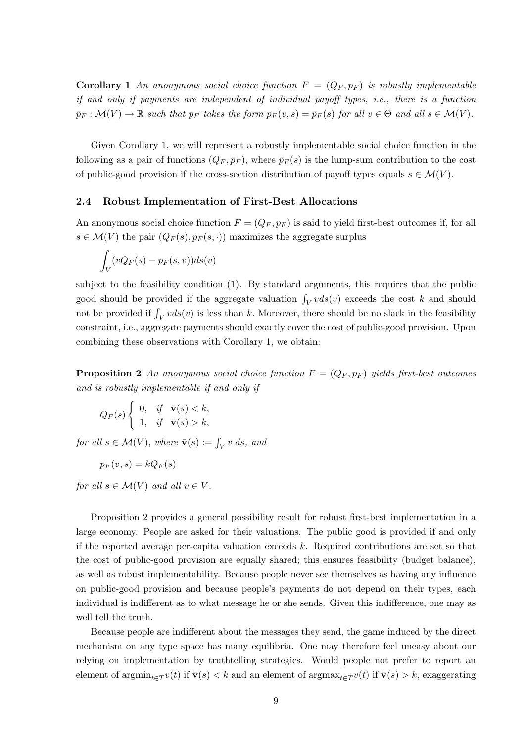**Corollary 1** *An anonymous social choice function $F = (Q_F, p_F)$ is robustly implementable if and only if payments are independent of individual payoff types, i.e., there is a function $\bar{p}_F : \mathcal{M}(V) \to \mathbb{R}$ such that $p_F$ takes the form $p_F(v, s) = \bar{p}_F(s)$ for all $v \in \Theta$ and all $s \in \mathcal{M}(V)$.*

Given Corollary 1, we will represent a robustly implementable social choice function in the following as a pair of functions $(Q_F, \bar{p}_F)$, where $\bar{p}_F(s)$ is the lump-sum contribution to the cost of public-good provision if the cross-section distribution of payoff types equals $s \in \mathcal{M}(V)$.

## 2.4 Robust Implementation of First-Best Allocations

An anonymous social choice function $F = (Q_F, p_F)$ is said to yield first-best outcomes if, for all $s \in \mathcal{M}(V)$ the pair $(Q_F(s), p_F(s, \cdot))$ maximizes the aggregate surplus

$$\int_V (vQ_F(s) - p_F(s, v))ds(v)$$

subject to the feasibility condition (1). By standard arguments, this requires that the public good should be provided if the aggregate valuation $\int_V vds(v)$ exceeds the cost $k$ and should not be provided if $\int_V vds(v)$ is less than $k$. Moreover, there should be no slack in the feasibility constraint, i.e., aggregate payments should exactly cover the cost of public-good provision. Upon combining these observations with Corollary 1, we obtain:

**Proposition 2** *An anonymous social choice function $F = (Q_F, p_F)$ yields first-best outcomes and is robustly implementable if and only if*

$$Q_F(s) \begin{cases} 0, & \text{if } \bar{\mathbf{v}}(s) < k, \\ 1, & \text{if } \bar{\mathbf{v}}(s) > k, \end{cases}$$

*for all $s \in \mathcal{M}(V)$, where $\bar{\mathbf{v}}(s) := \int_V v \, ds$, and*

$$p_F(v, s) = kQ_F(s)$$

*for all $s \in \mathcal{M}(V)$ and all $v \in V$.*

Proposition 2 provides a general possibility result for robust first-best implementation in a large economy. People are asked for their valuations. The public good is provided if and only if the reported average per-capita valuation exceeds $k$. Required contributions are set so that the cost of public-good provision are equally shared; this ensures feasibility (budget balance), as well as robust implementability. Because people never see themselves as having any influence on public-good provision and because people's payments do not depend on their types, each individual is indifferent as to what message he or she sends. Given this indifference, one may as well tell the truth.

Because people are indifferent about the messages they send, the game induced by the direct mechanism on any type space has many equilibria. One may therefore feel uneasy about our relying on implementation by truthtelling strategies. Would people not prefer to report an element of $\text{argmin}_{t \in T} v(t)$ if $\bar{\mathbf{v}}(s) < k$ and an element of $\text{argmax}_{t \in T} v(t)$ if $\bar{\mathbf{v}}(s) > k$, exaggerating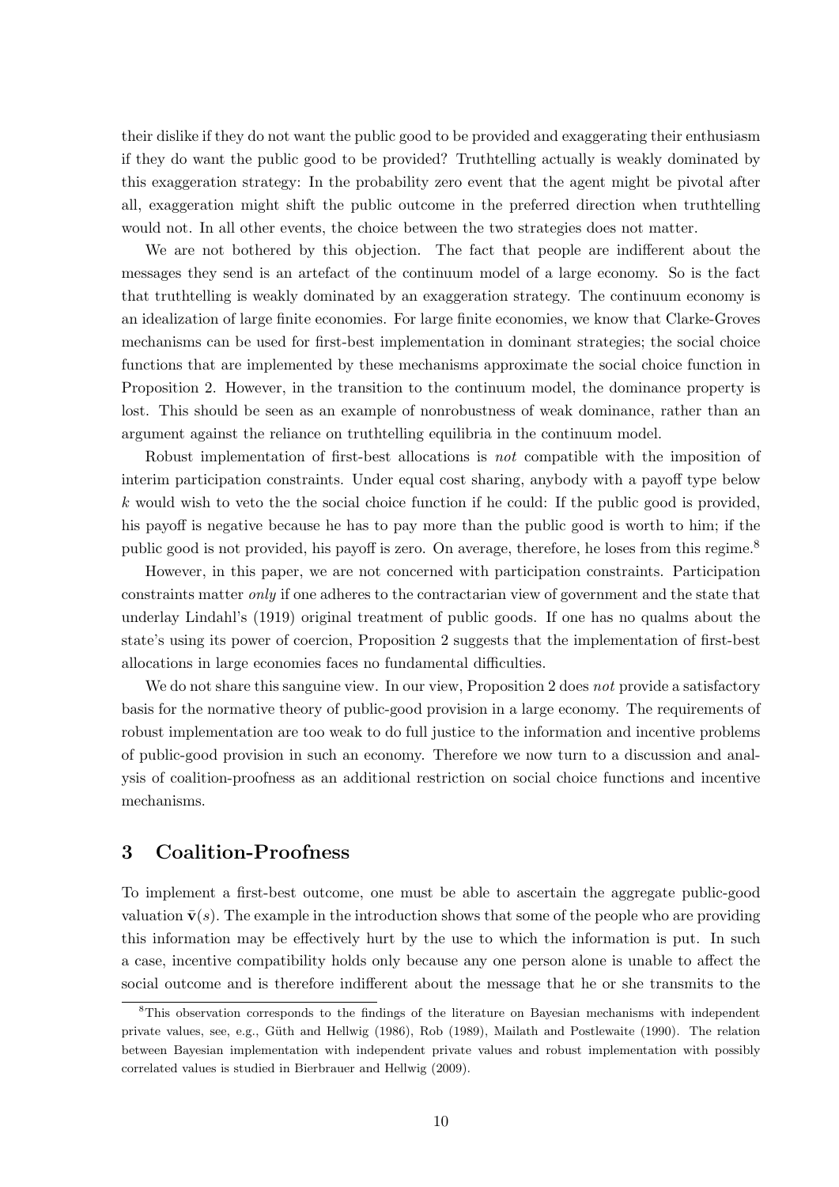their dislike if they do not want the public good to be provided and exaggerating their enthusiasm if they do want the public good to be provided? Truthtelling actually is weakly dominated by this exaggeration strategy: In the probability zero event that the agent might be pivotal after all, exaggeration might shift the public outcome in the preferred direction when truthtelling would not. In all other events, the choice between the two strategies does not matter.

We are not bothered by this objection. The fact that people are indifferent about the messages they send is an artefact of the continuum model of a large economy. So is the fact that truthtelling is weakly dominated by an exaggeration strategy. The continuum economy is an idealization of large finite economies. For large finite economies, we know that Clarke-Groves mechanisms can be used for first-best implementation in dominant strategies; the social choice functions that are implemented by these mechanisms approximate the social choice function in Proposition 2. However, in the transition to the continuum model, the dominance property is lost. This should be seen as an example of nonrobustness of weak dominance, rather than an argument against the reliance on truthtelling equilibria in the continuum model.

Robust implementation of first-best allocations is *not* compatible with the imposition of interim participation constraints. Under equal cost sharing, anybody with a payoff type below $k$ would wish to veto the the social choice function if he could: If the public good is provided, his payoff is negative because he has to pay more than the public good is worth to him; if the public good is not provided, his payoff is zero. On average, therefore, he loses from this regime.[8]

However, in this paper, we are not concerned with participation constraints. Participation constraints matter *only* if one adheres to the contractarian view of government and the state that underlay Lindahl's (1919) original treatment of public goods. If one has no qualms about the state's using its power of coercion, Proposition 2 suggests that the implementation of first-best allocations in large economies faces no fundamental difficulties.

We do not share this sanguine view. In our view, Proposition 2 does *not* provide a satisfactory basis for the normative theory of public-good provision in a large economy. The requirements of robust implementation are too weak to do full justice to the information and incentive problems of public-good provision in such an economy. Therefore we now turn to a discussion and analysis of coalition-proofness as an additional restriction on social choice functions and incentive mechanisms.

## 3 Coalition-Proofness

To implement a first-best outcome, one must be able to ascertain the aggregate public-good valuation $\bar{\mathbf{v}}(s)$. The example in the introduction shows that some of the people who are providing this information may be effectively hurt by the use to which the information is put. In such a case, incentive compatibility holds only because any one person alone is unable to affect the social outcome and is therefore indifferent about the message that he or she transmits to the

[8] This observation corresponds to the findings of the literature on Bayesian mechanisms with independent private values, see, e.g., Güth and Hellwig (1986), Rob (1989), Mailath and Postlewaite (1990). The relation between Bayesian implementation with independent private values and robust implementation with possibly correlated values is studied in Bierbrauer and Hellwig (2009).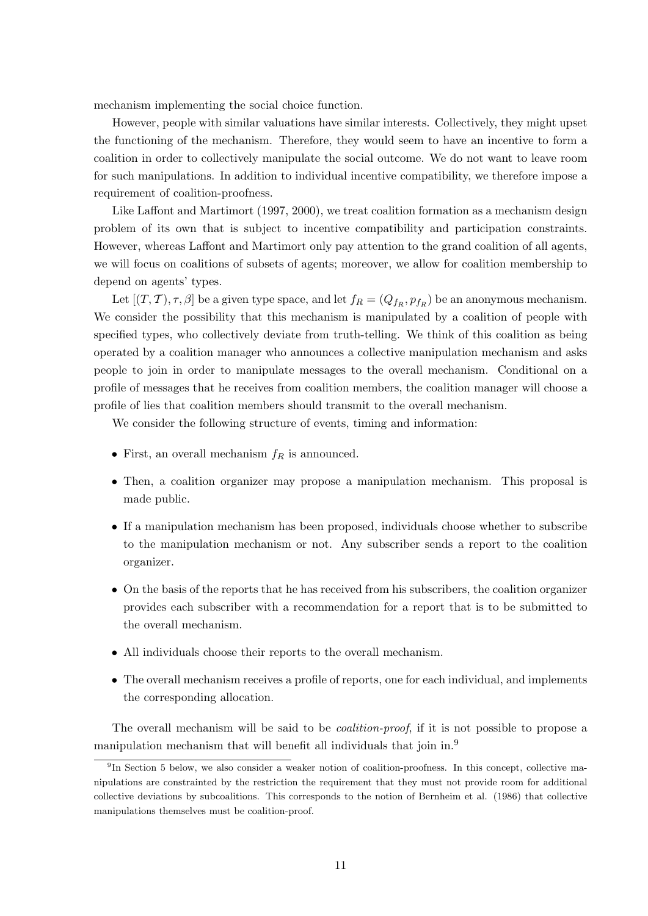mechanism implementing the social choice function.

However, people with similar valuations have similar interests. Collectively, they might upset the functioning of the mechanism. Therefore, they would seem to have an incentive to form a coalition in order to collectively manipulate the social outcome. We do not want to leave room for such manipulations. In addition to individual incentive compatibility, we therefore impose a requirement of coalition-proofness.

Like Laffont and Martimort (1997, 2000), we treat coalition formation as a mechanism design problem of its own that is subject to incentive compatibility and participation constraints. However, whereas Laffont and Martimort only pay attention to the grand coalition of all agents, we will focus on coalitions of subsets of agents; moreover, we allow for coalition membership to depend on agents' types.

Let $[(T, \mathcal{T}), \tau, \beta]$ be a given type space, and let $f_R = (Q_{f_R}, p_{f_R})$ be an anonymous mechanism. We consider the possibility that this mechanism is manipulated by a coalition of people with specified types, who collectively deviate from truth-telling. We think of this coalition as being operated by a coalition manager who announces a collective manipulation mechanism and asks people to join in order to manipulate messages to the overall mechanism. Conditional on a profile of messages that he receives from coalition members, the coalition manager will choose a profile of lies that coalition members should transmit to the overall mechanism.

We consider the following structure of events, timing and information:

- First, an overall mechanism $f_R$ is announced.
- Then, a coalition organizer may propose a manipulation mechanism. This proposal is made public.
- If a manipulation mechanism has been proposed, individuals choose whether to subscribe to the manipulation mechanism or not. Any subscriber sends a report to the coalition organizer.
- On the basis of the reports that he has received from his subscribers, the coalition organizer provides each subscriber with a recommendation for a report that is to be submitted to the overall mechanism.
- All individuals choose their reports to the overall mechanism.
- The overall mechanism receives a profile of reports, one for each individual, and implements the corresponding allocation.

The overall mechanism will be said to be *coalition-proof*, if it is not possible to propose a manipulation mechanism that will benefit all individuals that join in.[9]

[9] In Section 5 below, we also consider a weaker notion of coalition-proofness. In this concept, collective manipulations are constrainted by the restriction the requirement that they must not provide room for additional collective deviations by subcoalitions. This corresponds to the notion of Bernheim et al. (1986) that collective manipulations themselves must be coalition-proof.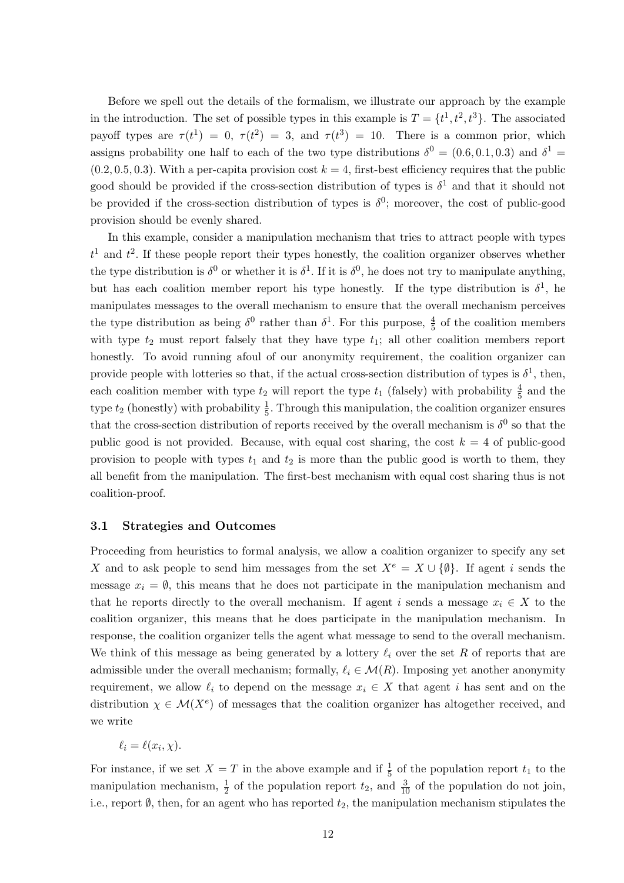Before we spell out the details of the formalism, we illustrate our approach by the example in the introduction. The set of possible types in this example is $T = \{t^1, t^2, t^3\}$. The associated payoff types are $\tau(t^1) = 0$, $\tau(t^2) = 3$, and $\tau(t^3) = 10$. There is a common prior, which assigns probability one half to each of the two type distributions $\delta^0 = (0.6, 0.1, 0.3)$ and $\delta^1 = (0.2, 0.5, 0.3)$. With a per-capita provision cost $k = 4$, first-best efficiency requires that the public good should be provided if the cross-section distribution of types is $\delta^1$ and that it should not be provided if the cross-section distribution of types is $\delta^0$; moreover, the cost of public-good provision should be evenly shared.

In this example, consider a manipulation mechanism that tries to attract people with types $t^1$ and $t^2$. If these people report their types honestly, the coalition organizer observes whether the type distribution is $\delta^0$ or whether it is $\delta^1$. If it is $\delta^0$, he does not try to manipulate anything, but has each coalition member report his type honestly. If the type distribution is $\delta^1$, he manipulates messages to the overall mechanism to ensure that the overall mechanism perceives the type distribution as being $\delta^0$ rather than $\delta^1$. For this purpose, $\frac{4}{5}$ of the coalition members with type $t_2$ must report falsely that they have type $t_1$; all other coalition members report honestly. To avoid running afoul of our anonymity requirement, the coalition organizer can provide people with lotteries so that, if the actual cross-section distribution of types is $\delta^1$, then, each coalition member with type $t_2$ will report the type $t_1$ (falsely) with probability $\frac{4}{5}$ and the type $t_2$ (honestly) with probability $\frac{1}{5}$. Through this manipulation, the coalition organizer ensures that the cross-section distribution of reports received by the overall mechanism is $\delta^0$ so that the public good is not provided. Because, with equal cost sharing, the cost $k = 4$ of public-good provision to people with types $t_1$ and $t_2$ is more than the public good is worth to them, they all benefit from the manipulation. The first-best mechanism with equal cost sharing thus is not coalition-proof.

### 3.1 Strategies and Outcomes

Proceeding from heuristics to formal analysis, we allow a coalition organizer to specify any set $X$ and to ask people to send him messages from the set $X^e = X \cup \{\emptyset\}$. If agent $i$ sends the message $x_i = \emptyset$, this means that he does not participate in the manipulation mechanism and that he reports directly to the overall mechanism. If agent $i$ sends a message $x_i \in X$ to the coalition organizer, this means that he does participate in the manipulation mechanism. In response, the coalition organizer tells the agent what message to send to the overall mechanism. We think of this message as being generated by a lottery $\ell_i$ over the set $R$ of reports that are admissible under the overall mechanism; formally, $\ell_i \in \mathcal{M}(R)$. Imposing yet another anonymity requirement, we allow $\ell_i$ to depend on the message $x_i \in X$ that agent $i$ has sent and on the distribution $\chi \in \mathcal{M}(X^e)$ of messages that the coalition organizer has altogether received, and we write

$$\ell_i = \ell(x_i, \chi).$$

For instance, if we set $X = T$ in the above example and if $\frac{1}{5}$ of the population report $t_1$ to the manipulation mechanism, $\frac{1}{2}$ of the population report $t_2$, and $\frac{3}{10}$ of the population do not join, i.e., report $\emptyset$, then, for an agent who has reported $t_2$, the manipulation mechanism stipulates the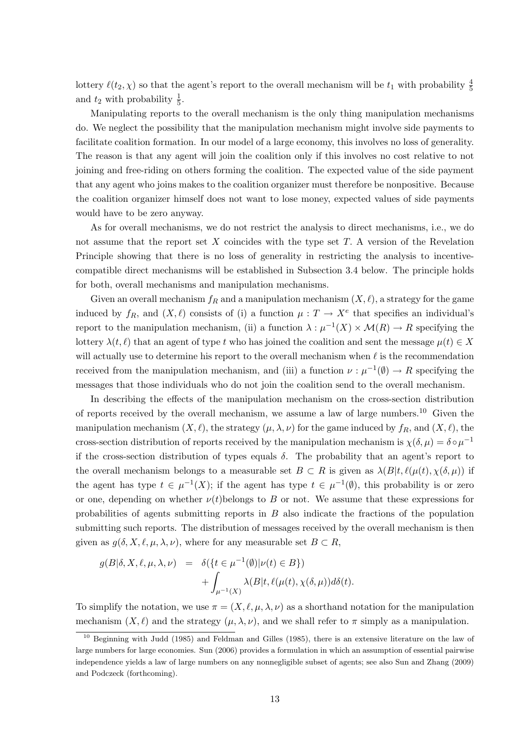lottery $\ell(t_2, \chi)$ so that the agent's report to the overall mechanism will be $t_1$ with probability $\frac{4}{5}$ and $t_2$ with probability $\frac{1}{5}$.

Manipulating reports to the overall mechanism is the only thing manipulation mechanisms do. We neglect the possibility that the manipulation mechanism might involve side payments to facilitate coalition formation. In our model of a large economy, this involves no loss of generality. The reason is that any agent will join the coalition only if this involves no cost relative to not joining and free-riding on others forming the coalition. The expected value of the side payment that any agent who joins makes to the coalition organizer must therefore be nonpositive. Because the coalition organizer himself does not want to lose money, expected values of side payments would have to be zero anyway.

As for overall mechanisms, we do not restrict the analysis to direct mechanisms, i.e., we do not assume that the report set $X$ coincides with the type set $T$. A version of the Revelation Principle showing that there is no loss of generality in restricting the analysis to incentive-compatible direct mechanisms will be established in Subsection 3.4 below. The principle holds for both, overall mechanisms and manipulation mechanisms.

Given an overall mechanism $f_R$ and a manipulation mechanism $(X, \ell)$, a strategy for the game induced by $f_R$, and $(X, \ell)$ consists of (i) a function $\mu : T \to X^e$ that specifies an individual's report to the manipulation mechanism, (ii) a function $\lambda : \mu^{-1}(X) \times \mathcal{M}(R) \to R$ specifying the lottery $\lambda(t, \ell)$ that an agent of type $t$ who has joined the coalition and sent the message $\mu(t) \in X$ will actually use to determine his report to the overall mechanism when $\ell$ is the recommendation received from the manipulation mechanism, and (iii) a function $\nu : \mu^{-1}(\emptyset) \to R$ specifying the messages that those individuals who do not join the coalition send to the overall mechanism.

In describing the effects of the manipulation mechanism on the cross-section distribution of reports received by the overall mechanism, we assume a law of large numbers.[10] Given the manipulation mechanism $(X, \ell)$, the strategy $(\mu, \lambda, \nu)$ for the game induced by $f_R$, and $(X, \ell)$, the cross-section distribution of reports received by the manipulation mechanism is $\chi(\delta, \mu) = \delta \circ \mu^{-1}$ if the cross-section distribution of types equals $\delta$. The probability that an agent's report to the overall mechanism belongs to a measurable set $B \subset R$ is given as $\lambda(B|t, \ell(\mu(t), \chi(\delta, \mu))$ if the agent has type $t \in \mu^{-1}(X)$; if the agent has type $t \in \mu^{-1}(\emptyset)$, this probability is or zero or one, depending on whether $\nu(t)$belongs to $B$ or not. We assume that these expressions for probabilities of agents submitting reports in $B$ also indicate the fractions of the population submitting such reports. The distribution of messages received by the overall mechanism is then given as $g(\delta, X, \ell, \mu, \lambda, \nu)$, where for any measurable set $B \subset R$,

$$
\begin{aligned}
g(B|\delta, X, \ell, \mu, \lambda, \nu) &= \delta(\{t \in \mu^{-1}(\emptyset) | \nu(t) \in B\}) \\
&\quad + \int_{\mu^{-1}(X)} \lambda(B|t, \ell(\mu(t), \chi(\delta, \mu)) d\delta(t).
\end{aligned}
$$

To simplify the notation, we use $\pi = (X, \ell, \mu, \lambda, \nu)$ as a shorthand notation for the manipulation mechanism $(X, \ell)$ and the strategy $(\mu, \lambda, \nu)$, and we shall refer to $\pi$ simply as a manipulation.

---

[10] Beginning with Judd (1985) and Feldman and Gilles (1985), there is an extensive literature on the law of large numbers for large economies. Sun (2006) provides a formulation in which an assumption of essential pairwise independence yields a law of large numbers on any nonnegligible subset of agents; see also Sun and Zhang (2009) and Podczeck (forthcoming).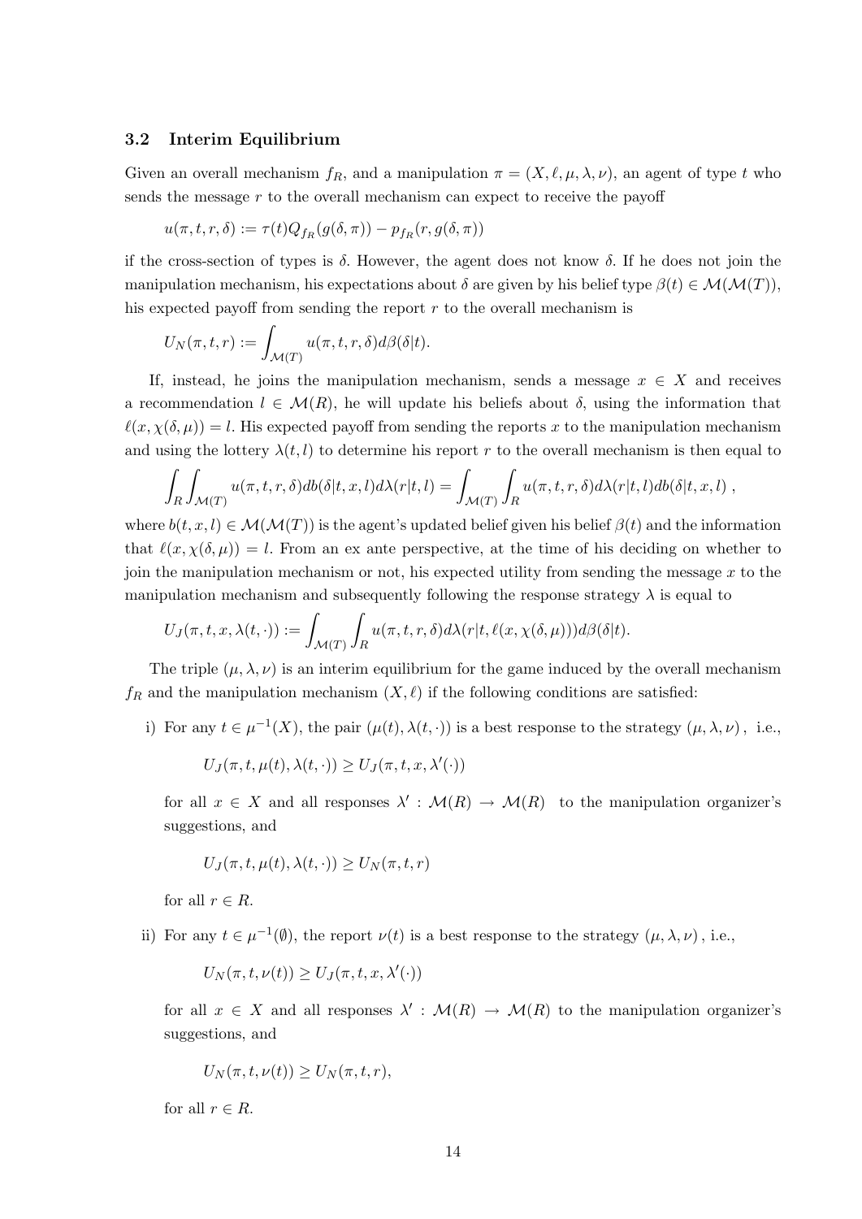### 3.2 Interim Equilibrium

Given an overall mechanism $f_R$, and a manipulation $\pi = (X, \ell, \mu, \lambda, \nu)$, an agent of type $t$ who sends the message $r$ to the overall mechanism can expect to receive the payoff

$$u(\pi, t, r, \delta) := \tau(t) Q_{f_R}(g(\delta, \pi)) - p_{f_R}(r, g(\delta, \pi))$$

if the cross-section of types is $\delta$. However, the agent does not know $\delta$. If he does not join the manipulation mechanism, his expectations about $\delta$ are given by his belief type $\beta(t) \in \mathcal{M}(\mathcal{M}(T))$, his expected payoff from sending the report $r$ to the overall mechanism is

$$U_N(\pi, t, r) := \int_{\mathcal{M}(T)} u(\pi, t, r, \delta) d\beta(\delta|t).$$

If, instead, he joins the manipulation mechanism, sends a message $x \in X$ and receives a recommendation $l \in \mathcal{M}(R)$, he will update his beliefs about $\delta$, using the information that $\ell(x, \chi(\delta, \mu)) = l$. His expected payoff from sending the reports $x$ to the manipulation mechanism and using the lottery $\lambda(t, l)$ to determine his report $r$ to the overall mechanism is then equal to

$$\int_R \int_{\mathcal{M}(T)} u(\pi, t, r, \delta) db(\delta|t, x, l) d\lambda(r|t, l) = \int_{\mathcal{M}(T)} \int_R u(\pi, t, r, \delta) d\lambda(r|t, l) db(\delta|t, x, l) \ ,$$

where $b(t, x, l) \in \mathcal{M}(\mathcal{M}(T))$ is the agent's updated belief given his belief $\beta(t)$ and the information that $\ell(x, \chi(\delta, \mu)) = l$. From an ex ante perspective, at the time of his deciding on whether to join the manipulation mechanism or not, his expected utility from sending the message $x$ to the manipulation mechanism and subsequently following the response strategy $\lambda$ is equal to

$$U_J(\pi, t, x, \lambda(t, \cdot)) := \int_{\mathcal{M}(T)} \int_R u(\pi, t, r, \delta) d\lambda(r|t, \ell(x, \chi(\delta, \mu))) d\beta(\delta|t).$$

The triple $(\mu, \lambda, \nu)$ is an interim equilibrium for the game induced by the overall mechanism $f_R$ and the manipulation mechanism $(X, \ell)$ if the following conditions are satisfied:

i) For any $t \in \mu^{-1}(X)$, the pair $(\mu(t), \lambda(t, \cdot))$ is a best response to the strategy $(\mu, \lambda, \nu)$, i.e.,

$$U_J(\pi, t, \mu(t), \lambda(t, \cdot)) \geq U_J(\pi, t, x, \lambda'(\cdot))$$

for all $x \in X$ and all responses $\lambda' : \mathcal{M}(R) \to \mathcal{M}(R)$ to the manipulation organizer's suggestions, and

$$U_J(\pi, t, \mu(t), \lambda(t, \cdot)) \geq U_N(\pi, t, r)$$

for all $r \in R$.

ii) For any $t \in \mu^{-1}(\emptyset)$, the report $\nu(t)$ is a best response to the strategy $(\mu, \lambda, \nu)$, i.e.,

$$U_N(\pi, t, \nu(t)) \geq U_J(\pi, t, x, \lambda'(\cdot))$$

for all $x \in X$ and all responses $\lambda' : \mathcal{M}(R) \to \mathcal{M}(R)$ to the manipulation organizer's suggestions, and

$$U_N(\pi, t, \nu(t)) \geq U_N(\pi, t, r),$$

for all $r \in R$.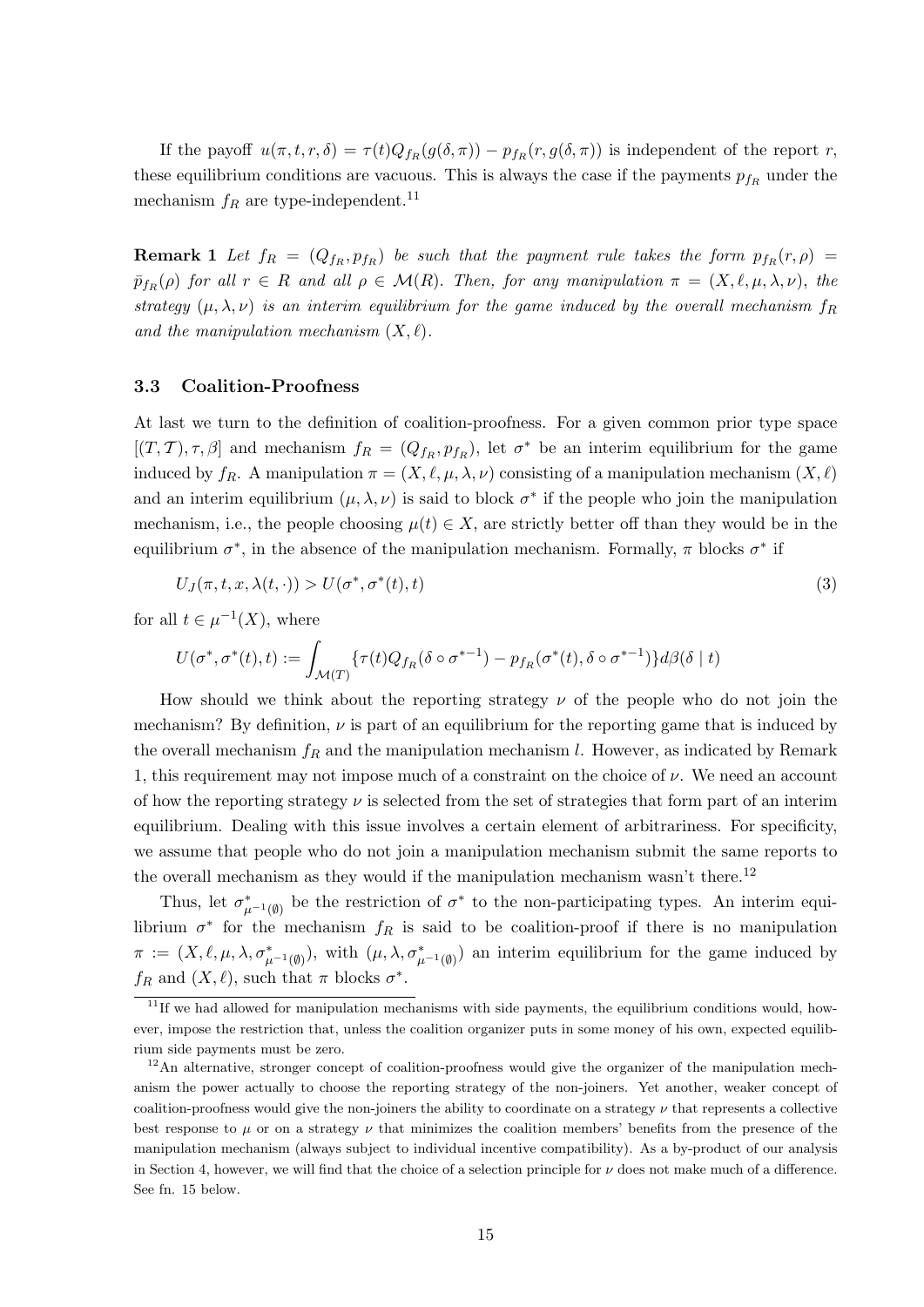If the payoff $u(\pi, t, r, \delta) = \tau(t)Q_{f_R}(g(\delta, \pi)) - p_{f_R}(r, g(\delta, \pi))$ is independent of the report $r$, these equilibrium conditions are vacuous. This is always the case if the payments $p_{f_R}$ under the mechanism $f_R$ are type-independent.[11]

**Remark 1** *Let $f_R = (Q_{f_R}, p_{f_R})$ be such that the payment rule takes the form $p_{f_R}(r, \rho) = \bar{p}_{f_R}(\rho)$ for all $r \in R$ and all $\rho \in \mathcal{M}(R)$. Then, for any manipulation $\pi = (X, \ell, \mu, \lambda, \nu)$, the strategy $(\mu, \lambda, \nu)$ is an interim equilibrium for the game induced by the overall mechanism $f_R$ and the manipulation mechanism $(X, \ell)$.*

### 3.3 Coalition-Proofness

At last we turn to the definition of coalition-proofness. For a given common prior type space $[(T, \mathcal{T}), \tau, \beta]$ and mechanism $f_R = (Q_{f_R}, p_{f_R})$, let $\sigma^*$ be an interim equilibrium for the game induced by $f_R$. A manipulation $\pi = (X, \ell, \mu, \lambda, \nu)$ consisting of a manipulation mechanism $(X, \ell)$ and an interim equilibrium $(\mu, \lambda, \nu)$ is said to block $\sigma^*$ if the people who join the manipulation mechanism, i.e., the people choosing $\mu(t) \in X$, are strictly better off than they would be in the equilibrium $\sigma^*$, in the absence of the manipulation mechanism. Formally, $\pi$ blocks $\sigma^*$ if

$$U_J(\pi, t, x, \lambda(t, \cdot)) > U(\sigma^*, \sigma^*(t), t) \tag{3}$$

for all $t \in \mu^{-1}(X)$, where

$$U(\sigma^*, \sigma^*(t), t) := \int_{\mathcal{M}(T)} \{\tau(t)Q_{f_R}(\delta \circ \sigma^{*-1}) - p_{f_R}(\sigma^*(t), \delta \circ \sigma^{*-1})\} d\beta(\delta \mid t)$$

How should we think about the reporting strategy $\nu$ of the people who do not join the mechanism? By definition, $\nu$ is part of an equilibrium for the reporting game that is induced by the overall mechanism $f_R$ and the manipulation mechanism $l$. However, as indicated by Remark 1, this requirement may not impose much of a constraint on the choice of $\nu$. We need an account of how the reporting strategy $\nu$ is selected from the set of strategies that form part of an interim equilibrium. Dealing with this issue involves a certain element of arbitrariness. For specificity, we assume that people who do not join a manipulation mechanism submit the same reports to the overall mechanism as they would if the manipulation mechanism wasn't there.[12]

Thus, let $\sigma^*_{\mu^{-1}(\emptyset)}$ be the restriction of $\sigma^*$ to the non-participating types. An interim equilibrium $\sigma^*$ for the mechanism $f_R$ is said to be coalition-proof if there is no manipulation $\pi := (X, \ell, \mu, \lambda, \sigma^*_{\mu^{-1}(\emptyset)})$, with $(\mu, \lambda, \sigma^*_{\mu^{-1}(\emptyset)})$ an interim equilibrium for the game induced by $f_R$ and $(X, \ell)$, such that $\pi$ blocks $\sigma^*$.

[11] If we had allowed for manipulation mechanisms with side payments, the equilibrium conditions would, however, impose the restriction that, unless the coalition organizer puts in some money of his own, expected equilibrium side payments must be zero.

[12] An alternative, stronger concept of coalition-proofness would give the organizer of the manipulation mechanism the power actually to choose the reporting strategy of the non-joiners. Yet another, weaker concept of coalition-proofness would give the non-joiners the ability to coordinate on a strategy $\nu$ that represents a collective best response to $\mu$ or on a strategy $\nu$ that minimizes the coalition members' benefits from the presence of the manipulation mechanism (always subject to individual incentive compatibility). As a by-product of our analysis in Section 4, however, we will find that the choice of a selection principle for $\nu$ does not make much of a difference. See fn. 15 below.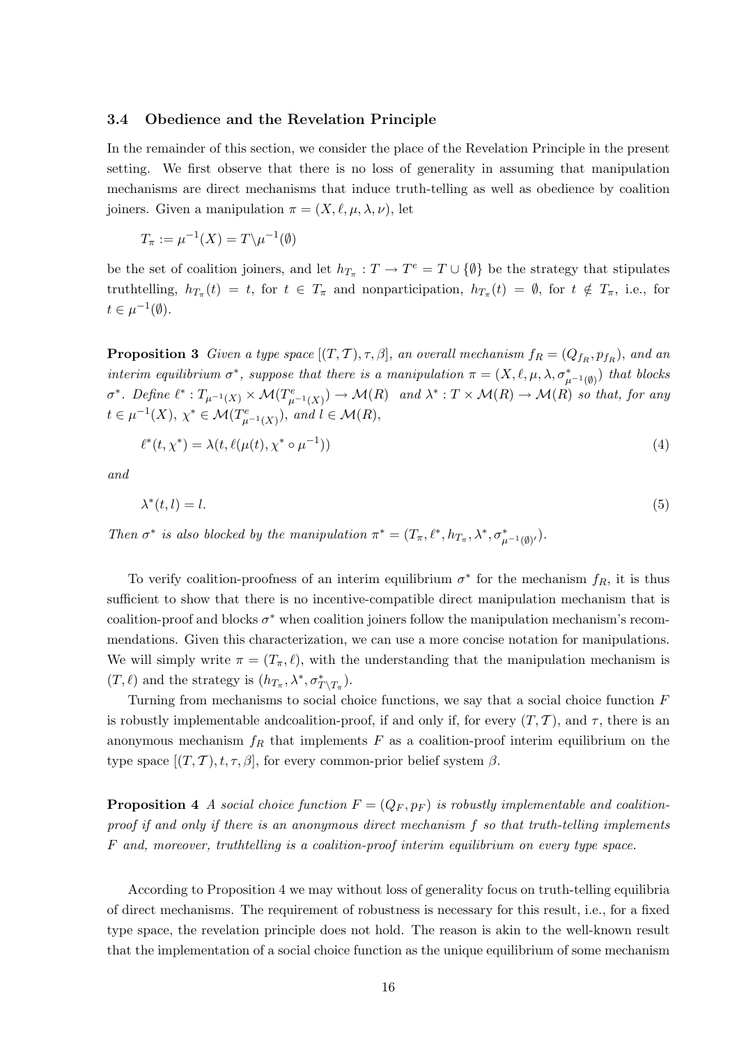### 3.4 Obedience and the Revelation Principle

In the remainder of this section, we consider the place of the Revelation Principle in the present setting. We first observe that there is no loss of generality in assuming that manipulation mechanisms are direct mechanisms that induce truth-telling as well as obedience by coalition joiners. Given a manipulation $\pi = (X, \ell, \mu, \lambda, \nu)$, let

$$T_\pi := \mu^{-1}(X) = T \backslash \mu^{-1}(\emptyset)$$

be the set of coalition joiners, and let $h_{T_\pi} : T \to T^e = T \cup \{\emptyset\}$ be the strategy that stipulates truthtelling, $h_{T_\pi}(t) = t$, for $t \in T_\pi$ and nonparticipation, $h_{T_\pi}(t) = \emptyset$, for $t \notin T_\pi$, i.e., for $t \in \mu^{-1}(\emptyset)$.

**Proposition 3** *Given a type space $[(T, \mathcal{T}), \tau, \beta]$, an overall mechanism $f_R = (Q_{f_R}, p_{f_R})$, and an interim equilibrium $\sigma^*$, suppose that there is a manipulation $\pi = (X, \ell, \mu, \lambda, \sigma^*_{\mu^{-1}(\emptyset)})$ that blocks $\sigma^*$. Define $\ell^* : T_{\mu^{-1}(X)} \times \mathcal{M}(T^e_{\mu^{-1}(X)}) \to \mathcal{M}(R)$ and $\lambda^* : T \times \mathcal{M}(R) \to \mathcal{M}(R)$ so that, for any $t \in \mu^{-1}(X)$, $\chi^* \in \mathcal{M}(T^e_{\mu^{-1}(X)})$, and $l \in \mathcal{M}(R)$,*

$$\ell^*(t, \chi^*) = \lambda(t, \ell(\mu(t), \chi^* \circ \mu^{-1})) \tag{4}$$

*and*

$$\lambda^*(t, l) = l. \tag{5}$$

*Then $\sigma^*$ is also blocked by the manipulation $\pi^* = (T_\pi, \ell^*, h_{T_\pi}, \lambda^*, \sigma^*_{\mu^{-1}(\emptyset)'})$.*

To verify coalition-proofness of an interim equilibrium $\sigma^*$ for the mechanism $f_R$, it is thus sufficient to show that there is no incentive-compatible direct manipulation mechanism that is coalition-proof and blocks $\sigma^*$ when coalition joiners follow the manipulation mechanism's recommendations. Given this characterization, we can use a more concise notation for manipulations. We will simply write $\pi = (T_\pi, \ell)$, with the understanding that the manipulation mechanism is $(T, \ell)$ and the strategy is $(h_{T_\pi}, \lambda^*, \sigma^*_{T \backslash T_\pi})$.

Turning from mechanisms to social choice functions, we say that a social choice function $F$ is robustly implementable andcoalition-proof, if and only if, for every $(T, \mathcal{T})$, and $\tau$, there is an anonymous mechanism $f_R$ that implements $F$ as a coalition-proof interim equilibrium on the type space $[(T, \mathcal{T}), t, \tau, \beta]$, for every common-prior belief system $\beta$.

**Proposition 4** *A social choice function $F = (Q_F, p_F)$ is robustly implementable and coalition-proof if and only if there is an anonymous direct mechanism $f$ so that truth-telling implements $F$ and, moreover, truthtelling is a coalition-proof interim equilibrium on every type space.*

According to Proposition 4 we may without loss of generality focus on truth-telling equilibria of direct mechanisms. The requirement of robustness is necessary for this result, i.e., for a fixed type space, the revelation principle does not hold. The reason is akin to the well-known result that the implementation of a social choice function as the unique equilibrium of some mechanism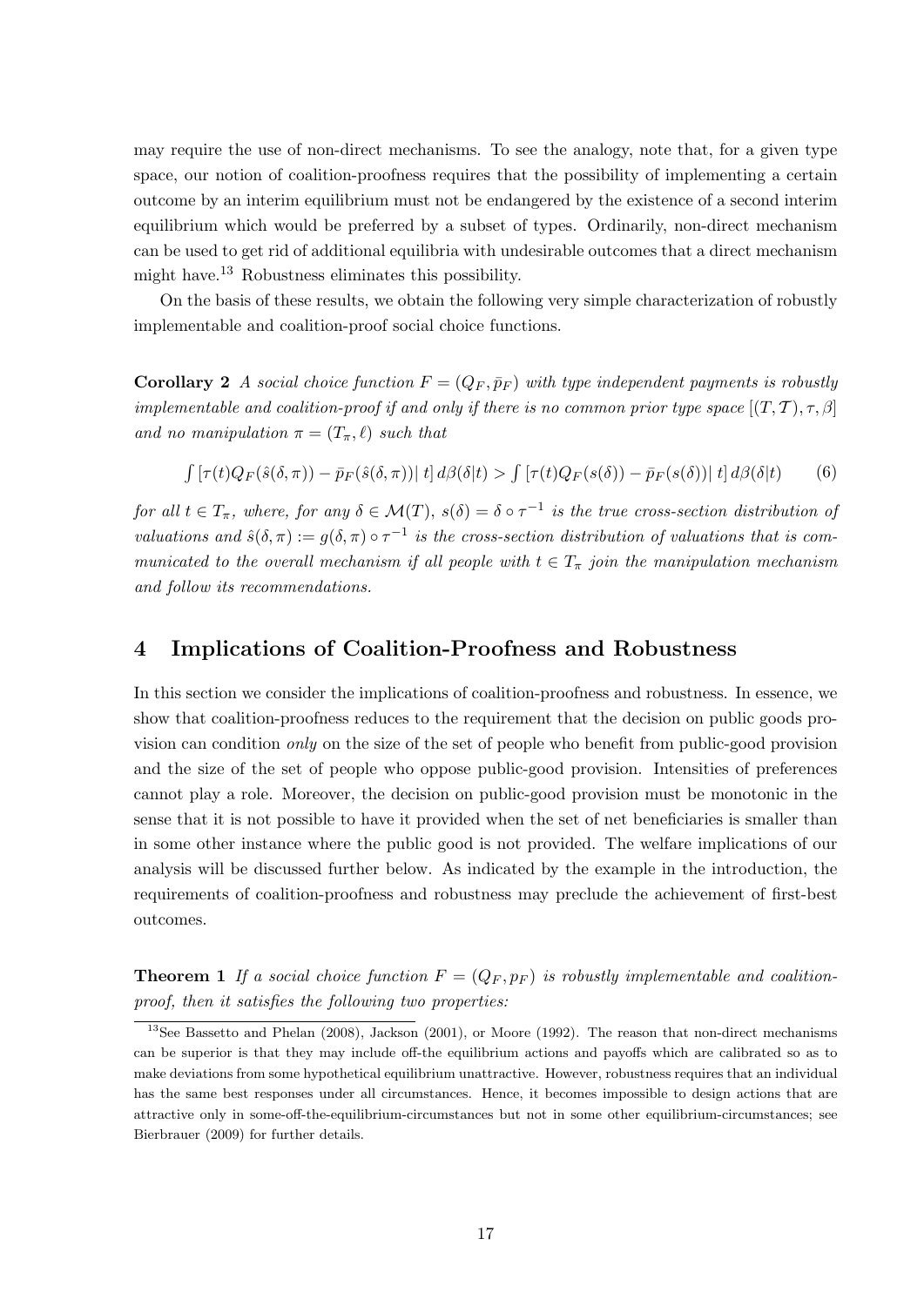may require the use of non-direct mechanisms. To see the analogy, note that, for a given type space, our notion of coalition-proofness requires that the possibility of implementing a certain outcome by an interim equilibrium must not be endangered by the existence of a second interim equilibrium which would be preferred by a subset of types. Ordinarily, non-direct mechanism can be used to get rid of additional equilibria with undesirable outcomes that a direct mechanism might have.[13] Robustness eliminates this possibility.

On the basis of these results, we obtain the following very simple characterization of robustly implementable and coalition-proof social choice functions.

**Corollary 2** *A social choice function $F = (Q_F, \bar{p}_F)$ with type independent payments is robustly implementable and coalition-proof if and only if there is no common prior type space $[(T, \mathcal{T}), \tau, \beta]$ and no manipulation $\pi = (T_\pi, \ell)$ such that*

$$\int [\tau(t)Q_F(\hat{s}(\delta,\pi)) - \bar{p}_F(\hat{s}(\delta,\pi))|\, t]\, d\beta(\delta|t) > \int [\tau(t)Q_F(s(\delta)) - \bar{p}_F(s(\delta))|\, t]\, d\beta(\delta|t) \qquad (6)$$

*for all $t \in T_\pi$, where, for any $\delta \in \mathcal{M}(T)$, $s(\delta) = \delta \circ \tau^{-1}$ is the true cross-section distribution of valuations and $\hat{s}(\delta, \pi) := g(\delta, \pi) \circ \tau^{-1}$ is the cross-section distribution of valuations that is communicated to the overall mechanism if all people with $t \in T_\pi$ join the manipulation mechanism and follow its recommendations.*

## 4 Implications of Coalition-Proofness and Robustness

In this section we consider the implications of coalition-proofness and robustness. In essence, we show that coalition-proofness reduces to the requirement that the decision on public goods provision can condition *only* on the size of the set of people who benefit from public-good provision and the size of the set of people who oppose public-good provision. Intensities of preferences cannot play a role. Moreover, the decision on public-good provision must be monotonic in the sense that it is not possible to have it provided when the set of net beneficiaries is smaller than in some other instance where the public good is not provided. The welfare implications of our analysis will be discussed further below. As indicated by the example in the introduction, the requirements of coalition-proofness and robustness may preclude the achievement of first-best outcomes.

**Theorem 1** *If a social choice function $F = (Q_F, p_F)$ is robustly implementable and coalition-proof, then it satisfies the following two properties:*

[13] See Bassetto and Phelan (2008), Jackson (2001), or Moore (1992). The reason that non-direct mechanisms can be superior is that they may include off-the equilibrium actions and payoffs which are calibrated so as to make deviations from some hypothetical equilibrium unattractive. However, robustness requires that an individual has the same best responses under all circumstances. Hence, it becomes impossible to design actions that are attractive only in some-off-the-equilibrium-circumstances but not in some other equilibrium-circumstances; see Bierbrauer (2009) for further details.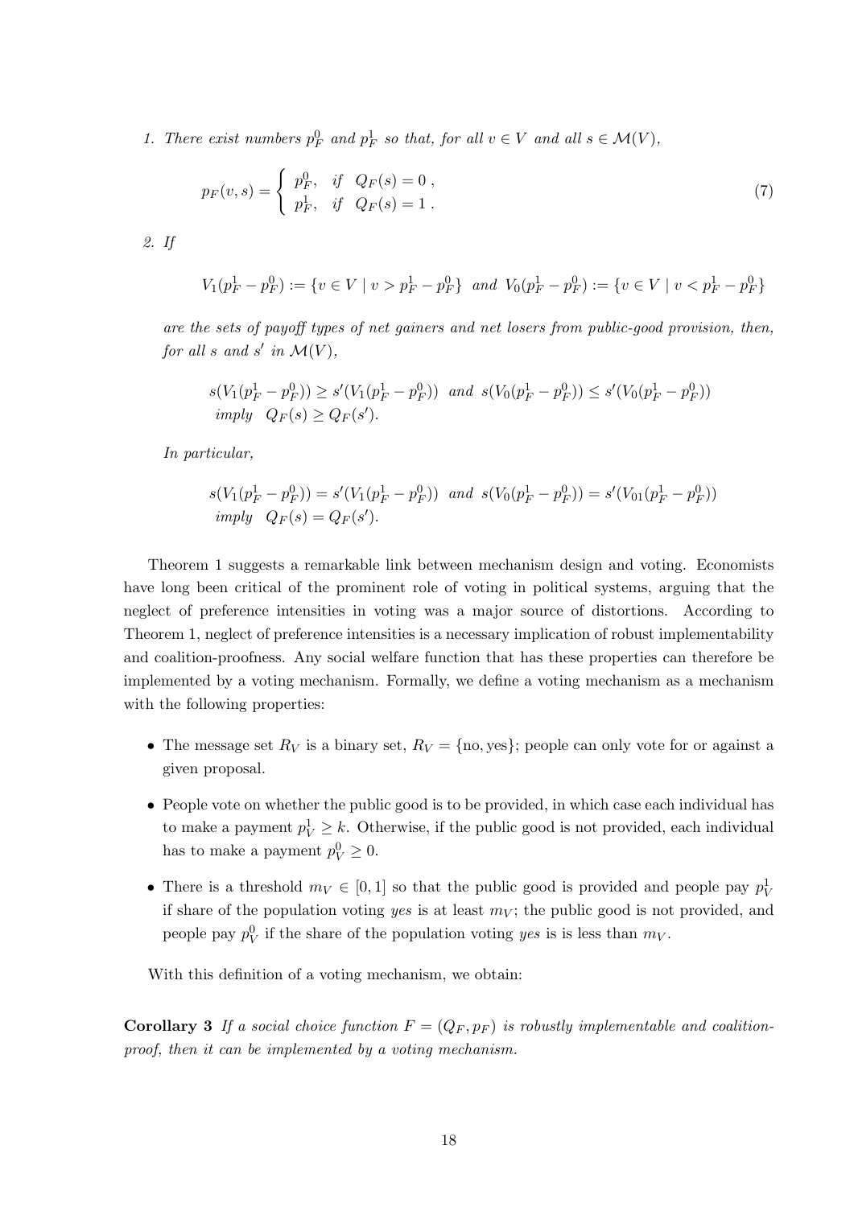1. *There exist numbers $p_F^0$ and $p_F^1$ so that, for all $v \in V$ and all $s \in \mathcal{M}(V)$,*

$$p_F(v, s) = \begin{cases} p_F^0, & \text{if} \quad Q_F(s) = 0 \; , \\ p_F^1, & \text{if} \quad Q_F(s) = 1 \; . \end{cases} \tag{7}$$

2. *If*

$$V_1(p_F^1 - p_F^0) := \{v \in V \mid v > p_F^1 - p_F^0\} \;\; \text{and} \;\; V_0(p_F^1 - p_F^0) := \{v \in V \mid v < p_F^1 - p_F^0\}$$

*are the sets of payoff types of net gainers and net losers from public-good provision, then, for all $s$ and $s'$ in $\mathcal{M}(V)$,*

$$s(V_1(p_F^1 - p_F^0)) \geq s'(V_1(p_F^1 - p_F^0)) \;\; \text{and} \;\; s(V_0(p_F^1 - p_F^0)) \leq s'(V_0(p_F^1 - p_F^0))$$
$$\text{imply} \;\; Q_F(s) \geq Q_F(s').$$

*In particular,*

$$s(V_1(p_F^1 - p_F^0)) = s'(V_1(p_F^1 - p_F^0)) \;\; \text{and} \;\; s(V_0(p_F^1 - p_F^0)) = s'(V_{01}(p_F^1 - p_F^0))$$
$$\text{imply} \;\; Q_F(s) = Q_F(s').$$

Theorem 1 suggests a remarkable link between mechanism design and voting. Economists have long been critical of the prominent role of voting in political systems, arguing that the neglect of preference intensities in voting was a major source of distortions. According to Theorem 1, neglect of preference intensities is a necessary implication of robust implementability and coalition-proofness. Any social welfare function that has these properties can therefore be implemented by a voting mechanism. Formally, we define a voting mechanism as a mechanism with the following properties:

- The message set $R_V$ is a binary set, $R_V = \{\text{no}, \text{yes}\}$; people can only vote for or against a given proposal.
- People vote on whether the public good is to be provided, in which case each individual has to make a payment $p_V^1 \geq k$. Otherwise, if the public good is not provided, each individual has to make a payment $p_V^0 \geq 0$.
- There is a threshold $m_V \in [0, 1]$ so that the public good is provided and people pay $p_V^1$ if share of the population voting *yes* is at least $m_V$; the public good is not provided, and people pay $p_V^0$ if the share of the population voting *yes* is is less than $m_V$.

With this definition of a voting mechanism, we obtain:

**Corollary 3** *If a social choice function $F = (Q_F, p_F)$ is robustly implementable and coalition-proof, then it can be implemented by a voting mechanism.*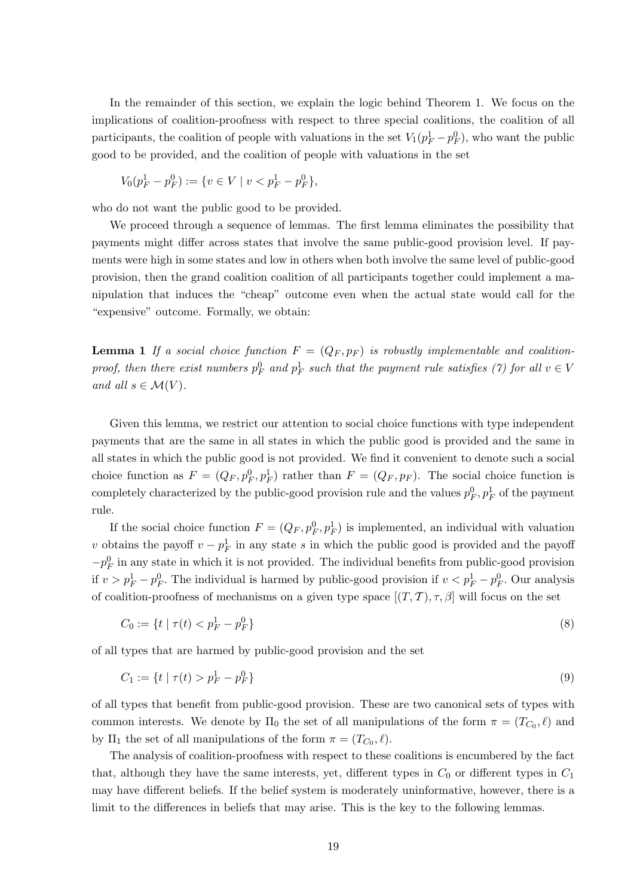In the remainder of this section, we explain the logic behind Theorem 1. We focus on the implications of coalition-proofness with respect to three special coalitions, the coalition of all participants, the coalition of people with valuations in the set $V_1(p_F^1 - p_F^0)$, who want the public good to be provided, and the coalition of people with valuations in the set

$$V_0(p_F^1 - p_F^0) := \{v \in V \mid v < p_F^1 - p_F^0\},$$

who do not want the public good to be provided.

We proceed through a sequence of lemmas. The first lemma eliminates the possibility that payments might differ across states that involve the same public-good provision level. If payments were high in some states and low in others when both involve the same level of public-good provision, then the grand coalition coalition of all participants together could implement a manipulation that induces the "cheap" outcome even when the actual state would call for the "expensive" outcome. Formally, we obtain:

**Lemma 1** *If a social choice function $F = (Q_F, p_F)$ is robustly implementable and coalition-proof, then there exist numbers $p_F^0$ and $p_F^1$ such that the payment rule satisfies (7) for all $v \in V$ and all $s \in \mathcal{M}(V)$.*

Given this lemma, we restrict our attention to social choice functions with type independent payments that are the same in all states in which the public good is provided and the same in all states in which the public good is not provided. We find it convenient to denote such a social choice function as $F = (Q_F, p_F^0, p_F^1)$ rather than $F = (Q_F, p_F)$. The social choice function is completely characterized by the public-good provision rule and the values $p_F^0, p_F^1$ of the payment rule.

If the social choice function $F = (Q_F, p_F^0, p_F^1)$ is implemented, an individual with valuation $v$ obtains the payoff $v - p_F^1$ in any state $s$ in which the public good is provided and the payoff $-p_F^0$ in any state in which it is not provided. The individual benefits from public-good provision if $v > p_F^1 - p_F^0$. The individual is harmed by public-good provision if $v < p_F^1 - p_F^0$. Our analysis of coalition-proofness of mechanisms on a given type space $[(T, \mathcal{T}), \tau, \beta]$ will focus on the set

$$C_0 := \{t \mid \tau(t) < p_F^1 - p_F^0\} \tag{8}$$

of all types that are harmed by public-good provision and the set

$$C_1 := \{t \mid \tau(t) > p_F^1 - p_F^0\} \tag{9}$$

of all types that benefit from public-good provision. These are two canonical sets of types with common interests. We denote by $\Pi_0$ the set of all manipulations of the form $\pi = (T_{C_0}, \ell)$ and by $\Pi_1$ the set of all manipulations of the form $\pi = (T_{C_0}, \ell)$.

The analysis of coalition-proofness with respect to these coalitions is encumbered by the fact that, although they have the same interests, yet, different types in $C_0$ or different types in $C_1$ may have different beliefs. If the belief system is moderately uninformative, however, there is a limit to the differences in beliefs that may arise. This is the key to the following lemmas.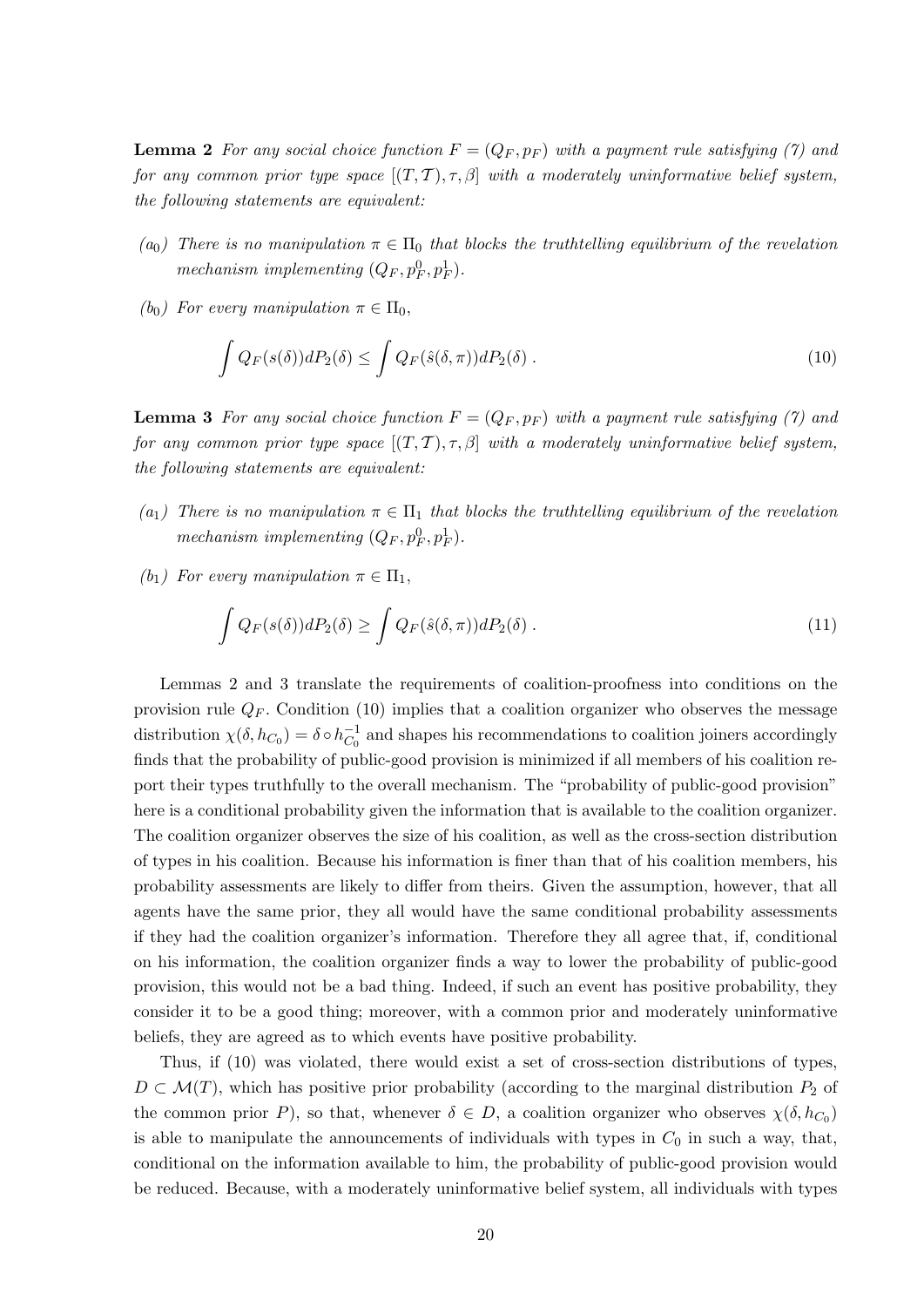**Lemma 2** *For any social choice function $F = (Q_F, p_F)$ with a payment rule satisfying (7) and for any common prior type space $[(T, \mathcal{T}), \tau, \beta]$ with a moderately uninformative belief system, the following statements are equivalent:*

*$(a_0)$ There is no manipulation $\pi \in \Pi_0$ that blocks the truthtelling equilibrium of the revelation mechanism implementing $(Q_F, p_F^0, p_F^1)$.*

*$(b_0)$ For every manipulation $\pi \in \Pi_0$,*

$$\int Q_F(s(\delta))dP_2(\delta) \leq \int Q_F(\hat{s}(\delta, \pi))dP_2(\delta) . \tag{10}$$

**Lemma 3** *For any social choice function $F = (Q_F, p_F)$ with a payment rule satisfying (7) and for any common prior type space $[(T, \mathcal{T}), \tau, \beta]$ with a moderately uninformative belief system, the following statements are equivalent:*

*$(a_1)$ There is no manipulation $\pi \in \Pi_1$ that blocks the truthtelling equilibrium of the revelation mechanism implementing $(Q_F, p_F^0, p_F^1)$.*

*$(b_1)$ For every manipulation $\pi \in \Pi_1$,*

$$\int Q_F(s(\delta))dP_2(\delta) \geq \int Q_F(\hat{s}(\delta, \pi))dP_2(\delta) . \tag{11}$$

Lemmas 2 and 3 translate the requirements of coalition-proofness into conditions on the provision rule $Q_F$. Condition (10) implies that a coalition organizer who observes the message distribution $\chi(\delta, h_{C_0}) = \delta \circ h_{C_0}^{-1}$ and shapes his recommendations to coalition joiners accordingly finds that the probability of public-good provision is minimized if all members of his coalition report their types truthfully to the overall mechanism. The "probability of public-good provision" here is a conditional probability given the information that is available to the coalition organizer. The coalition organizer observes the size of his coalition, as well as the cross-section distribution of types in his coalition. Because his information is finer than that of his coalition members, his probability assessments are likely to differ from theirs. Given the assumption, however, that all agents have the same prior, they all would have the same conditional probability assessments if they had the coalition organizer's information. Therefore they all agree that, if, conditional on his information, the coalition organizer finds a way to lower the probability of public-good provision, this would not be a bad thing. Indeed, if such an event has positive probability, they consider it to be a good thing; moreover, with a common prior and moderately uninformative beliefs, they are agreed as to which events have positive probability.

Thus, if (10) was violated, there would exist a set of cross-section distributions of types, $D \subset \mathcal{M}(T)$, which has positive prior probability (according to the marginal distribution $P_2$ of the common prior $P$), so that, whenever $\delta \in D$, a coalition organizer who observes $\chi(\delta, h_{C_0})$ is able to manipulate the announcements of individuals with types in $C_0$ in such a way, that, conditional on the information available to him, the probability of public-good provision would be reduced. Because, with a moderately uninformative belief system, all individuals with types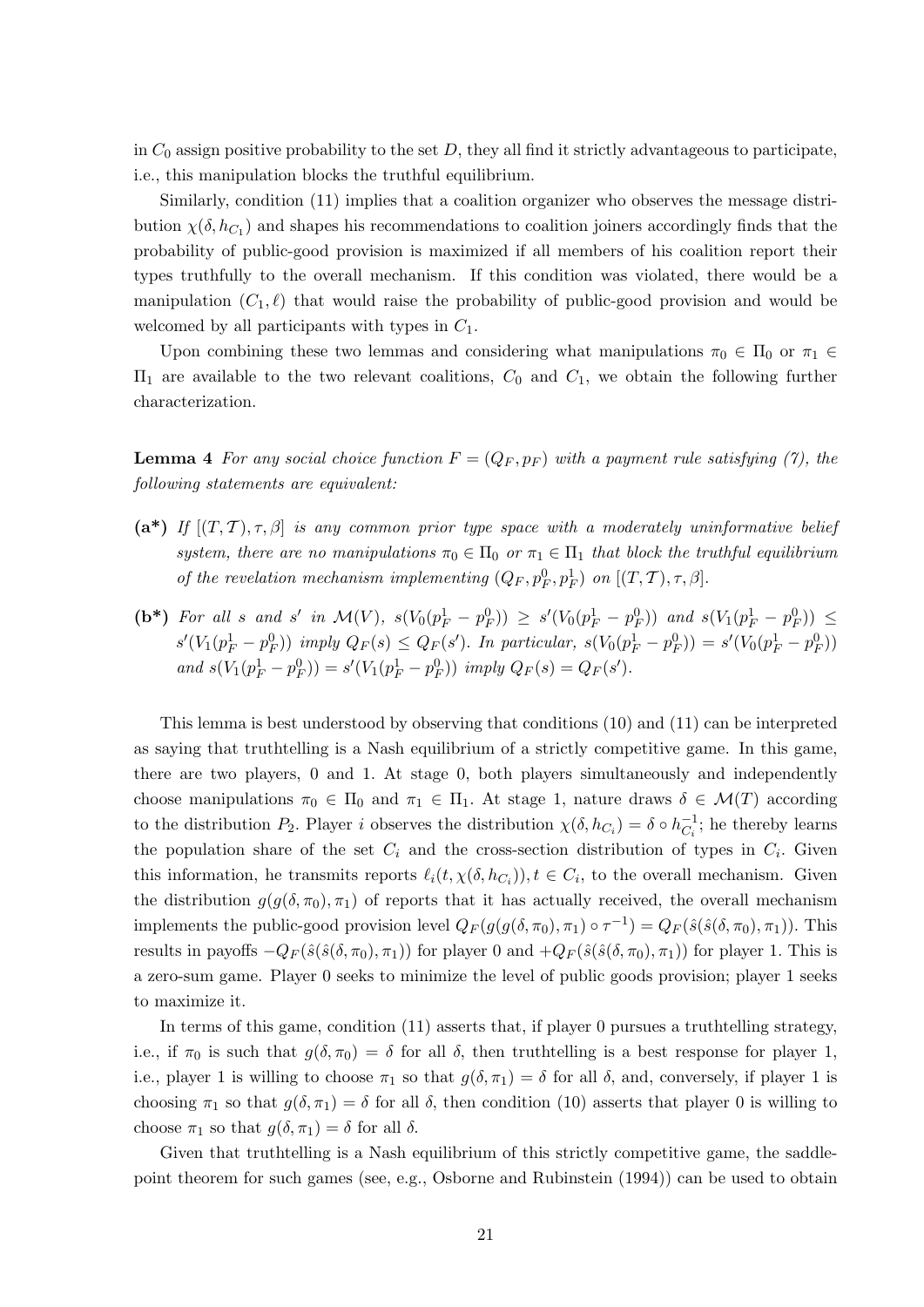in $C_0$ assign positive probability to the set $D$, they all find it strictly advantageous to participate, i.e., this manipulation blocks the truthful equilibrium.

Similarly, condition (11) implies that a coalition organizer who observes the message distribution $\chi(\delta, h_{C_1})$ and shapes his recommendations to coalition joiners accordingly finds that the probability of public-good provision is maximized if all members of his coalition report their types truthfully to the overall mechanism. If this condition was violated, there would be a manipulation $(C_1, \ell)$ that would raise the probability of public-good provision and would be welcomed by all participants with types in $C_1$.

Upon combining these two lemmas and considering what manipulations $\pi_0 \in \Pi_0$ or $\pi_1 \in \Pi_1$ are available to the two relevant coalitions, $C_0$ and $C_1$, we obtain the following further characterization.

**Lemma 4** *For any social choice function $F = (Q_F, p_F)$ with a payment rule satisfying (7), the following statements are equivalent:*

- **(a\*)** *If $[(T, \mathcal{T}), \tau, \beta]$ is any common prior type space with a moderately uninformative belief system, there are no manipulations $\pi_0 \in \Pi_0$ or $\pi_1 \in \Pi_1$ that block the truthful equilibrium of the revelation mechanism implementing $(Q_F, p_F^0, p_F^1)$ on $[(T, \mathcal{T}), \tau, \beta]$.*

- **(b\*)** *For all $s$ and $s'$ in $\mathcal{M}(V)$, $s(V_0(p_F^1 - p_F^0)) \geq s'(V_0(p_F^1 - p_F^0))$ and $s(V_1(p_F^1 - p_F^0)) \leq s'(V_1(p_F^1 - p_F^0))$ imply $Q_F(s) \leq Q_F(s')$. In particular, $s(V_0(p_F^1 - p_F^0)) = s'(V_0(p_F^1 - p_F^0))$ and $s(V_1(p_F^1 - p_F^0)) = s'(V_1(p_F^1 - p_F^0))$ imply $Q_F(s) = Q_F(s')$.*

This lemma is best understood by observing that conditions (10) and (11) can be interpreted as saying that truthtelling is a Nash equilibrium of a strictly competitive game. In this game, there are two players, 0 and 1. At stage 0, both players simultaneously and independently choose manipulations $\pi_0 \in \Pi_0$ and $\pi_1 \in \Pi_1$. At stage 1, nature draws $\delta \in \mathcal{M}(T)$ according to the distribution $P_2$. Player $i$ observes the distribution $\chi(\delta, h_{C_i}) = \delta \circ h_{C_i}^{-1}$; he thereby learns the population share of the set $C_i$ and the cross-section distribution of types in $C_i$. Given this information, he transmits reports $\ell_i(t, \chi(\delta, h_{C_i})), t \in C_i$, to the overall mechanism. Given the distribution $g(g(\delta, \pi_0), \pi_1)$ of reports that it has actually received, the overall mechanism implements the public-good provision level $Q_F(g(g(\delta, \pi_0), \pi_1) \circ \tau^{-1}) = Q_F(\hat{s}(\hat{s}(\delta, \pi_0), \pi_1))$. This results in payoffs $-Q_F(\hat{s}(\hat{s}(\delta, \pi_0), \pi_1))$ for player 0 and $+Q_F(\hat{s}(\hat{s}(\delta, \pi_0), \pi_1))$ for player 1. This is a zero-sum game. Player 0 seeks to minimize the level of public goods provision; player 1 seeks to maximize it.

In terms of this game, condition (11) asserts that, if player 0 pursues a truthtelling strategy, i.e., if $\pi_0$ is such that $g(\delta, \pi_0) = \delta$ for all $\delta$, then truthtelling is a best response for player 1, i.e., player 1 is willing to choose $\pi_1$ so that $g(\delta, \pi_1) = \delta$ for all $\delta$, and, conversely, if player 1 is choosing $\pi_1$ so that $g(\delta, \pi_1) = \delta$ for all $\delta$, then condition (10) asserts that player 0 is willing to choose $\pi_1$ so that $g(\delta, \pi_1) = \delta$ for all $\delta$.

Given that truthtelling is a Nash equilibrium of this strictly competitive game, the saddle-point theorem for such games (see, e.g., Osborne and Rubinstein (1994)) can be used to obtain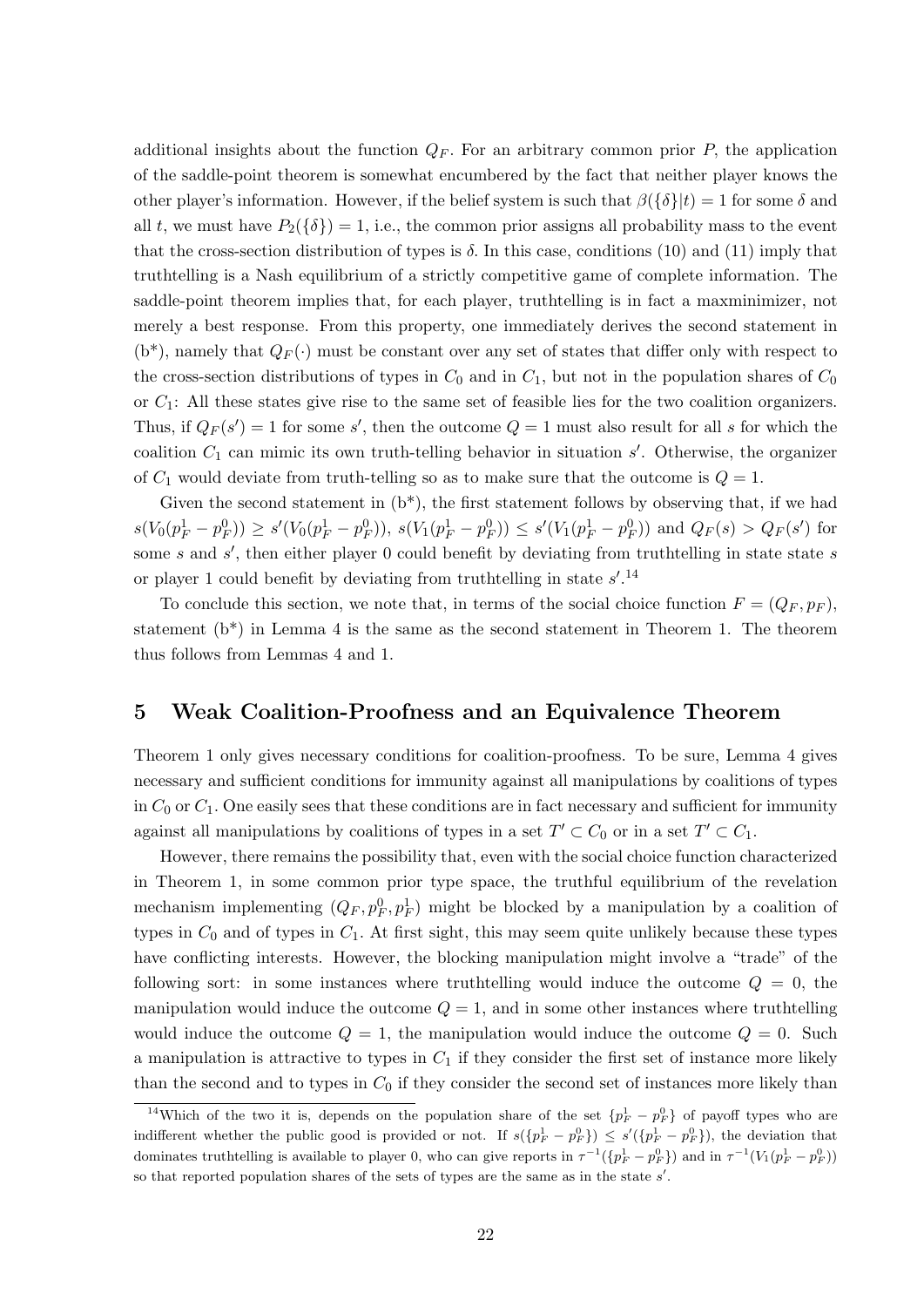additional insights about the function $Q_F$. For an arbitrary common prior $P$, the application of the saddle-point theorem is somewhat encumbered by the fact that neither player knows the other player's information. However, if the belief system is such that $\beta(\{\delta\}|t) = 1$ for some $\delta$ and all $t$, we must have $P_2(\{\delta\}) = 1$, i.e., the common prior assigns all probability mass to the event that the cross-section distribution of types is $\delta$. In this case, conditions (10) and (11) imply that truthtelling is a Nash equilibrium of a strictly competitive game of complete information. The saddle-point theorem implies that, for each player, truthtelling is in fact a maxminimizer, not merely a best response. From this property, one immediately derives the second statement in (b*), namely that $Q_F(\cdot)$ must be constant over any set of states that differ only with respect to the cross-section distributions of types in $C_0$ and in $C_1$, but not in the population shares of $C_0$ or $C_1$: All these states give rise to the same set of feasible lies for the two coalition organizers. Thus, if $Q_F(s') = 1$ for some $s'$, then the outcome $Q = 1$ must also result for all $s$ for which the coalition $C_1$ can mimic its own truth-telling behavior in situation $s'$. Otherwise, the organizer of $C_1$ would deviate from truth-telling so as to make sure that the outcome is $Q = 1$.

Given the second statement in (b*), the first statement follows by observing that, if we had $s(V_0(p_F^1 - p_F^0)) \geq s'(V_0(p_F^1 - p_F^0))$, $s(V_1(p_F^1 - p_F^0)) \leq s'(V_1(p_F^1 - p_F^0))$ and $Q_F(s) > Q_F(s')$ for some $s$ and $s'$, then either player 0 could benefit by deviating from truthtelling in state state $s$ or player 1 could benefit by deviating from truthtelling in state $s'$.[14]

To conclude this section, we note that, in terms of the social choice function $F = (Q_F, p_F)$, statement (b*) in Lemma 4 is the same as the second statement in Theorem 1. The theorem thus follows from Lemmas 4 and 1.

## 5 Weak Coalition-Proofness and an Equivalence Theorem

Theorem 1 only gives necessary conditions for coalition-proofness. To be sure, Lemma 4 gives necessary and sufficient conditions for immunity against all manipulations by coalitions of types in $C_0$ or $C_1$. One easily sees that these conditions are in fact necessary and sufficient for immunity against all manipulations by coalitions of types in a set $T' \subset C_0$ or in a set $T' \subset C_1$.

However, there remains the possibility that, even with the social choice function characterized in Theorem 1, in some common prior type space, the truthful equilibrium of the revelation mechanism implementing $(Q_F, p_F^0, p_F^1)$ might be blocked by a manipulation by a coalition of types in $C_0$ and of types in $C_1$. At first sight, this may seem quite unlikely because these types have conflicting interests. However, the blocking manipulation might involve a "trade" of the following sort: in some instances where truthtelling would induce the outcome $Q = 0$, the manipulation would induce the outcome $Q = 1$, and in some other instances where truthtelling would induce the outcome $Q = 1$, the manipulation would induce the outcome $Q = 0$. Such a manipulation is attractive to types in $C_1$ if they consider the first set of instance more likely than the second and to types in $C_0$ if they consider the second set of instances more likely than

[14] Which of the two it is, depends on the population share of the set $\{p_F^1 - p_F^0\}$ of payoff types who are indifferent whether the public good is provided or not. If $s(\{p_F^1 - p_F^0\}) \leq s'(\{p_F^1 - p_F^0\})$, the deviation that dominates truthtelling is available to player 0, who can give reports in $\tau^{-1}(\{p_F^1 - p_F^0\})$ and in $\tau^{-1}(V_1(p_F^1 - p_F^0))$ so that reported population shares of the sets of types are the same as in the state $s'$.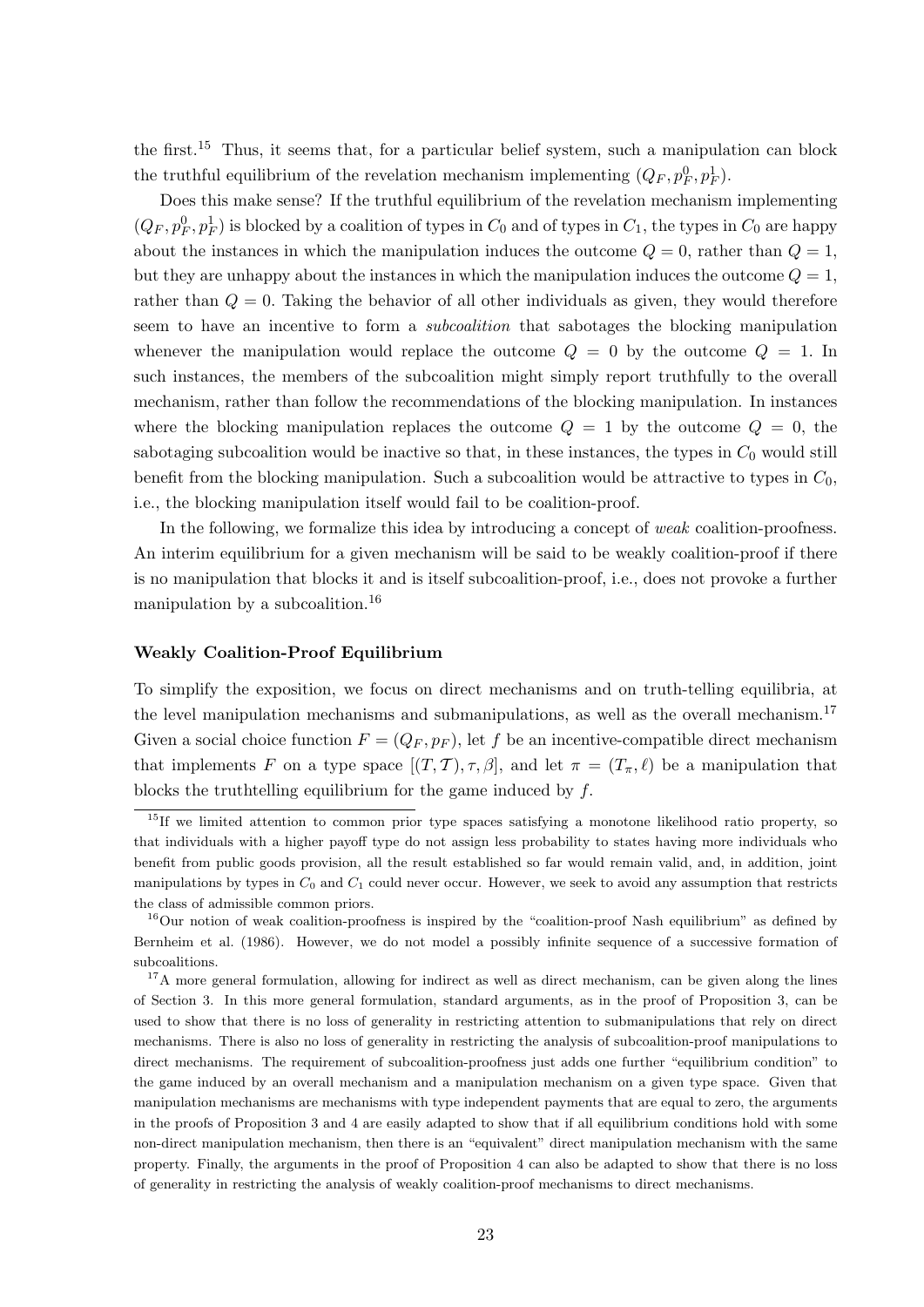the first.[15] Thus, it seems that, for a particular belief system, such a manipulation can block the truthful equilibrium of the revelation mechanism implementing $(Q_F, p_F^0, p_F^1)$.

Does this make sense? If the truthful equilibrium of the revelation mechanism implementing $(Q_F, p_F^0, p_F^1)$ is blocked by a coalition of types in $C_0$ and of types in $C_1$, the types in $C_0$ are happy about the instances in which the manipulation induces the outcome $Q = 0$, rather than $Q = 1$, but they are unhappy about the instances in which the manipulation induces the outcome $Q = 1$, rather than $Q = 0$. Taking the behavior of all other individuals as given, they would therefore seem to have an incentive to form a *subcoalition* that sabotages the blocking manipulation whenever the manipulation would replace the outcome $Q = 0$ by the outcome $Q = 1$. In such instances, the members of the subcoalition might simply report truthfully to the overall mechanism, rather than follow the recommendations of the blocking manipulation. In instances where the blocking manipulation replaces the outcome $Q = 1$ by the outcome $Q = 0$, the sabotaging subcoalition would be inactive so that, in these instances, the types in $C_0$ would still benefit from the blocking manipulation. Such a subcoalition would be attractive to types in $C_0$, i.e., the blocking manipulation itself would fail to be coalition-proof.

In the following, we formalize this idea by introducing a concept of *weak* coalition-proofness. An interim equilibrium for a given mechanism will be said to be weakly coalition-proof if there is no manipulation that blocks it and is itself subcoalition-proof, i.e., does not provoke a further manipulation by a subcoalition.[16]

**Weakly Coalition-Proof Equilibrium**

To simplify the exposition, we focus on direct mechanisms and on truth-telling equilibria, at the level manipulation mechanisms and submanipulations, as well as the overall mechanism.[17] Given a social choice function $F = (Q_F, p_F)$, let $f$ be an incentive-compatible direct mechanism that implements $F$ on a type space $[(T, \mathcal{T}), \tau, \beta]$, and let $\pi = (T_\pi, \ell)$ be a manipulation that blocks the truthtelling equilibrium for the game induced by $f$.

---

[15] If we limited attention to common prior type spaces satisfying a monotone likelihood ratio property, so that individuals with a higher payoff type do not assign less probability to states having more individuals who benefit from public goods provision, all the result established so far would remain valid, and, in addition, joint manipulations by types in $C_0$ and $C_1$ could never occur. However, we seek to avoid any assumption that restricts the class of admissible common priors.

[16] Our notion of weak coalition-proofness is inspired by the "coalition-proof Nash equilibrium" as defined by Bernheim et al. (1986). However, we do not model a possibly infinite sequence of a successive formation of subcoalitions.

[17] A more general formulation, allowing for indirect as well as direct mechanism, can be given along the lines of Section 3. In this more general formulation, standard arguments, as in the proof of Proposition 3, can be used to show that there is no loss of generality in restricting attention to submanipulations that rely on direct mechanisms. There is also no loss of generality in restricting the analysis of subcoalition-proof manipulations to direct mechanisms. The requirement of subcoalition-proofness just adds one further "equilibrium condition" to the game induced by an overall mechanism and a manipulation mechanism on a given type space. Given that manipulation mechanisms are mechanisms with type independent payments that are equal to zero, the arguments in the proofs of Proposition 3 and 4 are easily adapted to show that if all equilibrium conditions hold with some non-direct manipulation mechanism, then there is an "equivalent" direct manipulation mechanism with the same property. Finally, the arguments in the proof of Proposition 4 can also be adapted to show that there is no loss of generality in restricting the analysis of weakly coalition-proof mechanisms to direct mechanisms.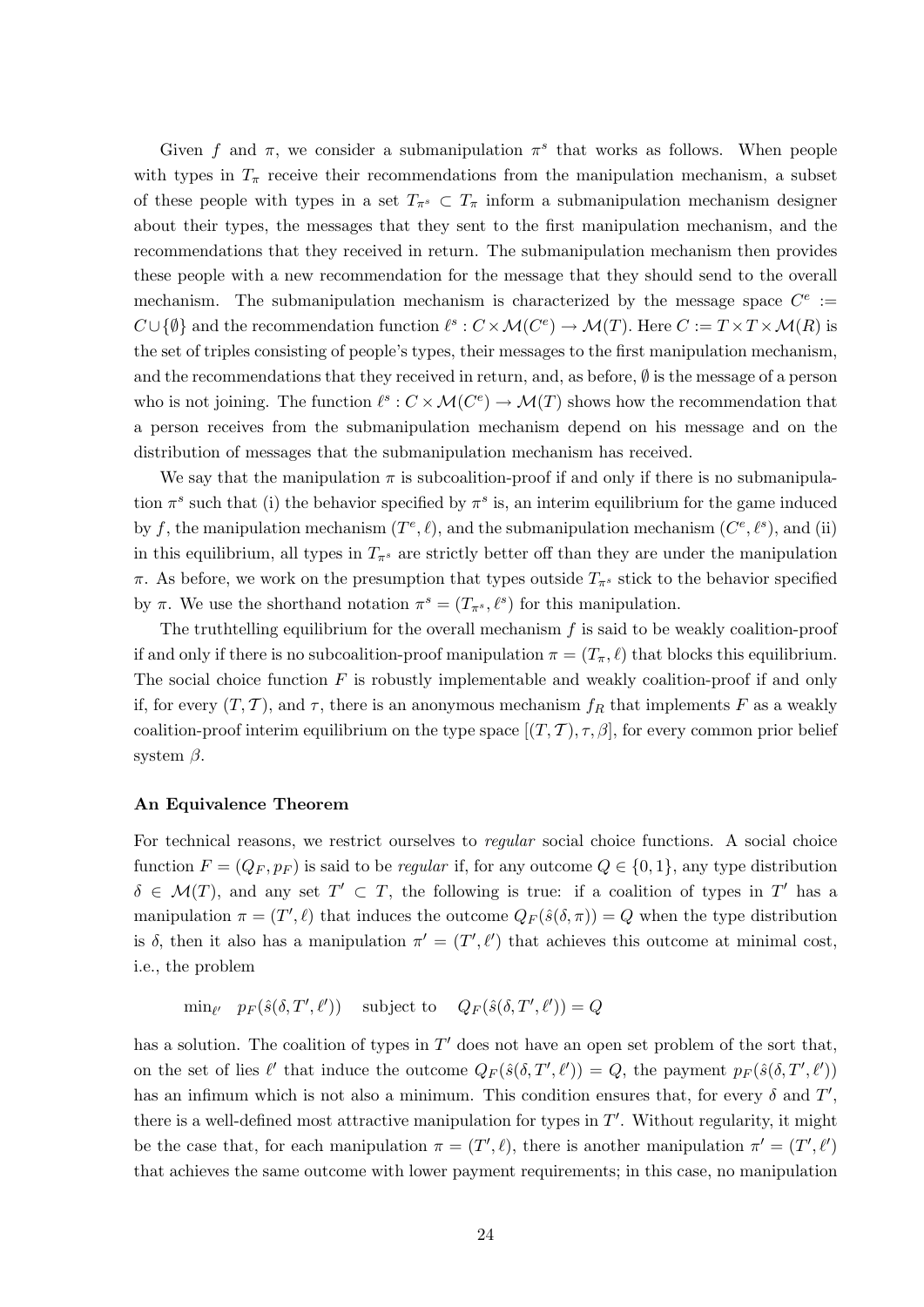Given $f$ and $\pi$, we consider a submanipulation $\pi^s$ that works as follows. When people with types in $T_\pi$ receive their recommendations from the manipulation mechanism, a subset of these people with types in a set $T_{\pi^s} \subset T_\pi$ inform a submanipulation mechanism designer about their types, the messages that they sent to the first manipulation mechanism, and the recommendations that they received in return. The submanipulation mechanism then provides these people with a new recommendation for the message that they should send to the overall mechanism. The submanipulation mechanism is characterized by the message space $C^e := C \cup \{\emptyset\}$ and the recommendation function $\ell^s : C \times \mathcal{M}(C^e) \rightarrow \mathcal{M}(T)$. Here $C := T \times T \times \mathcal{M}(R)$ is the set of triples consisting of people's types, their messages to the first manipulation mechanism, and the recommendations that they received in return, and, as before, $\emptyset$ is the message of a person who is not joining. The function $\ell^s : C \times \mathcal{M}(C^e) \rightarrow \mathcal{M}(T)$ shows how the recommendation that a person receives from the submanipulation mechanism depend on his message and on the distribution of messages that the submanipulation mechanism has received.

We say that the manipulation $\pi$ is subcoalition-proof if and only if there is no submanipulation $\pi^s$ such that (i) the behavior specified by $\pi^s$ is, an interim equilibrium for the game induced by $f$, the manipulation mechanism $(T^e, \ell)$, and the submanipulation mechanism $(C^e, \ell^s)$, and (ii) in this equilibrium, all types in $T_{\pi^s}$ are strictly better off than they are under the manipulation $\pi$. As before, we work on the presumption that types outside $T_{\pi^s}$ stick to the behavior specified by $\pi$. We use the shorthand notation $\pi^s = (T_{\pi^s}, \ell^s)$ for this manipulation.

The truthtelling equilibrium for the overall mechanism $f$ is said to be weakly coalition-proof if and only if there is no subcoalition-proof manipulation $\pi = (T_\pi, \ell)$ that blocks this equilibrium. The social choice function $F$ is robustly implementable and weakly coalition-proof if and only if, for every $(T, \mathcal{T})$, and $\tau$, there is an anonymous mechanism $f_R$ that implements $F$ as a weakly coalition-proof interim equilibrium on the type space $[(T, \mathcal{T}), \tau, \beta]$, for every common prior belief system $\beta$.

**An Equivalence Theorem**

For technical reasons, we restrict ourselves to *regular* social choice functions. A social choice function $F = (Q_F, p_F)$ is said to be *regular* if, for any outcome $Q \in \{0, 1\}$, any type distribution $\delta \in \mathcal{M}(T)$, and any set $T' \subset T$, the following is true: if a coalition of types in $T'$ has a manipulation $\pi = (T', \ell)$ that induces the outcome $Q_F(\hat{s}(\delta, \pi)) = Q$ when the type distribution is $\delta$, then it also has a manipulation $\pi' = (T', \ell')$ that achieves this outcome at minimal cost, i.e., the problem

$$\min_{\ell'} \quad p_F(\hat{s}(\delta, T', \ell')) \quad \text{subject to} \quad Q_F(\hat{s}(\delta, T', \ell')) = Q$$

has a solution. The coalition of types in $T'$ does not have an open set problem of the sort that, on the set of lies $\ell'$ that induce the outcome $Q_F(\hat{s}(\delta, T', \ell')) = Q$, the payment $p_F(\hat{s}(\delta, T', \ell'))$ has an infimum which is not also a minimum. This condition ensures that, for every $\delta$ and $T'$, there is a well-defined most attractive manipulation for types in $T'$. Without regularity, it might be the case that, for each manipulation $\pi = (T', \ell)$, there is another manipulation $\pi' = (T', \ell')$ that achieves the same outcome with lower payment requirements; in this case, no manipulation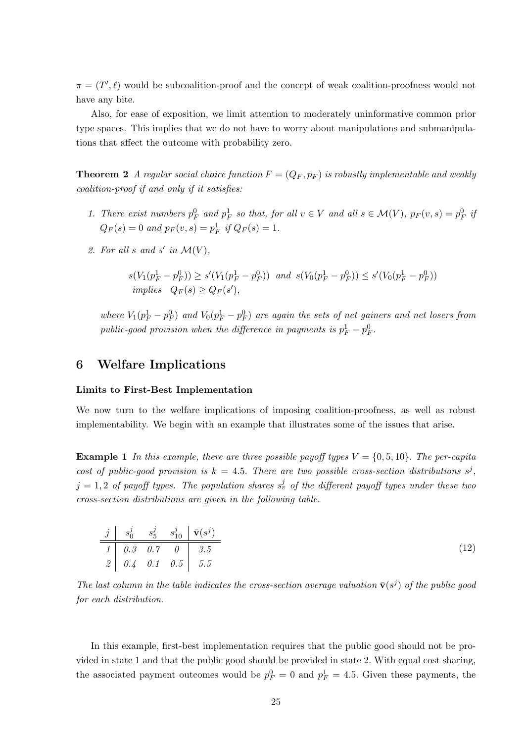$\pi = (T', \ell)$ would be subcoalition-proof and the concept of weak coalition-proofness would not have any bite.

Also, for ease of exposition, we limit attention to moderately uninformative common prior type spaces. This implies that we do not have to worry about manipulations and submanipulations that affect the outcome with probability zero.

**Theorem 2** *A regular social choice function $F = (Q_F, p_F)$ is robustly implementable and weakly coalition-proof if and only if it satisfies:*

1. *There exist numbers $p_F^0$ and $p_F^1$ so that, for all $v \in V$ and all $s \in \mathcal{M}(V)$, $p_F(v, s) = p_F^0$ if $Q_F(s) = 0$ and $p_F(v, s) = p_F^1$ if $Q_F(s) = 1$.*
2. *For all $s$ and $s'$ in $\mathcal{M}(V)$,*

$$s(V_1(p_F^1 - p_F^0)) \geq s'(V_1(p_F^1 - p_F^0)) \;\; \text{and} \;\; s(V_0(p_F^1 - p_F^0)) \leq s'(V_0(p_F^1 - p_F^0))$$
$$\text{implies} \quad Q_F(s) \geq Q_F(s'),$$

*where $V_1(p_F^1 - p_F^0)$ and $V_0(p_F^1 - p_F^0)$ are again the sets of net gainers and net losers from public-good provision when the difference in payments is $p_F^1 - p_F^0$.*

## 6 Welfare Implications

**Limits to First-Best Implementation**

We now turn to the welfare implications of imposing coalition-proofness, as well as robust implementability. We begin with an example that illustrates some of the issues that arise.

**Example 1** *In this example, there are three possible payoff types $V = \{0, 5, 10\}$. The per-capita cost of public-good provision is $k = 4.5$. There are two possible cross-section distributions $s^j$, $j = 1, 2$ of payoff types. The population shares $s_v^j$ of the different payoff types under these two cross-section distributions are given in the following table.*

| $j$ | $s_0^j$ | $s_5^j$ | $s_{10}^j$ | $\bar{\mathbf{v}}(s^j)$ |
|---|---|---|---|---|
| *1* | *0.3* | *0.7* | *0* | *3.5* |
| *2* | *0.4* | *0.1* | *0.5* | *5.5* |

(12)

*The last column in the table indicates the cross-section average valuation $\bar{\mathbf{v}}(s^j)$ of the public good for each distribution.*

In this example, first-best implementation requires that the public good should not be provided in state 1 and that the public good should be provided in state 2. With equal cost sharing, the associated payment outcomes would be $p_F^0 = 0$ and $p_F^1 = 4.5$. Given these payments, the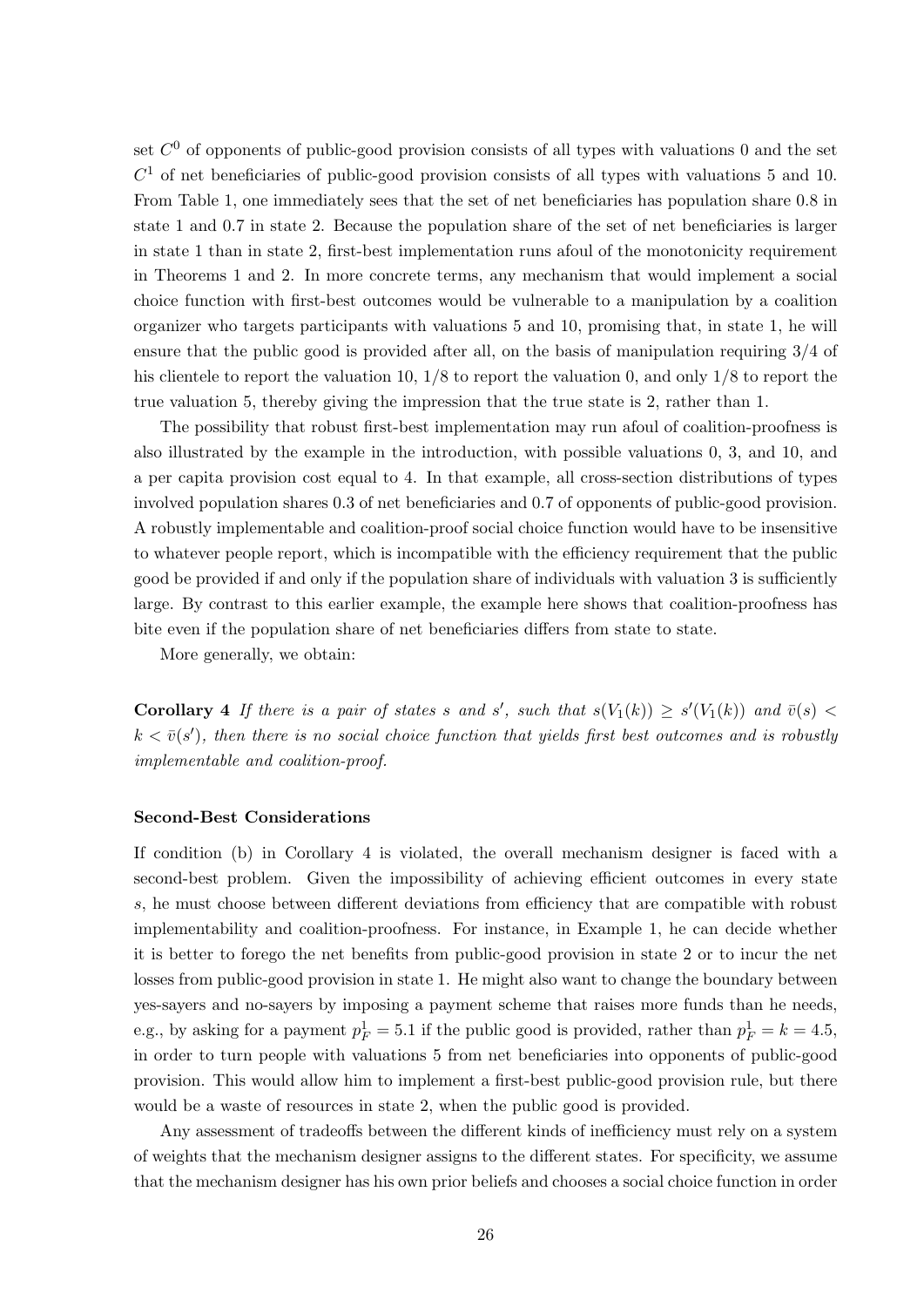set $C^0$ of opponents of public-good provision consists of all types with valuations 0 and the set $C^1$ of net beneficiaries of public-good provision consists of all types with valuations 5 and 10. From Table 1, one immediately sees that the set of net beneficiaries has population share 0.8 in state 1 and 0.7 in state 2. Because the population share of the set of net beneficiaries is larger in state 1 than in state 2, first-best implementation runs afoul of the monotonicity requirement in Theorems 1 and 2. In more concrete terms, any mechanism that would implement a social choice function with first-best outcomes would be vulnerable to a manipulation by a coalition organizer who targets participants with valuations 5 and 10, promising that, in state 1, he will ensure that the public good is provided after all, on the basis of manipulation requiring 3/4 of his clientele to report the valuation 10, 1/8 to report the valuation 0, and only 1/8 to report the true valuation 5, thereby giving the impression that the true state is 2, rather than 1.

The possibility that robust first-best implementation may run afoul of coalition-proofness is also illustrated by the example in the introduction, with possible valuations 0, 3, and 10, and a per capita provision cost equal to 4. In that example, all cross-section distributions of types involved population shares 0.3 of net beneficiaries and 0.7 of opponents of public-good provision. A robustly implementable and coalition-proof social choice function would have to be insensitive to whatever people report, which is incompatible with the efficiency requirement that the public good be provided if and only if the population share of individuals with valuation 3 is sufficiently large. By contrast to this earlier example, the example here shows that coalition-proofness has bite even if the population share of net beneficiaries differs from state to state.

More generally, we obtain:

**Corollary 4** *If there is a pair of states $s$ and $s'$, such that $s(V_1(k)) \geq s'(V_1(k))$ and $\bar{v}(s) < k < \bar{v}(s')$, then there is no social choice function that yields first best outcomes and is robustly implementable and coalition-proof.*

#### Second-Best Considerations

If condition (b) in Corollary 4 is violated, the overall mechanism designer is faced with a second-best problem. Given the impossibility of achieving efficient outcomes in every state $s$, he must choose between different deviations from efficiency that are compatible with robust implementability and coalition-proofness. For instance, in Example 1, he can decide whether it is better to forego the net benefits from public-good provision in state 2 or to incur the net losses from public-good provision in state 1. He might also want to change the boundary between yes-sayers and no-sayers by imposing a payment scheme that raises more funds than he needs, e.g., by asking for a payment $p_F^1 = 5.1$ if the public good is provided, rather than $p_F^1 = k = 4.5$, in order to turn people with valuations 5 from net beneficiaries into opponents of public-good provision. This would allow him to implement a first-best public-good provision rule, but there would be a waste of resources in state 2, when the public good is provided.

Any assessment of tradeoffs between the different kinds of inefficiency must rely on a system of weights that the mechanism designer assigns to the different states. For specificity, we assume that the mechanism designer has his own prior beliefs and chooses a social choice function in order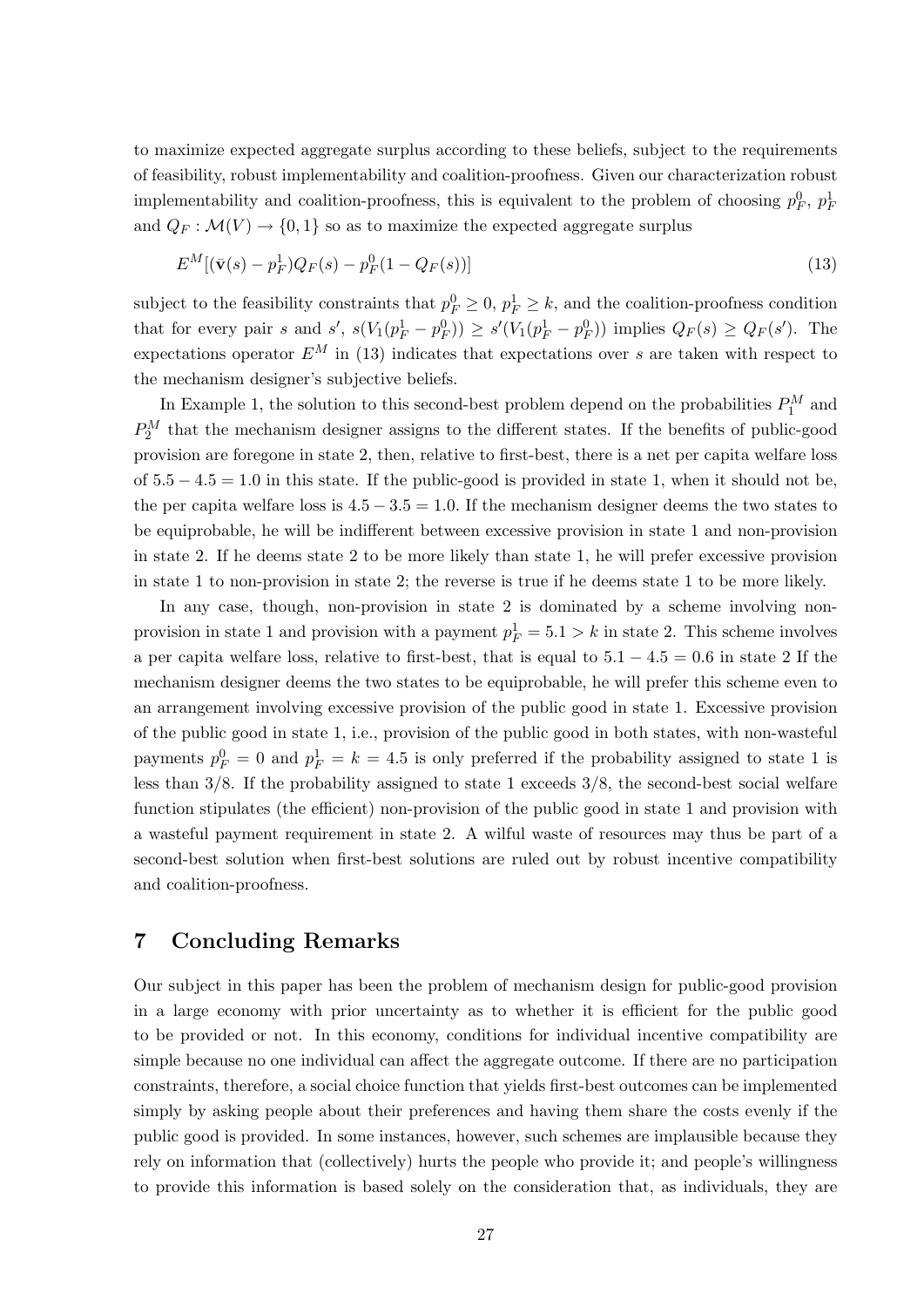to maximize expected aggregate surplus according to these beliefs, subject to the requirements of feasibility, robust implementability and coalition-proofness. Given our characterization robust implementability and coalition-proofness, this is equivalent to the problem of choosing $p_F^0$, $p_F^1$ and $Q_F : \mathcal{M}(V) \to \{0, 1\}$ so as to maximize the expected aggregate surplus

$$E^M[(\bar{\mathbf{v}}(s) - p_F^1)Q_F(s) - p_F^0(1 - Q_F(s))] \tag{13}$$

subject to the feasibility constraints that $p_F^0 \geq 0$, $p_F^1 \geq k$, and the coalition-proofness condition that for every pair $s$ and $s'$, $s(V_1(p_F^1 - p_F^0)) \geq s'(V_1(p_F^1 - p_F^0))$ implies $Q_F(s) \geq Q_F(s')$. The expectations operator $E^M$ in (13) indicates that expectations over $s$ are taken with respect to the mechanism designer's subjective beliefs.

In Example 1, the solution to this second-best problem depend on the probabilities $P_1^M$ and $P_2^M$ that the mechanism designer assigns to the different states. If the benefits of public-good provision are foregone in state 2, then, relative to first-best, there is a net per capita welfare loss of $5.5 - 4.5 = 1.0$ in this state. If the public-good is provided in state 1, when it should not be, the per capita welfare loss is $4.5 - 3.5 = 1.0$. If the mechanism designer deems the two states to be equiprobable, he will be indifferent between excessive provision in state 1 and non-provision in state 2. If he deems state 2 to be more likely than state 1, he will prefer excessive provision in state 1 to non-provision in state 2; the reverse is true if he deems state 1 to be more likely.

In any case, though, non-provision in state 2 is dominated by a scheme involving non-provision in state 1 and provision with a payment $p_F^1 = 5.1 > k$ in state 2. This scheme involves a per capita welfare loss, relative to first-best, that is equal to $5.1 - 4.5 = 0.6$ in state 2 If the mechanism designer deems the two states to be equiprobable, he will prefer this scheme even to an arrangement involving excessive provision of the public good in state 1. Excessive provision of the public good in state 1, i.e., provision of the public good in both states, with non-wasteful payments $p_F^0 = 0$ and $p_F^1 = k = 4.5$ is only preferred if the probability assigned to state 1 is less than 3/8. If the probability assigned to state 1 exceeds 3/8, the second-best social welfare function stipulates (the efficient) non-provision of the public good in state 1 and provision with a wasteful payment requirement in state 2. A wilful waste of resources may thus be part of a second-best solution when first-best solutions are ruled out by robust incentive compatibility and coalition-proofness.

## 7 Concluding Remarks

Our subject in this paper has been the problem of mechanism design for public-good provision in a large economy with prior uncertainty as to whether it is efficient for the public good to be provided or not. In this economy, conditions for individual incentive compatibility are simple because no one individual can affect the aggregate outcome. If there are no participation constraints, therefore, a social choice function that yields first-best outcomes can be implemented simply by asking people about their preferences and having them share the costs evenly if the public good is provided. In some instances, however, such schemes are implausible because they rely on information that (collectively) hurts the people who provide it; and people's willingness to provide this information is based solely on the consideration that, as individuals, they are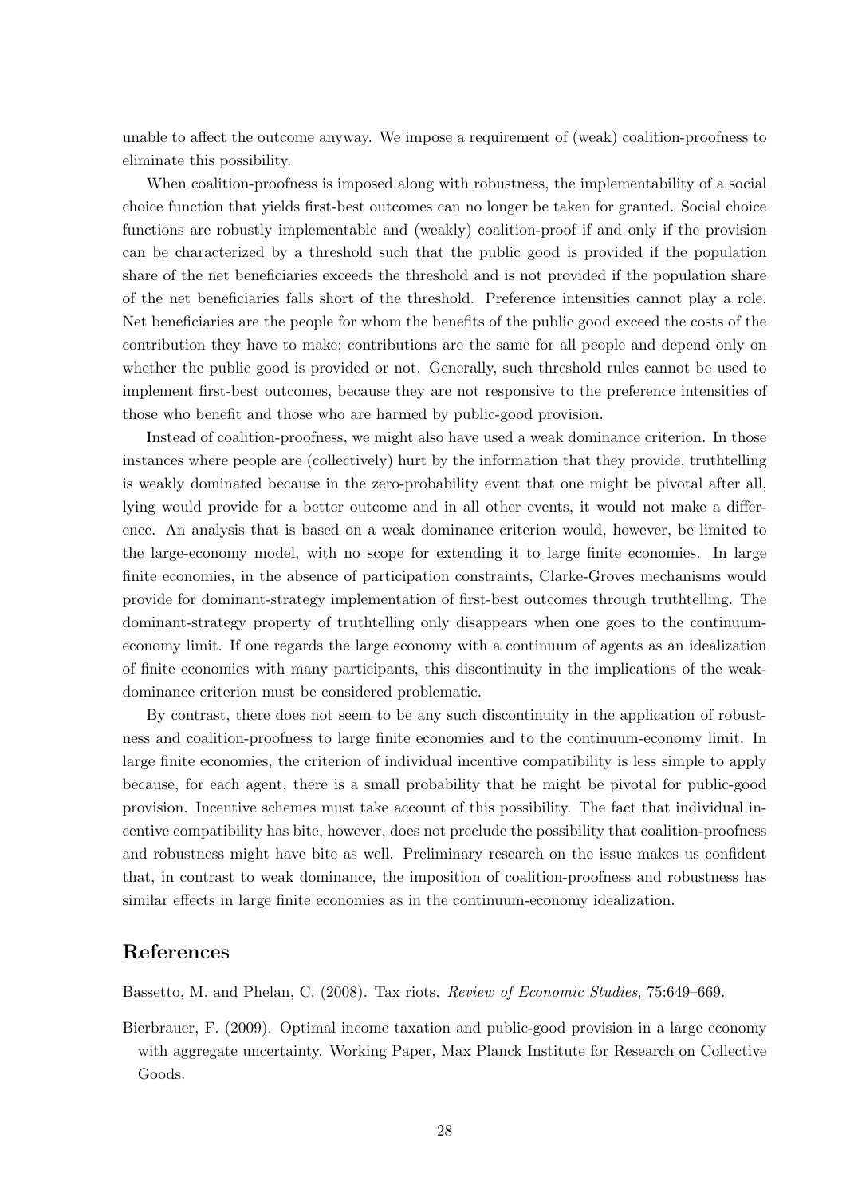unable to affect the outcome anyway. We impose a requirement of (weak) coalition-proofness to eliminate this possibility.

When coalition-proofness is imposed along with robustness, the implementability of a social choice function that yields first-best outcomes can no longer be taken for granted. Social choice functions are robustly implementable and (weakly) coalition-proof if and only if the provision can be characterized by a threshold such that the public good is provided if the population share of the net beneficiaries exceeds the threshold and is not provided if the population share of the net beneficiaries falls short of the threshold. Preference intensities cannot play a role. Net beneficiaries are the people for whom the benefits of the public good exceed the costs of the contribution they have to make; contributions are the same for all people and depend only on whether the public good is provided or not. Generally, such threshold rules cannot be used to implement first-best outcomes, because they are not responsive to the preference intensities of those who benefit and those who are harmed by public-good provision.

Instead of coalition-proofness, we might also have used a weak dominance criterion. In those instances where people are (collectively) hurt by the information that they provide, truthtelling is weakly dominated because in the zero-probability event that one might be pivotal after all, lying would provide for a better outcome and in all other events, it would not make a difference. An analysis that is based on a weak dominance criterion would, however, be limited to the large-economy model, with no scope for extending it to large finite economies. In large finite economies, in the absence of participation constraints, Clarke-Groves mechanisms would provide for dominant-strategy implementation of first-best outcomes through truthtelling. The dominant-strategy property of truthtelling only disappears when one goes to the continuum-economy limit. If one regards the large economy with a continuum of agents as an idealization of finite economies with many participants, this discontinuity in the implications of the weak-dominance criterion must be considered problematic.

By contrast, there does not seem to be any such discontinuity in the application of robustness and coalition-proofness to large finite economies and to the continuum-economy limit. In large finite economies, the criterion of individual incentive compatibility is less simple to apply because, for each agent, there is a small probability that he might be pivotal for public-good provision. Incentive schemes must take account of this possibility. The fact that individual incentive compatibility has bite, however, does not preclude the possibility that coalition-proofness and robustness might have bite as well. Preliminary research on the issue makes us confident that, in contrast to weak dominance, the imposition of coalition-proofness and robustness has similar effects in large finite economies as in the continuum-economy idealization.

## References

Bassetto, M. and Phelan, C. (2008). Tax riots. *Review of Economic Studies*, 75:649–669.

Bierbrauer, F. (2009). Optimal income taxation and public-good provision in a large economy with aggregate uncertainty. Working Paper, Max Planck Institute for Research on Collective Goods.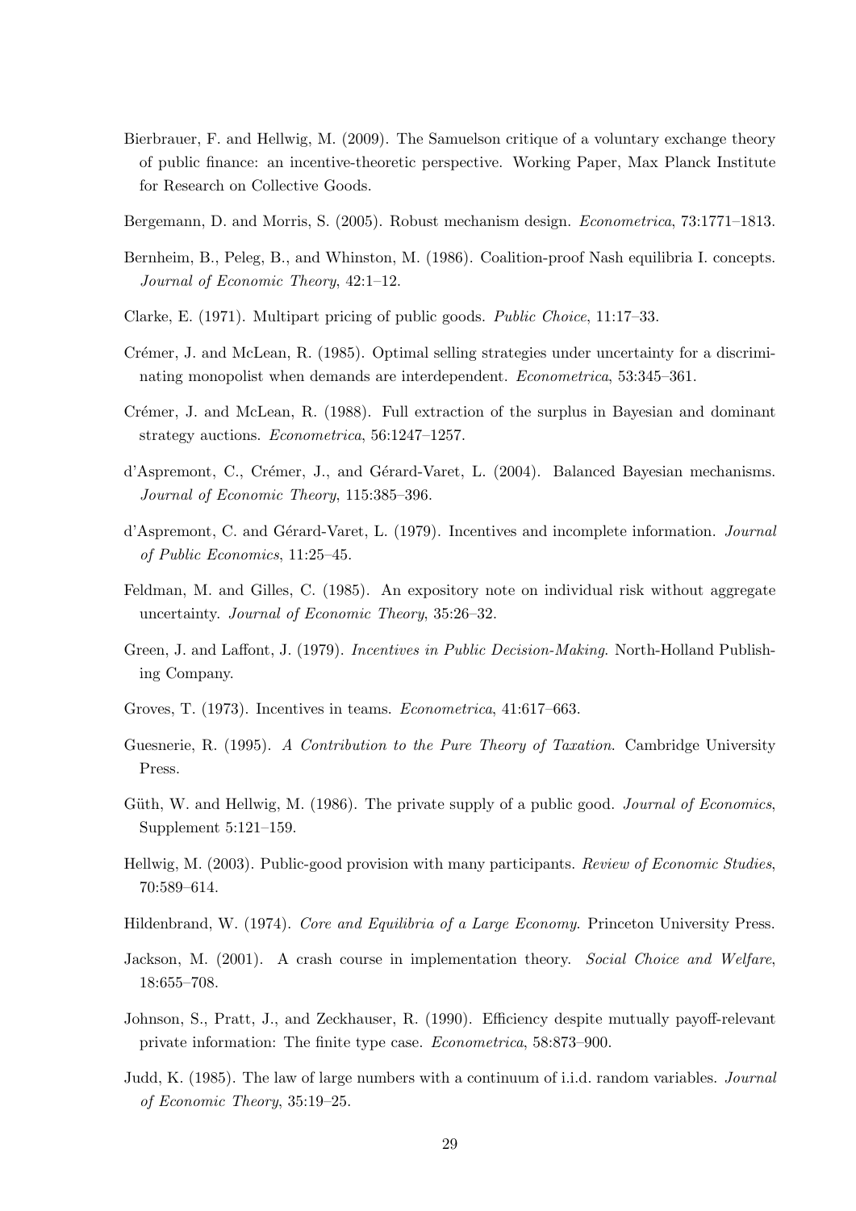Bierbrauer, F. and Hellwig, M. (2009). The Samuelson critique of a voluntary exchange theory of public finance: an incentive-theoretic perspective. Working Paper, Max Planck Institute for Research on Collective Goods.

Bergemann, D. and Morris, S. (2005). Robust mechanism design. *Econometrica*, 73:1771–1813.

Bernheim, B., Peleg, B., and Whinston, M. (1986). Coalition-proof Nash equilibria I. concepts. *Journal of Economic Theory*, 42:1–12.

Clarke, E. (1971). Multipart pricing of public goods. *Public Choice*, 11:17–33.

Crémer, J. and McLean, R. (1985). Optimal selling strategies under uncertainty for a discriminating monopolist when demands are interdependent. *Econometrica*, 53:345–361.

Crémer, J. and McLean, R. (1988). Full extraction of the surplus in Bayesian and dominant strategy auctions. *Econometrica*, 56:1247–1257.

d'Aspremont, C., Crémer, J., and Gérard-Varet, L. (2004). Balanced Bayesian mechanisms. *Journal of Economic Theory*, 115:385–396.

d'Aspremont, C. and Gérard-Varet, L. (1979). Incentives and incomplete information. *Journal of Public Economics*, 11:25–45.

Feldman, M. and Gilles, C. (1985). An expository note on individual risk without aggregate uncertainty. *Journal of Economic Theory*, 35:26–32.

Green, J. and Laffont, J. (1979). *Incentives in Public Decision-Making*. North-Holland Publishing Company.

Groves, T. (1973). Incentives in teams. *Econometrica*, 41:617–663.

Guesnerie, R. (1995). *A Contribution to the Pure Theory of Taxation*. Cambridge University Press.

Güth, W. and Hellwig, M. (1986). The private supply of a public good. *Journal of Economics*, Supplement 5:121–159.

Hellwig, M. (2003). Public-good provision with many participants. *Review of Economic Studies*, 70:589–614.

Hildenbrand, W. (1974). *Core and Equilibria of a Large Economy*. Princeton University Press.

Jackson, M. (2001). A crash course in implementation theory. *Social Choice and Welfare*, 18:655–708.

Johnson, S., Pratt, J., and Zeckhauser, R. (1990). Efficiency despite mutually payoff-relevant private information: The finite type case. *Econometrica*, 58:873–900.

Judd, K. (1985). The law of large numbers with a continuum of i.i.d. random variables. *Journal of Economic Theory*, 35:19–25.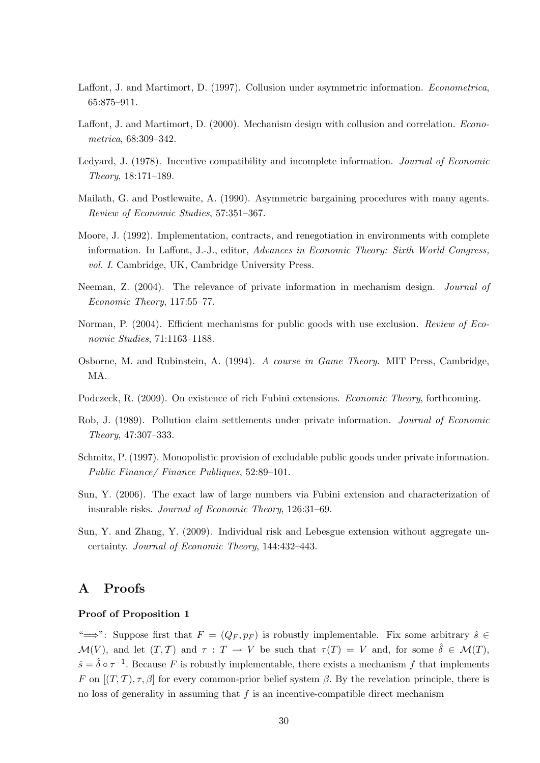Laffont, J. and Martimort, D. (1997). Collusion under asymmetric information. *Econometrica*, 65:875–911.

Laffont, J. and Martimort, D. (2000). Mechanism design with collusion and correlation. *Econometrica*, 68:309–342.

Ledyard, J. (1978). Incentive compatibility and incomplete information. *Journal of Economic Theory*, 18:171–189.

Mailath, G. and Postlewaite, A. (1990). Asymmetric bargaining procedures with many agents. *Review of Economic Studies*, 57:351–367.

Moore, J. (1992). Implementation, contracts, and renegotiation in environments with complete information. In Laffont, J.-J., editor, *Advances in Economic Theory: Sixth World Congress, vol. I*. Cambridge, UK, Cambridge University Press.

Neeman, Z. (2004). The relevance of private information in mechanism design. *Journal of Economic Theory*, 117:55–77.

Norman, P. (2004). Efficient mechanisms for public goods with use exclusion. *Review of Economic Studies*, 71:1163–1188.

Osborne, M. and Rubinstein, A. (1994). *A course in Game Theory*. MIT Press, Cambridge, MA.

Podczeck, R. (2009). On existence of rich Fubini extensions. *Economic Theory*, forthcoming.

Rob, J. (1989). Pollution claim settlements under private information. *Journal of Economic Theory*, 47:307–333.

Schmitz, P. (1997). Monopolistic provision of excludable public goods under private information. *Public Finance/ Finance Publiques*, 52:89–101.

Sun, Y. (2006). The exact law of large numbers via Fubini extension and characterization of insurable risks. *Journal of Economic Theory*, 126:31–69.

Sun, Y. and Zhang, Y. (2009). Individual risk and Lebesgue extension without aggregate uncertainty. *Journal of Economic Theory*, 144:432–443.

# A Proofs

**Proof of Proposition 1**

"$\Longrightarrow$": Suppose first that $F = (Q_F, p_F)$ is robustly implementable. Fix some arbitrary $\hat{s} \in \mathcal{M}(V)$, and let $(T, \mathcal{T})$ and $\tau : T \to V$ be such that $\tau(T) = V$ and, for some $\hat{\delta} \in \mathcal{M}(T)$, $\hat{s} = \hat{\delta} \circ \tau^{-1}$. Because $F$ is robustly implementable, there exists a mechanism $f$ that implements $F$ on $[(T, \mathcal{T}), \tau, \beta]$ for every common-prior belief system $\beta$. By the revelation principle, there is no loss of generality in assuming that $f$ is an incentive-compatible direct mechanism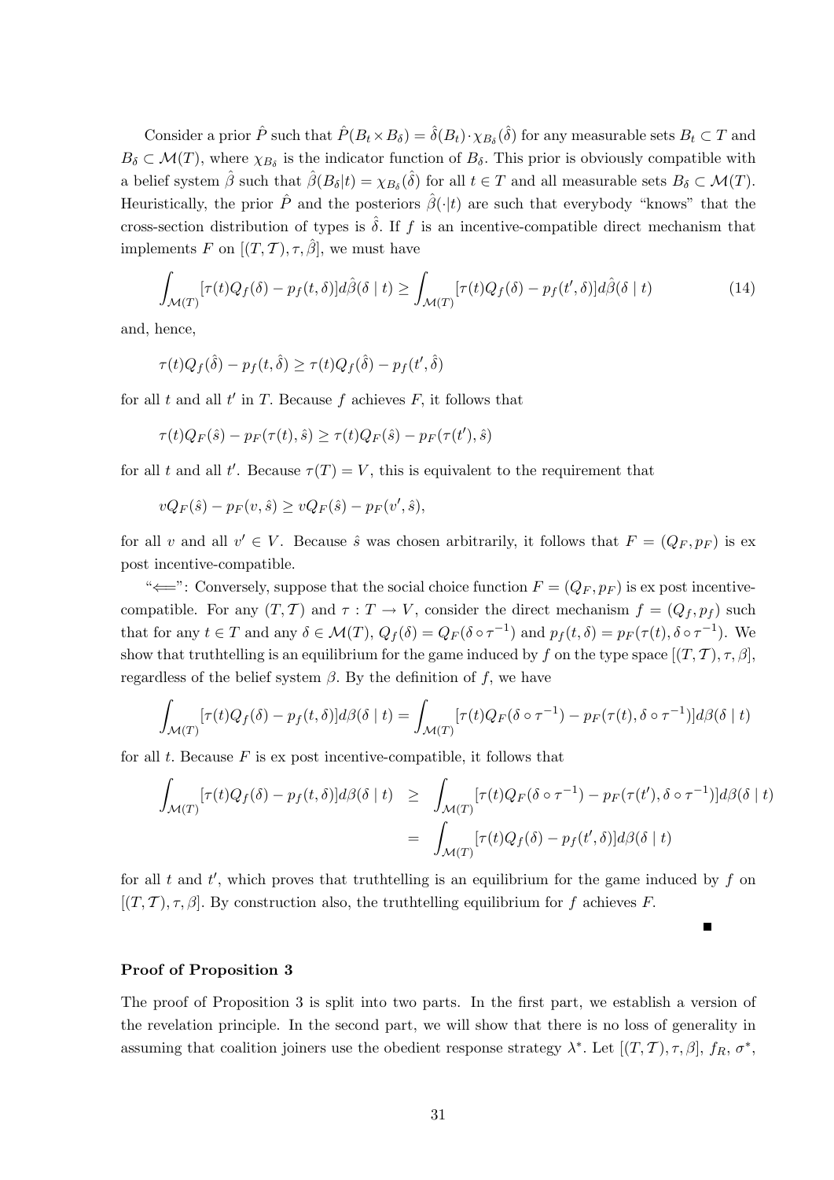Consider a prior $\hat{P}$ such that $\hat{P}(B_t \times B_\delta) = \hat{\delta}(B_t) \cdot \chi_{B_\delta}(\hat{\delta})$ for any measurable sets $B_t \subset T$ and $B_\delta \subset \mathcal{M}(T)$, where $\chi_{B_\delta}$ is the indicator function of $B_\delta$. This prior is obviously compatible with a belief system $\hat{\beta}$ such that $\hat{\beta}(B_\delta|t) = \chi_{B_\delta}(\hat{\delta})$ for all $t \in T$ and all measurable sets $B_\delta \subset \mathcal{M}(T)$. Heuristically, the prior $\hat{P}$ and the posteriors $\hat{\beta}(\cdot|t)$ are such that everybody "knows" that the cross-section distribution of types is $\hat{\delta}$. If $f$ is an incentive-compatible direct mechanism that implements $F$ on $[(T, \mathcal{T}), \tau, \hat{\beta}]$, we must have

$$\int_{\mathcal{M}(T)} [\tau(t)Q_f(\delta) - p_f(t, \delta)] d\hat{\beta}(\delta \mid t) \geq \int_{\mathcal{M}(T)} [\tau(t)Q_f(\delta) - p_f(t', \delta)] d\hat{\beta}(\delta \mid t) \tag{14}$$

and, hence,

$$\tau(t)Q_f(\hat{\delta}) - p_f(t, \hat{\delta}) \geq \tau(t)Q_f(\hat{\delta}) - p_f(t', \hat{\delta})$$

for all $t$ and all $t'$ in $T$. Because $f$ achieves $F$, it follows that

$$\tau(t)Q_F(\hat{s}) - p_F(\tau(t), \hat{s}) \geq \tau(t)Q_F(\hat{s}) - p_F(\tau(t'), \hat{s})$$

for all $t$ and all $t'$. Because $\tau(T) = V$, this is equivalent to the requirement that

$$vQ_F(\hat{s}) - p_F(v, \hat{s}) \geq vQ_F(\hat{s}) - p_F(v', \hat{s}),$$

for all $v$ and all $v' \in V$. Because $\hat{s}$ was chosen arbitrarily, it follows that $F = (Q_F, p_F)$ is ex post incentive-compatible.

"$\Longleftarrow$": Conversely, suppose that the social choice function $F = (Q_F, p_F)$ is ex post incentive-compatible. For any $(T, \mathcal{T})$ and $\tau : T \to V$, consider the direct mechanism $f = (Q_f, p_f)$ such that for any $t \in T$ and any $\delta \in \mathcal{M}(T)$, $Q_f(\delta) = Q_F(\delta \circ \tau^{-1})$ and $p_f(t, \delta) = p_F(\tau(t), \delta \circ \tau^{-1})$. We show that truthtelling is an equilibrium for the game induced by $f$ on the type space $[(T, \mathcal{T}), \tau, \beta]$, regardless of the belief system $\beta$. By the definition of $f$, we have

$$\int_{\mathcal{M}(T)} [\tau(t)Q_f(\delta) - p_f(t, \delta)] d\beta(\delta \mid t) = \int_{\mathcal{M}(T)} [\tau(t)Q_F(\delta \circ \tau^{-1}) - p_F(\tau(t), \delta \circ \tau^{-1})] d\beta(\delta \mid t)$$

for all $t$. Because $F$ is ex post incentive-compatible, it follows that

$$\begin{aligned}
\int_{\mathcal{M}(T)} [\tau(t)Q_f(\delta) - p_f(t, \delta)] d\beta(\delta \mid t) &\geq \int_{\mathcal{M}(T)} [\tau(t)Q_F(\delta \circ \tau^{-1}) - p_F(\tau(t'), \delta \circ \tau^{-1})] d\beta(\delta \mid t) \\
&= \int_{\mathcal{M}(T)} [\tau(t)Q_f(\delta) - p_f(t', \delta)] d\beta(\delta \mid t)
\end{aligned}$$

for all $t$ and $t'$, which proves that truthtelling is an equilibrium for the game induced by $f$ on $[(T, \mathcal{T}), \tau, \beta]$. By construction also, the truthtelling equilibrium for $f$ achieves $F$.

■

**Proof of Proposition 3**

The proof of Proposition 3 is split into two parts. In the first part, we establish a version of the revelation principle. In the second part, we will show that there is no loss of generality in assuming that coalition joiners use the obedient response strategy $\lambda^*$. Let $[(T, \mathcal{T}), \tau, \beta]$, $f_R$, $\sigma^*$,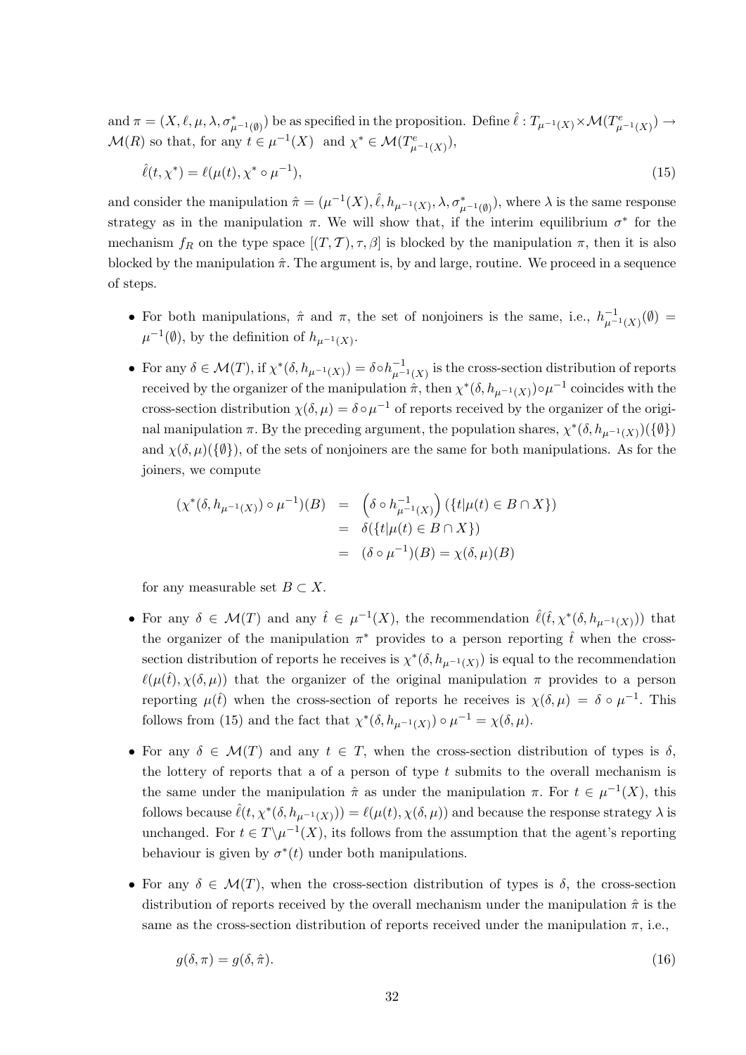and $\pi = (X, \ell, \mu, \lambda, \sigma^*_{\mu^{-1}(\emptyset)})$ be as specified in the proposition. Define $\hat{\ell} : T_{\mu^{-1}(X)} \times \mathcal{M}(T^e_{\mu^{-1}(X)}) \to \mathcal{M}(R)$ so that, for any $t \in \mu^{-1}(X)$ and $\chi^* \in \mathcal{M}(T^e_{\mu^{-1}(X)})$,

$$\hat{\ell}(t, \chi^*) = \ell(\mu(t), \chi^* \circ \mu^{-1}), \tag{15}$$

and consider the manipulation $\hat{\pi} = (\mu^{-1}(X), \hat{\ell}, h_{\mu^{-1}(X)}, \lambda, \sigma^*_{\mu^{-1}(\emptyset)})$, where $\lambda$ is the same response strategy as in the manipulation $\pi$. We will show that, if the interim equilibrium $\sigma^*$ for the mechanism $f_R$ on the type space $[(T, \mathcal{T}), \tau, \beta]$ is blocked by the manipulation $\pi$, then it is also blocked by the manipulation $\hat{\pi}$. The argument is, by and large, routine. We proceed in a sequence of steps.

- For both manipulations, $\hat{\pi}$ and $\pi$, the set of nonjoiners is the same, i.e., $h^{-1}_{\mu^{-1}(X)}(\emptyset) = \mu^{-1}(\emptyset)$, by the definition of $h_{\mu^{-1}(X)}$.

- For any $\delta \in \mathcal{M}(T)$, if $\chi^*(\delta, h_{\mu^{-1}(X)}) = \delta \circ h^{-1}_{\mu^{-1}(X)}$ is the cross-section distribution of reports received by the organizer of the manipulation $\hat{\pi}$, then $\chi^*(\delta, h_{\mu^{-1}(X)}) \circ \mu^{-1}$ coincides with the cross-section distribution $\chi(\delta, \mu) = \delta \circ \mu^{-1}$ of reports received by the organizer of the original manipulation $\pi$. By the preceding argument, the population shares, $\chi^*(\delta, h_{\mu^{-1}(X)})(\{\emptyset\})$ and $\chi(\delta, \mu)(\{\emptyset\})$, of the sets of nonjoiners are the same for both manipulations. As for the joiners, we compute

$$\begin{aligned}
(\chi^*(\delta, h_{\mu^{-1}(X)}) \circ \mu^{-1})(B) &= \left(\delta \circ h^{-1}_{\mu^{-1}(X)}\right)(\{t | \mu(t) \in B \cap X\}) \\
&= \delta(\{t | \mu(t) \in B \cap X\}) \\
&= (\delta \circ \mu^{-1})(B) = \chi(\delta, \mu)(B)
\end{aligned}$$

  for any measurable set $B \subset X$.

- For any $\delta \in \mathcal{M}(T)$ and any $\hat{t} \in \mu^{-1}(X)$, the recommendation $\hat{\ell}(\hat{t}, \chi^*(\delta, h_{\mu^{-1}(X)}))$ that the organizer of the manipulation $\pi^*$ provides to a person reporting $\hat{t}$ when the cross-section distribution of reports he receives is $\chi^*(\delta, h_{\mu^{-1}(X)})$ is equal to the recommendation $\ell(\mu(\hat{t}), \chi(\delta, \mu))$ that the organizer of the original manipulation $\pi$ provides to a person reporting $\mu(\hat{t})$ when the cross-section of reports he receives is $\chi(\delta, \mu) = \delta \circ \mu^{-1}$. This follows from (15) and the fact that $\chi^*(\delta, h_{\mu^{-1}(X)}) \circ \mu^{-1} = \chi(\delta, \mu)$.

- For any $\delta \in \mathcal{M}(T)$ and any $t \in T$, when the cross-section distribution of types is $\delta$, the lottery of reports that a of a person of type $t$ submits to the overall mechanism is the same under the manipulation $\hat{\pi}$ as under the manipulation $\pi$. For $t \in \mu^{-1}(X)$, this follows because $\hat{\ell}(t, \chi^*(\delta, h_{\mu^{-1}(X)})) = \ell(\mu(t), \chi(\delta, \mu))$ and because the response strategy $\lambda$ is unchanged. For $t \in T \backslash \mu^{-1}(X)$, its follows from the assumption that the agent's reporting behaviour is given by $\sigma^*(t)$ under both manipulations.

- For any $\delta \in \mathcal{M}(T)$, when the cross-section distribution of types is $\delta$, the cross-section distribution of reports received by the overall mechanism under the manipulation $\hat{\pi}$ is the same as the cross-section distribution of reports received under the manipulation $\pi$, i.e.,

$$g(\delta, \pi) = g(\delta, \hat{\pi}). \tag{16}$$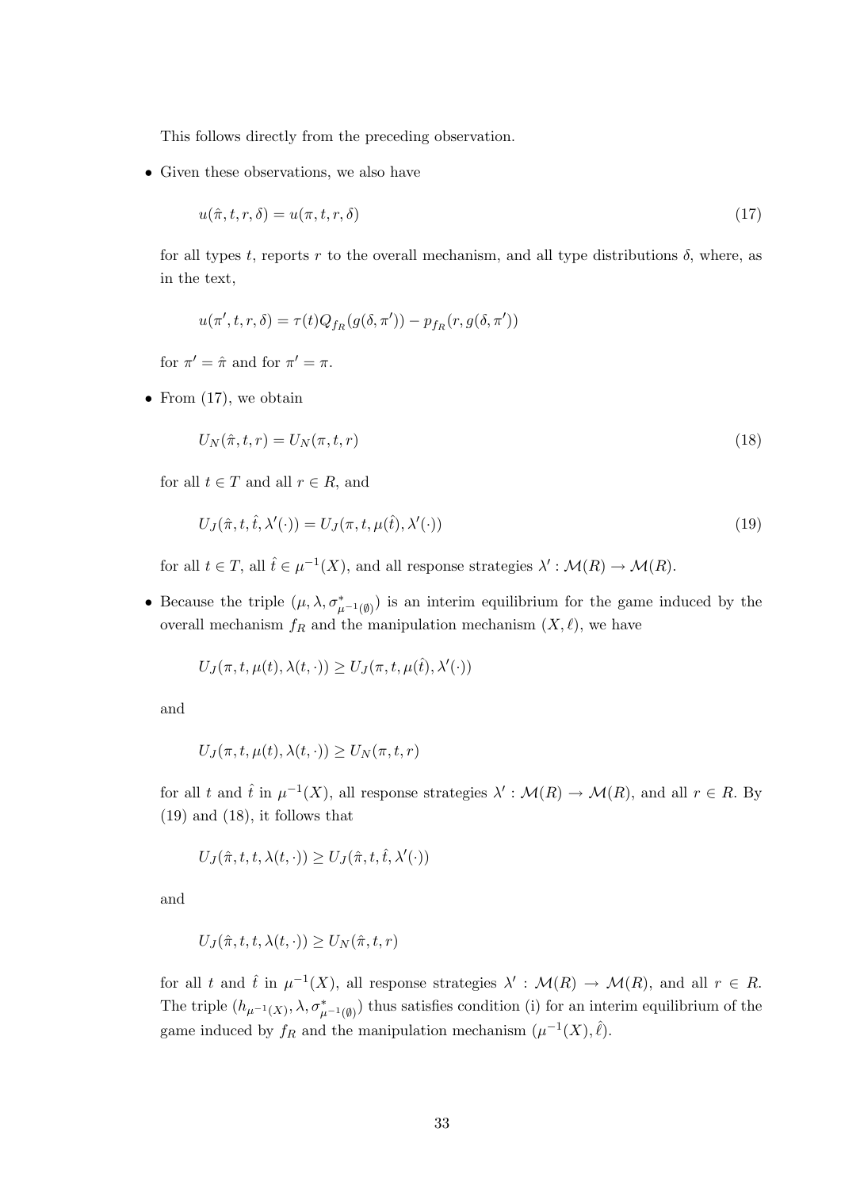This follows directly from the preceding observation.

- Given these observations, we also have

$$u(\hat{\pi}, t, r, \delta) = u(\pi, t, r, \delta) \tag{17}$$

for all types $t$, reports $r$ to the overall mechanism, and all type distributions $\delta$, where, as in the text,

$$u(\pi', t, r, \delta) = \tau(t) Q_{f_R}(g(\delta, \pi')) - p_{f_R}(r, g(\delta, \pi'))$$

for $\pi' = \hat{\pi}$ and for $\pi' = \pi$.

- From (17), we obtain

$$U_N(\hat{\pi}, t, r) = U_N(\pi, t, r) \tag{18}$$

for all $t \in T$ and all $r \in R$, and

$$U_J(\hat{\pi}, t, \hat{t}, \lambda'(\cdot)) = U_J(\pi, t, \mu(\hat{t}), \lambda'(\cdot)) \tag{19}$$

for all $t \in T$, all $\hat{t} \in \mu^{-1}(X)$, and all response strategies $\lambda' : \mathcal{M}(R) \to \mathcal{M}(R)$.

- Because the triple $(\mu, \lambda, \sigma^*_{\mu^{-1}(\emptyset)})$ is an interim equilibrium for the game induced by the overall mechanism $f_R$ and the manipulation mechanism $(X, \ell)$, we have

$$U_J(\pi, t, \mu(t), \lambda(t, \cdot)) \geq U_J(\pi, t, \mu(\hat{t}), \lambda'(\cdot))$$

and

$$U_J(\pi, t, \mu(t), \lambda(t, \cdot)) \geq U_N(\pi, t, r)$$

for all $t$ and $\hat{t}$ in $\mu^{-1}(X)$, all response strategies $\lambda' : \mathcal{M}(R) \to \mathcal{M}(R)$, and all $r \in R$. By (19) and (18), it follows that

$$U_J(\hat{\pi}, t, t, \lambda(t, \cdot)) \geq U_J(\hat{\pi}, t, \hat{t}, \lambda'(\cdot))$$

and

$$U_J(\hat{\pi}, t, t, \lambda(t, \cdot)) \geq U_N(\hat{\pi}, t, r)$$

for all $t$ and $\hat{t}$ in $\mu^{-1}(X)$, all response strategies $\lambda' : \mathcal{M}(R) \to \mathcal{M}(R)$, and all $r \in R$. The triple $(h_{\mu^{-1}(X)}, \lambda, \sigma^*_{\mu^{-1}(\emptyset)})$ thus satisfies condition (i) for an interim equilibrium of the game induced by $f_R$ and the manipulation mechanism $(\mu^{-1}(X), \hat{\ell})$.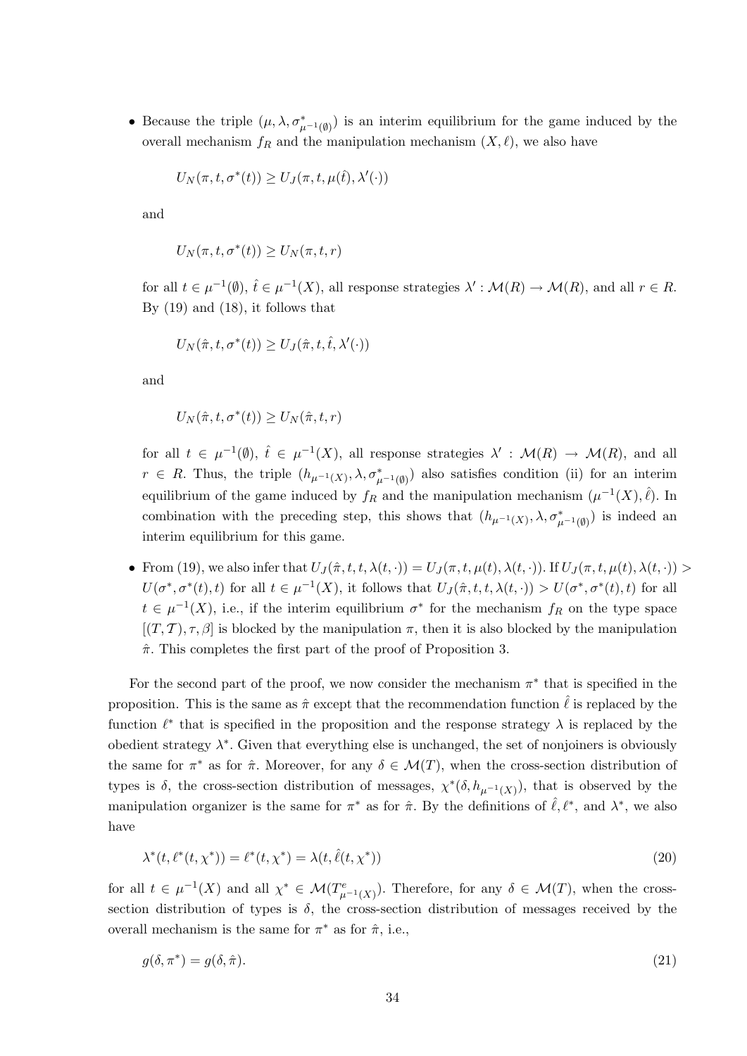- Because the triple $(\mu, \lambda, \sigma^*_{\mu^{-1}(\emptyset)})$ is an interim equilibrium for the game induced by the overall mechanism $f_R$ and the manipulation mechanism $(X, \ell)$, we also have

  $$U_N(\pi, t, \sigma^*(t)) \geq U_J(\pi, t, \mu(\hat{t}), \lambda'(\cdot))$$

  and

  $$U_N(\pi, t, \sigma^*(t)) \geq U_N(\pi, t, r)$$

  for all $t \in \mu^{-1}(\emptyset)$, $\hat{t} \in \mu^{-1}(X)$, all response strategies $\lambda' : \mathcal{M}(R) \to \mathcal{M}(R)$, and all $r \in R$. By (19) and (18), it follows that

  $$U_N(\hat{\pi}, t, \sigma^*(t)) \geq U_J(\hat{\pi}, t, \hat{t}, \lambda'(\cdot))$$

  and

  $$U_N(\hat{\pi}, t, \sigma^*(t)) \geq U_N(\hat{\pi}, t, r)$$

  for all $t \in \mu^{-1}(\emptyset)$, $\hat{t} \in \mu^{-1}(X)$, all response strategies $\lambda' : \mathcal{M}(R) \to \mathcal{M}(R)$, and all $r \in R$. Thus, the triple $(h_{\mu^{-1}(X)}, \lambda, \sigma^*_{\mu^{-1}(\emptyset)})$ also satisfies condition (ii) for an interim equilibrium of the game induced by $f_R$ and the manipulation mechanism $(\mu^{-1}(X), \hat{\ell})$. In combination with the preceding step, this shows that $(h_{\mu^{-1}(X)}, \lambda, \sigma^*_{\mu^{-1}(\emptyset)})$ is indeed an interim equilibrium for this game.

- From (19), we also infer that $U_J(\hat{\pi}, t, t, \lambda(t, \cdot)) = U_J(\pi, t, \mu(t), \lambda(t, \cdot))$. If $U_J(\pi, t, \mu(t), \lambda(t, \cdot)) > U(\sigma^*, \sigma^*(t), t)$ for all $t \in \mu^{-1}(X)$, it follows that $U_J(\hat{\pi}, t, t, \lambda(t, \cdot)) > U(\sigma^*, \sigma^*(t), t)$ for all $t \in \mu^{-1}(X)$, i.e., if the interim equilibrium $\sigma^*$ for the mechanism $f_R$ on the type space $[(T, \mathcal{T}), \tau, \beta]$ is blocked by the manipulation $\pi$, then it is also blocked by the manipulation $\hat{\pi}$. This completes the first part of the proof of Proposition 3.

For the second part of the proof, we now consider the mechanism $\pi^*$ that is specified in the proposition. This is the same as $\hat{\pi}$ except that the recommendation function $\hat{\ell}$ is replaced by the function $\ell^*$ that is specified in the proposition and the response strategy $\lambda$ is replaced by the obedient strategy $\lambda^*$. Given that everything else is unchanged, the set of nonjoiners is obviously the same for $\pi^*$ as for $\hat{\pi}$. Moreover, for any $\delta \in \mathcal{M}(T)$, when the cross-section distribution of types is $\delta$, the cross-section distribution of messages, $\chi^*(\delta, h_{\mu^{-1}(X)})$, that is observed by the manipulation organizer is the same for $\pi^*$ as for $\hat{\pi}$. By the definitions of $\hat{\ell}, \ell^*$, and $\lambda^*$, we also have

$$\lambda^*(t, \ell^*(t, \chi^*)) = \ell^*(t, \chi^*) = \lambda(t, \hat{\ell}(t, \chi^*)) \tag{20}$$

for all $t \in \mu^{-1}(X)$ and all $\chi^* \in \mathcal{M}(T^e_{\mu^{-1}(X)})$. Therefore, for any $\delta \in \mathcal{M}(T)$, when the cross-section distribution of types is $\delta$, the cross-section distribution of messages received by the overall mechanism is the same for $\pi^*$ as for $\hat{\pi}$, i.e.,

$$g(\delta, \pi^*) = g(\delta, \hat{\pi}). \tag{21}$$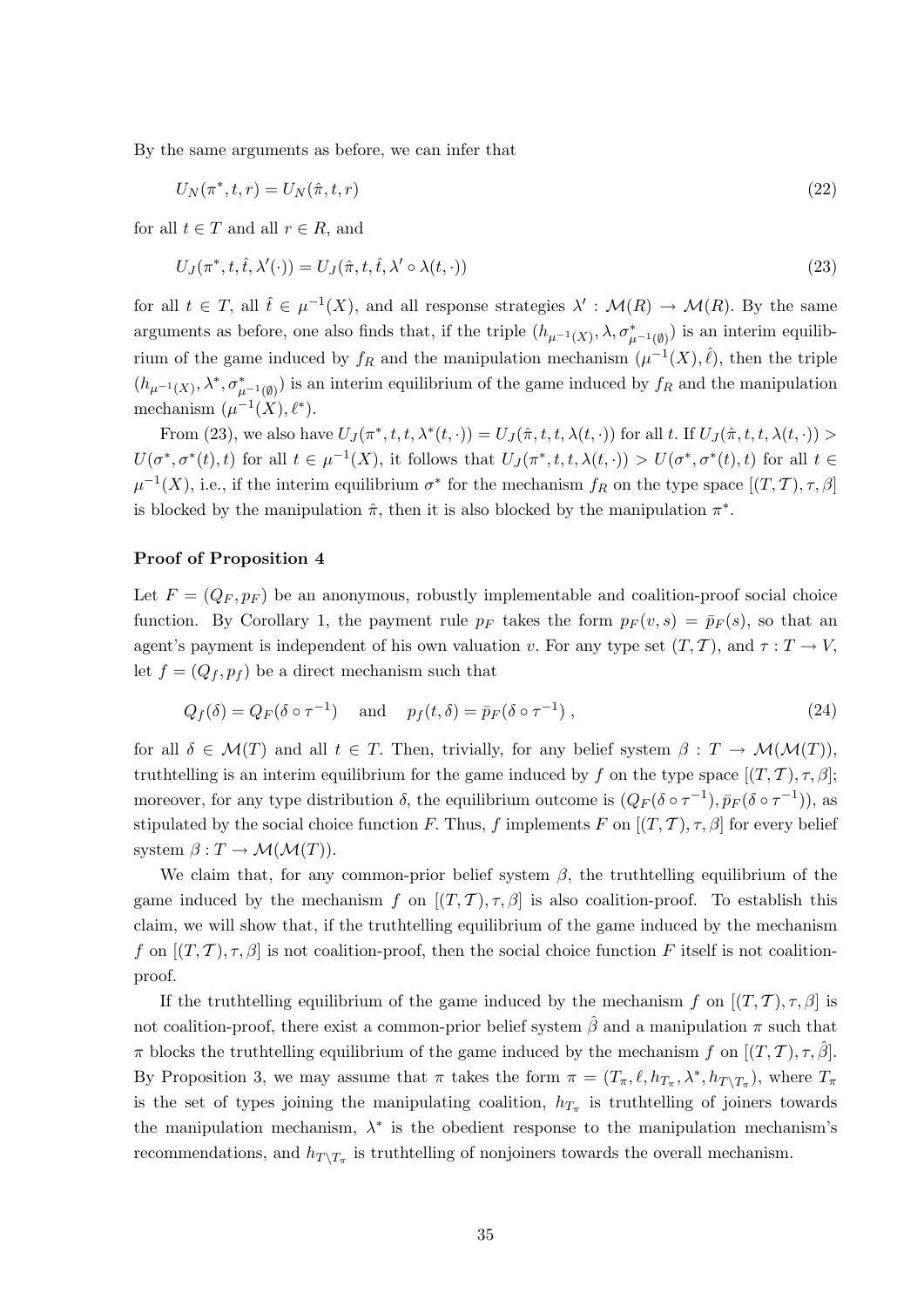By the same arguments as before, we can infer that

$$U_N(\pi^*, t, r) = U_N(\hat{\pi}, t, r) \tag{22}$$

for all $t \in T$ and all $r \in R$, and

$$U_J(\pi^*, t, \hat{t}, \lambda'(\cdot)) = U_J(\hat{\pi}, t, \hat{t}, \lambda' \circ \lambda(t, \cdot)) \tag{23}$$

for all $t \in T$, all $\hat{t} \in \mu^{-1}(X)$, and all response strategies $\lambda' : \mathcal{M}(R) \to \mathcal{M}(R)$. By the same arguments as before, one also finds that, if the triple $(h_{\mu^{-1}(X)}, \lambda, \sigma^*_{\mu^{-1}(\emptyset)})$ is an interim equilibrium of the game induced by $f_R$ and the manipulation mechanism $(\mu^{-1}(X), \hat{\ell})$, then the triple $(h_{\mu^{-1}(X)}, \lambda^*, \sigma^*_{\mu^{-1}(\emptyset)})$ is an interim equilibrium of the game induced by $f_R$ and the manipulation mechanism $(\mu^{-1}(X), \ell^*)$.

From (23), we also have $U_J(\pi^*, t, t, \lambda^*(t, \cdot)) = U_J(\hat{\pi}, t, t, \lambda(t, \cdot))$ for all $t$. If $U_J(\hat{\pi}, t, t, \lambda(t, \cdot)) > U(\sigma^*, \sigma^*(t), t)$ for all $t \in \mu^{-1}(X)$, it follows that $U_J(\pi^*, t, t, \lambda(t, \cdot)) > U(\sigma^*, \sigma^*(t), t)$ for all $t \in \mu^{-1}(X)$, i.e., if the interim equilibrium $\sigma^*$ for the mechanism $f_R$ on the type space $[(T, \mathcal{T}), \tau, \beta]$ is blocked by the manipulation $\hat{\pi}$, then it is also blocked by the manipulation $\pi^*$.

**Proof of Proposition 4**

Let $F = (Q_F, p_F)$ be an anonymous, robustly implementable and coalition-proof social choice function. By Corollary 1, the payment rule $p_F$ takes the form $p_F(v, s) = \bar{p}_F(s)$, so that an agent's payment is independent of his own valuation $v$. For any type set $(T, \mathcal{T})$, and $\tau : T \to V$, let $f = (Q_f, p_f)$ be a direct mechanism such that

$$Q_f(\delta) = Q_F(\delta \circ \tau^{-1}) \quad \text{and} \quad p_f(t, \delta) = \bar{p}_F(\delta \circ \tau^{-1}) \,, \tag{24}$$

for all $\delta \in \mathcal{M}(T)$ and all $t \in T$. Then, trivially, for any belief system $\beta : T \to \mathcal{M}(\mathcal{M}(T))$, truthtelling is an interim equilibrium for the game induced by $f$ on the type space $[(T, \mathcal{T}), \tau, \beta]$; moreover, for any type distribution $\delta$, the equilibrium outcome is $(Q_F(\delta \circ \tau^{-1}), \bar{p}_F(\delta \circ \tau^{-1}))$, as stipulated by the social choice function $F$. Thus, $f$ implements $F$ on $[(T, \mathcal{T}), \tau, \beta]$ for every belief system $\beta : T \to \mathcal{M}(\mathcal{M}(T))$.

We claim that, for any common-prior belief system $\beta$, the truthtelling equilibrium of the game induced by the mechanism $f$ on $[(T, \mathcal{T}), \tau, \beta]$ is also coalition-proof. To establish this claim, we will show that, if the truthtelling equilibrium of the game induced by the mechanism $f$ on $[(T, \mathcal{T}), \tau, \beta]$ is not coalition-proof, then the social choice function $F$ itself is not coalition-proof.

If the truthtelling equilibrium of the game induced by the mechanism $f$ on $[(T, \mathcal{T}), \tau, \beta]$ is not coalition-proof, there exist a common-prior belief system $\hat{\beta}$ and a manipulation $\pi$ such that $\pi$ blocks the truthtelling equilibrium of the game induced by the mechanism $f$ on $[(T, \mathcal{T}), \tau, \hat{\beta}]$. By Proposition 3, we may assume that $\pi$ takes the form $\pi = (T_\pi, \ell, h_{T_\pi}, \lambda^*, h_{T \setminus T_\pi})$, where $T_\pi$ is the set of types joining the manipulating coalition, $h_{T_\pi}$ is truthtelling of joiners towards the manipulation mechanism, $\lambda^*$ is the obedient response to the manipulation mechanism's recommendations, and $h_{T \setminus T_\pi}$ is truthtelling of nonjoiners towards the overall mechanism.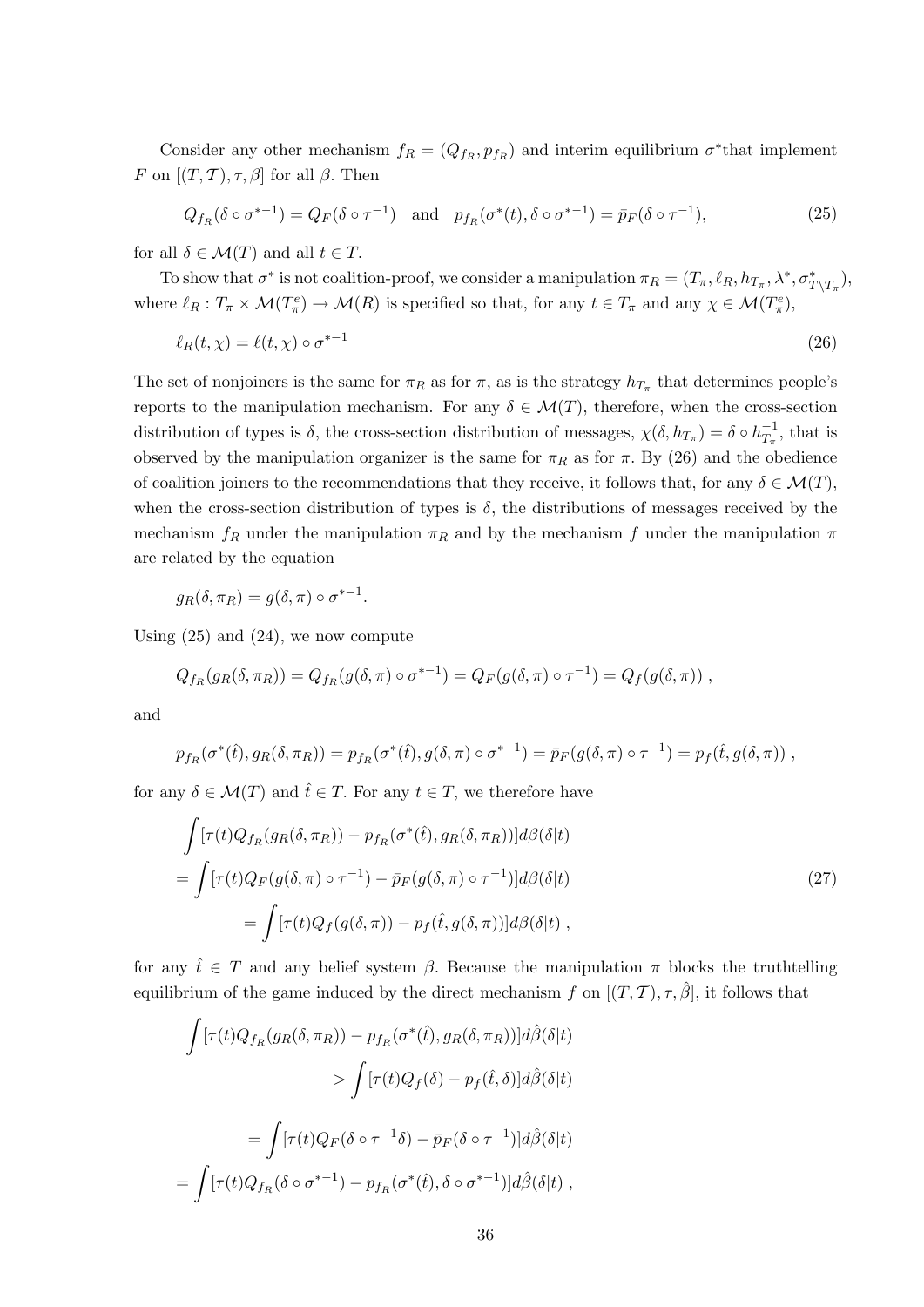Consider any other mechanism $f_R = (Q_{f_R}, p_{f_R})$ and interim equilibrium $\sigma^*$that implement $F$ on $[(T, \mathcal{T}), \tau, \beta]$ for all $\beta$. Then

$$Q_{f_R}(\delta \circ \sigma^{*-1}) = Q_F(\delta \circ \tau^{-1}) \quad \text{and} \quad p_{f_R}(\sigma^*(t), \delta \circ \sigma^{*-1}) = \bar{p}_F(\delta \circ \tau^{-1}), \tag{25}$$

for all $\delta \in \mathcal{M}(T)$ and all $t \in T$.

To show that $\sigma^*$ is not coalition-proof, we consider a manipulation $\pi_R = (T_\pi, \ell_R, h_{T_\pi}, \lambda^*, \sigma^*_{T \setminus T_\pi})$, where $\ell_R : T_\pi \times \mathcal{M}(T^e_\pi) \to \mathcal{M}(R)$ is specified so that, for any $t \in T_\pi$ and any $\chi \in \mathcal{M}(T^e_\pi)$,

$$\ell_R(t, \chi) = \ell(t, \chi) \circ \sigma^{*-1} \tag{26}$$

The set of nonjoiners is the same for $\pi_R$ as for $\pi$, as is the strategy $h_{T_\pi}$ that determines people's reports to the manipulation mechanism. For any $\delta \in \mathcal{M}(T)$, therefore, when the cross-section distribution of types is $\delta$, the cross-section distribution of messages, $\chi(\delta, h_{T_\pi}) = \delta \circ h^{-1}_{T_\pi}$, that is observed by the manipulation organizer is the same for $\pi_R$ as for $\pi$. By (26) and the obedience of coalition joiners to the recommendations that they receive, it follows that, for any $\delta \in \mathcal{M}(T)$, when the cross-section distribution of types is $\delta$, the distributions of messages received by the mechanism $f_R$ under the manipulation $\pi_R$ and by the mechanism $f$ under the manipulation $\pi$ are related by the equation

$$g_R(\delta, \pi_R) = g(\delta, \pi) \circ \sigma^{*-1}.$$

Using (25) and (24), we now compute

$$Q_{f_R}(g_R(\delta, \pi_R)) = Q_{f_R}(g(\delta, \pi) \circ \sigma^{*-1}) = Q_F(g(\delta, \pi) \circ \tau^{-1}) = Q_f(g(\delta, \pi)) \,,$$

and

$$p_{f_R}(\sigma^*(\hat{t}), g_R(\delta, \pi_R)) = p_{f_R}(\sigma^*(\hat{t}), g(\delta, \pi) \circ \sigma^{*-1}) = \bar{p}_F(g(\delta, \pi) \circ \tau^{-1}) = p_f(\hat{t}, g(\delta, \pi)) \,,$$

for any $\delta \in \mathcal{M}(T)$ and $\hat{t} \in T$. For any $t \in T$, we therefore have

$$\begin{aligned}
&\int [\tau(t) Q_{f_R}(g_R(\delta, \pi_R)) - p_{f_R}(\sigma^*(\hat{t}), g_R(\delta, \pi_R))] d\beta(\delta|t) \\
&= \int [\tau(t) Q_F(g(\delta, \pi) \circ \tau^{-1}) - \bar{p}_F(g(\delta, \pi) \circ \tau^{-1})] d\beta(\delta|t) \\
&\qquad = \int [\tau(t) Q_f(g(\delta, \pi)) - p_f(\hat{t}, g(\delta, \pi))] d\beta(\delta|t) \,,
\end{aligned} \tag{27}$$

for any $\hat{t} \in T$ and any belief system $\beta$. Because the manipulation $\pi$ blocks the truthtelling equilibrium of the game induced by the direct mechanism $f$ on $[(T, \mathcal{T}), \tau, \hat{\beta}]$, it follows that

$$\begin{aligned}
&\int [\tau(t) Q_{f_R}(g_R(\delta, \pi_R)) - p_{f_R}(\sigma^*(\hat{t}), g_R(\delta, \pi_R))] d\hat{\beta}(\delta|t) \\
&\qquad > \int [\tau(t) Q_f(\delta) - p_f(\hat{t}, \delta)] d\hat{\beta}(\delta|t) \\
&\qquad = \int [\tau(t) Q_F(\delta \circ \tau^{-1}\delta) - \bar{p}_F(\delta \circ \tau^{-1})] d\hat{\beta}(\delta|t) \\
&= \int [\tau(t) Q_{f_R}(\delta \circ \sigma^{*-1}) - p_{f_R}(\sigma^*(\hat{t}), \delta \circ \sigma^{*-1})] d\hat{\beta}(\delta|t) \,,
\end{aligned}$$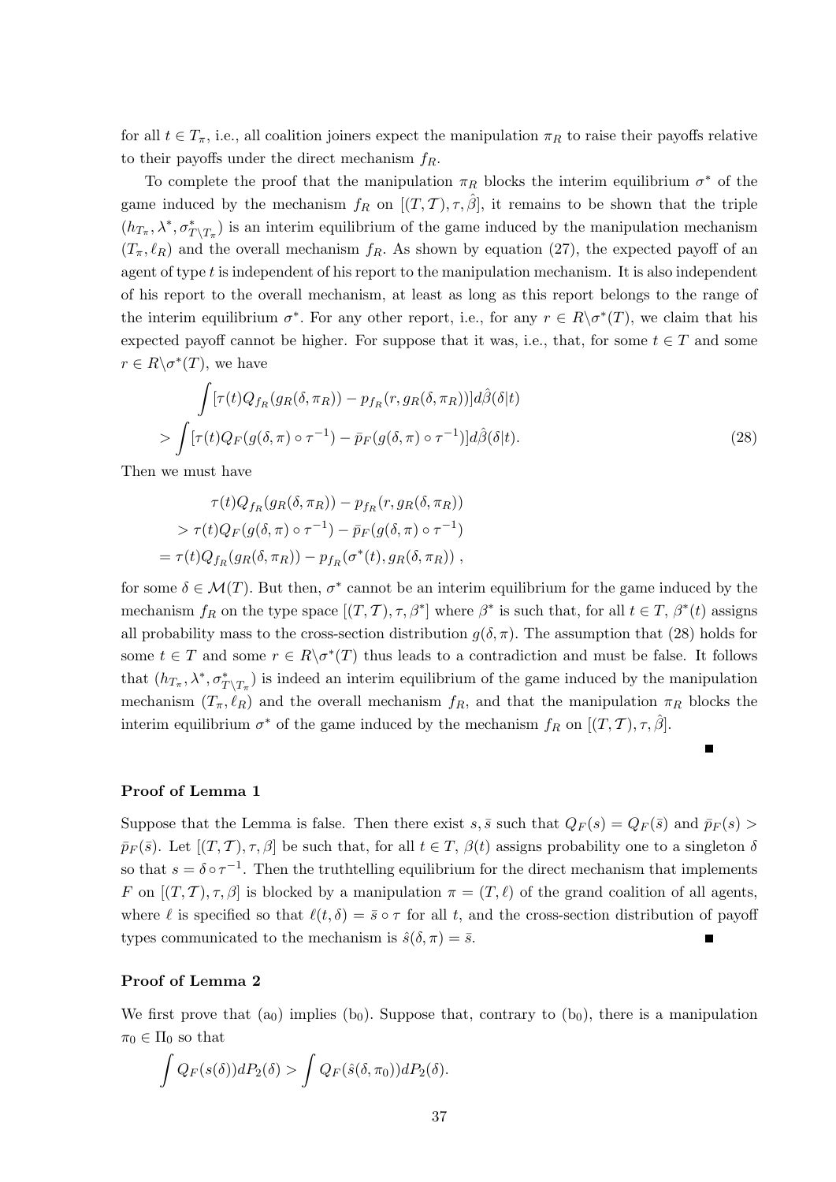for all $t \in T_\pi$, i.e., all coalition joiners expect the manipulation $\pi_R$ to raise their payoffs relative to their payoffs under the direct mechanism $f_R$.

To complete the proof that the manipulation $\pi_R$ blocks the interim equilibrium $\sigma^*$ of the game induced by the mechanism $f_R$ on $[(T, \mathcal{T}), \tau, \hat{\beta}]$, it remains to be shown that the triple $(h_{T_\pi}, \lambda^*, \sigma^*_{T \setminus T_\pi})$ is an interim equilibrium of the game induced by the manipulation mechanism $(T_\pi, \ell_R)$ and the overall mechanism $f_R$. As shown by equation (27), the expected payoff of an agent of type $t$ is independent of his report to the manipulation mechanism. It is also independent of his report to the overall mechanism, at least as long as this report belongs to the range of the interim equilibrium $\sigma^*$. For any other report, i.e., for any $r \in R \setminus \sigma^*(T)$, we claim that his expected payoff cannot be higher. For suppose that it was, i.e., that, for some $t \in T$ and some $r \in R \setminus \sigma^*(T)$, we have

$$\begin{aligned}
&\int [\tau(t) Q_{f_R}(g_R(\delta, \pi_R)) - p_{f_R}(r, g_R(\delta, \pi_R))] d\hat{\beta}(\delta|t) \\
> &\int [\tau(t) Q_F(g(\delta, \pi) \circ \tau^{-1}) - \bar{p}_F(g(\delta, \pi) \circ \tau^{-1})] d\hat{\beta}(\delta|t).
\end{aligned} \tag{28}$$

Then we must have

$$\begin{aligned}
&\tau(t) Q_{f_R}(g_R(\delta, \pi_R)) - p_{f_R}(r, g_R(\delta, \pi_R)) \\
&> \tau(t) Q_F(g(\delta, \pi) \circ \tau^{-1}) - \bar{p}_F(g(\delta, \pi) \circ \tau^{-1}) \\
&= \tau(t) Q_{f_R}(g_R(\delta, \pi_R)) - p_{f_R}(\sigma^*(t), g_R(\delta, \pi_R)) \,,
\end{aligned}$$

for some $\delta \in \mathcal{M}(T)$. But then, $\sigma^*$ cannot be an interim equilibrium for the game induced by the mechanism $f_R$ on the type space $[(T, \mathcal{T}), \tau, \beta^*]$ where $\beta^*$ is such that, for all $t \in T$, $\beta^*(t)$ assigns all probability mass to the cross-section distribution $g(\delta, \pi)$. The assumption that (28) holds for some $t \in T$ and some $r \in R \setminus \sigma^*(T)$ thus leads to a contradiction and must be false. It follows that $(h_{T_\pi}, \lambda^*, \sigma^*_{T \setminus T_\pi})$ is indeed an interim equilibrium of the game induced by the manipulation mechanism $(T_\pi, \ell_R)$ and the overall mechanism $f_R$, and that the manipulation $\pi_R$ blocks the interim equilibrium $\sigma^*$ of the game induced by the mechanism $f_R$ on $[(T, \mathcal{T}), \tau, \hat{\beta}]$. ∎

**Proof of Lemma 1**

Suppose that the Lemma is false. Then there exist $s, \bar{s}$ such that $Q_F(s) = Q_F(\bar{s})$ and $\bar{p}_F(s) > \bar{p}_F(\bar{s})$. Let $[(T, \mathcal{T}), \tau, \beta]$ be such that, for all $t \in T$, $\beta(t)$ assigns probability one to a singleton $\delta$ so that $s = \delta \circ \tau^{-1}$. Then the truthtelling equilibrium for the direct mechanism that implements $F$ on $[(T, \mathcal{T}), \tau, \beta]$ is blocked by a manipulation $\pi = (T, \ell)$ of the grand coalition of all agents, where $\ell$ is specified so that $\ell(t, \delta) = \bar{s} \circ \tau$ for all $t$, and the cross-section distribution of payoff types communicated to the mechanism is $\hat{s}(\delta, \pi) = \bar{s}$. ∎

**Proof of Lemma 2**

We first prove that (a$_0$) implies (b$_0$). Suppose that, contrary to (b$_0$), there is a manipulation $\pi_0 \in \Pi_0$ so that

$$\int Q_F(s(\delta)) dP_2(\delta) > \int Q_F(\hat{s}(\delta, \pi_0)) dP_2(\delta).$$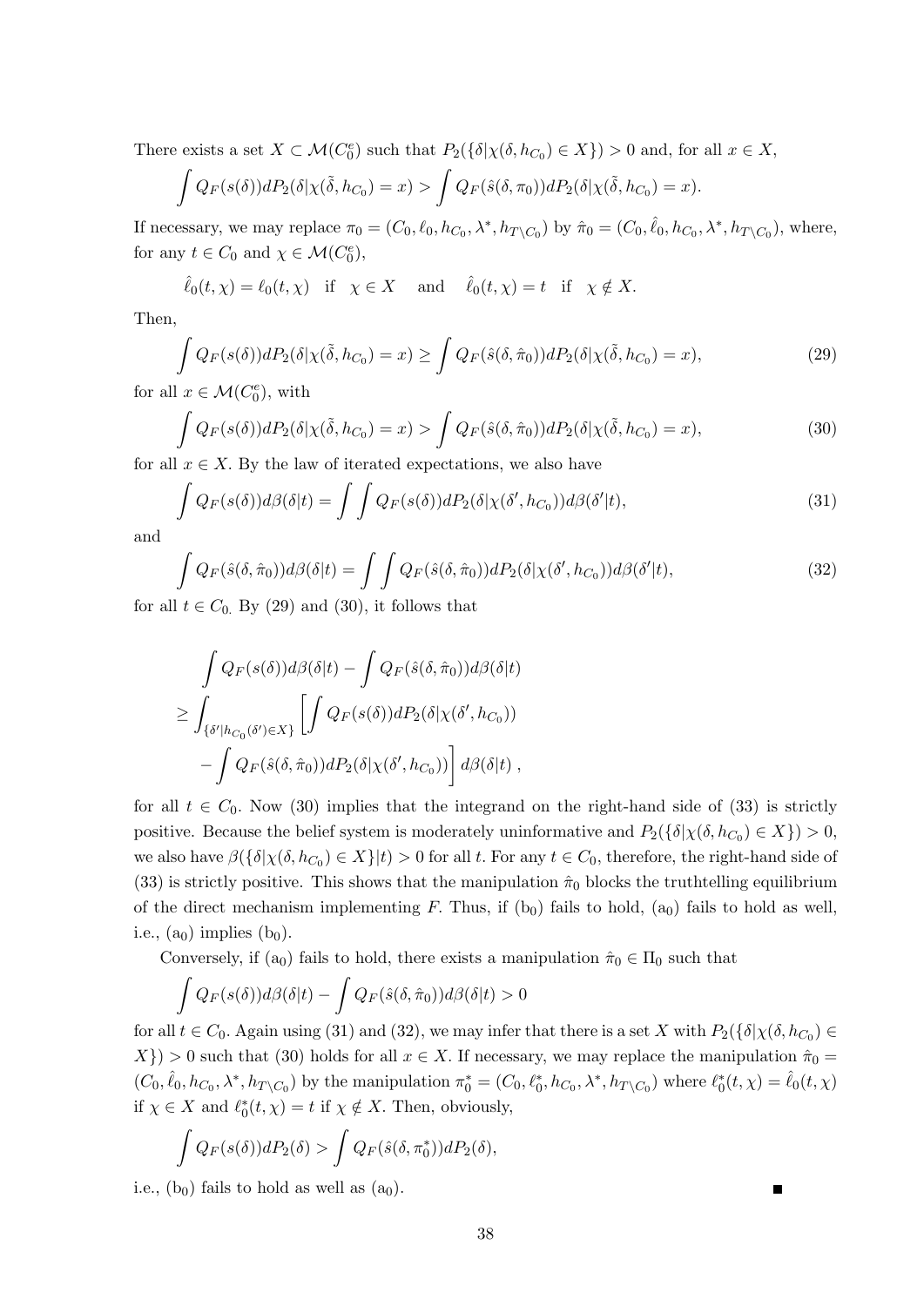There exists a set $X \subset \mathcal{M}(C_0^e)$ such that $P_2(\{\delta|\chi(\delta, h_{C_0}) \in X\}) > 0$ and, for all $x \in X$,

$$\int Q_F(s(\delta))dP_2(\delta|\chi(\tilde{\delta}, h_{C_0}) = x) > \int Q_F(\hat{s}(\delta, \pi_0))dP_2(\delta|\chi(\tilde{\delta}, h_{C_0}) = x).$$

If necessary, we may replace $\pi_0 = (C_0, \ell_0, h_{C_0}, \lambda^*, h_{T\setminus C_0})$ by $\hat{\pi}_0 = (C_0, \hat{\ell}_0, h_{C_0}, \lambda^*, h_{T\setminus C_0})$, where, for any $t \in C_0$ and $\chi \in \mathcal{M}(C_0^e)$,

$$\hat{\ell}_0(t, \chi) = \ell_0(t, \chi) \quad \text{if} \quad \chi \in X \quad \text{and} \quad \hat{\ell}_0(t, \chi) = t \quad \text{if} \quad \chi \notin X.$$

Then,

$$\int Q_F(s(\delta))dP_2(\delta|\chi(\tilde{\delta}, h_{C_0}) = x) \geq \int Q_F(\hat{s}(\delta, \hat{\pi}_0))dP_2(\delta|\chi(\tilde{\delta}, h_{C_0}) = x), \tag{29}$$

for all $x \in \mathcal{M}(C_0^e)$, with

$$\int Q_F(s(\delta))dP_2(\delta|\chi(\tilde{\delta}, h_{C_0}) = x) > \int Q_F(\hat{s}(\delta, \hat{\pi}_0))dP_2(\delta|\chi(\tilde{\delta}, h_{C_0}) = x), \tag{30}$$

for all $x \in X$. By the law of iterated expectations, we also have

$$\int Q_F(s(\delta))d\beta(\delta|t) = \int \int Q_F(s(\delta))dP_2(\delta|\chi(\delta', h_{C_0}))d\beta(\delta'|t), \tag{31}$$

and

$$\int Q_F(\hat{s}(\delta, \hat{\pi}_0))d\beta(\delta|t) = \int \int Q_F(\hat{s}(\delta, \hat{\pi}_0))dP_2(\delta|\chi(\delta', h_{C_0}))d\beta(\delta'|t), \tag{32}$$

for all $t \in C_0$. By (29) and (30), it follows that

$$\begin{aligned}
&\int Q_F(s(\delta))d\beta(\delta|t) - \int Q_F(\hat{s}(\delta, \hat{\pi}_0))d\beta(\delta|t) \\
\geq &\int_{\{\delta'|h_{C_0}(\delta') \in X\}} \left[ \int Q_F(s(\delta))dP_2(\delta|\chi(\delta', h_{C_0})) \right. \\
&\left. - \int Q_F(\hat{s}(\delta, \hat{\pi}_0))dP_2(\delta|\chi(\delta', h_{C_0})) \right] d\beta(\delta|t) \,,
\end{aligned}$$

for all $t \in C_0$. Now (30) implies that the integrand on the right-hand side of (33) is strictly positive. Because the belief system is moderately uninformative and $P_2(\{\delta|\chi(\delta, h_{C_0}) \in X\}) > 0$, we also have $\beta(\{\delta|\chi(\delta, h_{C_0}) \in X\}|t) > 0$ for all $t$. For any $t \in C_0$, therefore, the right-hand side of (33) is strictly positive. This shows that the manipulation $\hat{\pi}_0$ blocks the truthtelling equilibrium of the direct mechanism implementing $F$. Thus, if ($\text{b}_0$) fails to hold, ($\text{a}_0$) fails to hold as well, i.e., ($\text{a}_0$) implies ($\text{b}_0$).

Conversely, if ($\text{a}_0$) fails to hold, there exists a manipulation $\hat{\pi}_0 \in \Pi_0$ such that

$$\int Q_F(s(\delta))d\beta(\delta|t) - \int Q_F(\hat{s}(\delta, \hat{\pi}_0))d\beta(\delta|t) > 0$$

for all $t \in C_0$. Again using (31) and (32), we may infer that there is a set $X$ with $P_2(\{\delta|\chi(\delta, h_{C_0}) \in X\}) > 0$ such that (30) holds for all $x \in X$. If necessary, we may replace the manipulation $\hat{\pi}_0 = (C_0, \hat{\ell}_0, h_{C_0}, \lambda^*, h_{T\setminus C_0})$ by the manipulation $\pi_0^* = (C_0, \ell_0^*, h_{C_0}, \lambda^*, h_{T\setminus C_0})$ where $\ell_0^*(t, \chi) = \hat{\ell}_0(t, \chi)$ if $\chi \in X$ and $\ell_0^*(t, \chi) = t$ if $\chi \notin X$. Then, obviously,

$$\int Q_F(s(\delta))dP_2(\delta) > \int Q_F(\hat{s}(\delta, \pi_0^*))dP_2(\delta),$$

i.e., ($\text{b}_0$) fails to hold as well as ($\text{a}_0$). ∎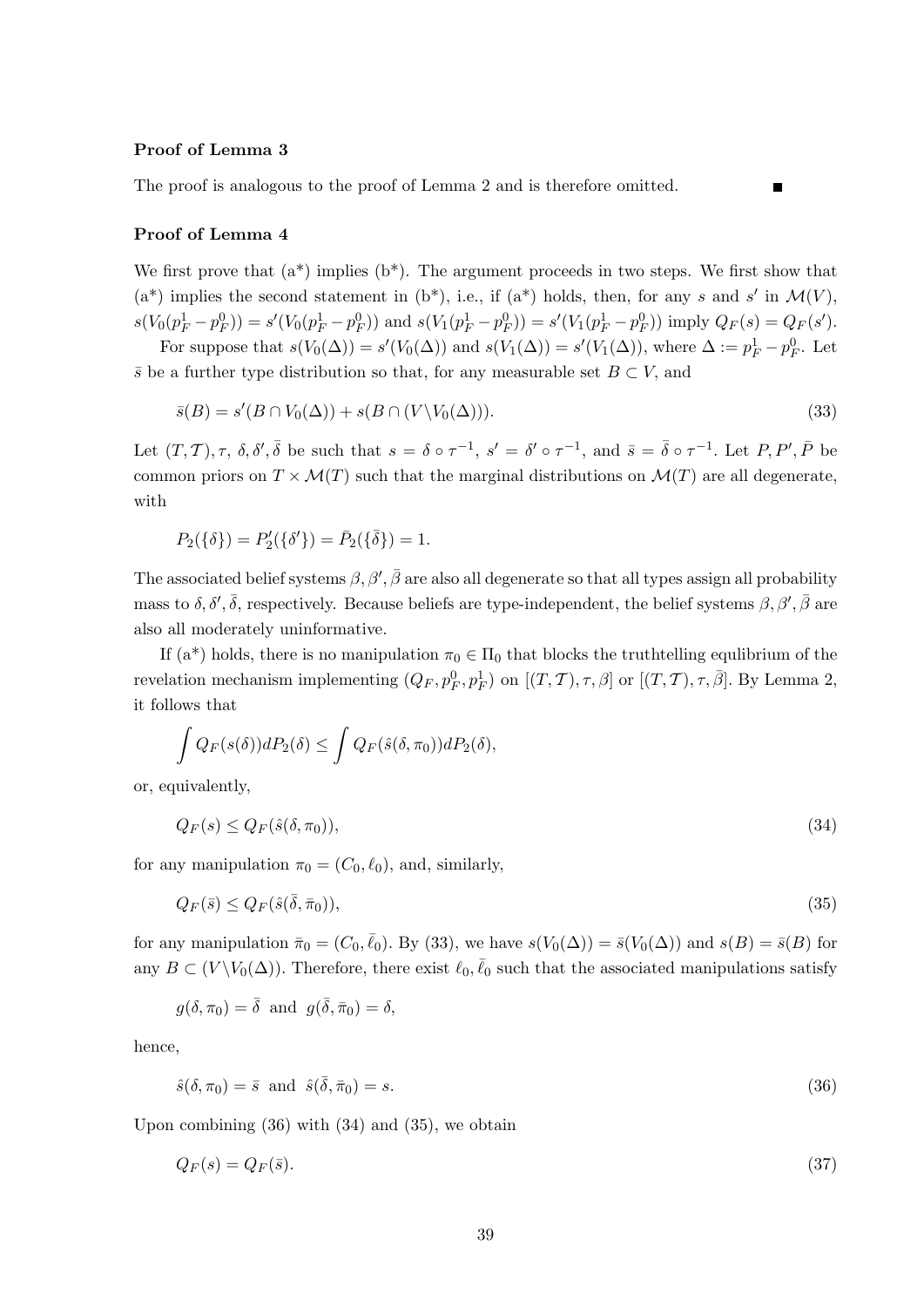**Proof of Lemma 3**

The proof is analogous to the proof of Lemma 2 and is therefore omitted. ∎

**Proof of Lemma 4**

We first prove that (a*) implies (b*). The argument proceeds in two steps. We first show that (a*) implies the second statement in (b*), i.e., if (a*) holds, then, for any $s$ and $s'$ in $\mathcal{M}(V)$, $s(V_0(p_F^1 - p_F^0)) = s'(V_0(p_F^1 - p_F^0))$ and $s(V_1(p_F^1 - p_F^0)) = s'(V_1(p_F^1 - p_F^0))$ imply $Q_F(s) = Q_F(s')$.

For suppose that $s(V_0(\Delta)) = s'(V_0(\Delta))$ and $s(V_1(\Delta)) = s'(V_1(\Delta))$, where $\Delta := p_F^1 - p_F^0$. Let $\bar{s}$ be a further type distribution so that, for any measurable set $B \subset V$, and

$$\bar{s}(B) = s'(B \cap V_0(\Delta)) + s(B \cap (V \backslash V_0(\Delta))). \tag{33}$$

Let $(T, \mathcal{T}), \tau, \delta, \delta', \bar{\delta}$ be such that $s = \delta \circ \tau^{-1}$, $s' = \delta' \circ \tau^{-1}$, and $\bar{s} = \bar{\delta} \circ \tau^{-1}$. Let $P, P', \bar{P}$ be common priors on $T \times \mathcal{M}(T)$ such that the marginal distributions on $\mathcal{M}(T)$ are all degenerate, with

$$P_2(\{\delta\}) = P_2'(\{\delta'\}) = \bar{P}_2(\{\bar{\delta}\}) = 1.$$

The associated belief systems $\beta, \beta', \bar{\beta}$ are also all degenerate so that all types assign all probability mass to $\delta, \delta', \bar{\delta}$, respectively. Because beliefs are type-independent, the belief systems $\beta, \beta', \bar{\beta}$ are also all moderately uninformative.

If (a*) holds, there is no manipulation $\pi_0 \in \Pi_0$ that blocks the truthtelling equlibrium of the revelation mechanism implementing $(Q_F, p_F^0, p_F^1)$ on $[(T, \mathcal{T}), \tau, \beta]$ or $[(T, \mathcal{T}), \tau, \bar{\beta}]$. By Lemma 2, it follows that

$$\int Q_F(s(\delta)) dP_2(\delta) \leq \int Q_F(\hat{s}(\delta, \pi_0)) dP_2(\delta),$$

or, equivalently,

$$Q_F(s) \leq Q_F(\hat{s}(\delta, \pi_0)), \tag{34}$$

for any manipulation $\pi_0 = (C_0, \ell_0)$, and, similarly,

$$Q_F(\bar{s}) \leq Q_F(\hat{s}(\bar{\delta}, \bar{\pi}_0)), \tag{35}$$

for any manipulation $\bar{\pi}_0 = (C_0, \bar{\ell}_0)$. By (33), we have $s(V_0(\Delta)) = \bar{s}(V_0(\Delta))$ and $s(B) = \bar{s}(B)$ for any $B \subset (V \backslash V_0(\Delta))$. Therefore, there exist $\ell_0, \bar{\ell}_0$ such that the associated manipulations satisfy

$$g(\delta, \pi_0) = \bar{\delta} \text{ and } g(\bar{\delta}, \bar{\pi}_0) = \delta,$$

hence,

$$\hat{s}(\delta, \pi_0) = \bar{s} \text{ and } \hat{s}(\bar{\delta}, \bar{\pi}_0) = s. \tag{36}$$

Upon combining (36) with (34) and (35), we obtain

$$Q_F(s) = Q_F(\bar{s}). \tag{37}$$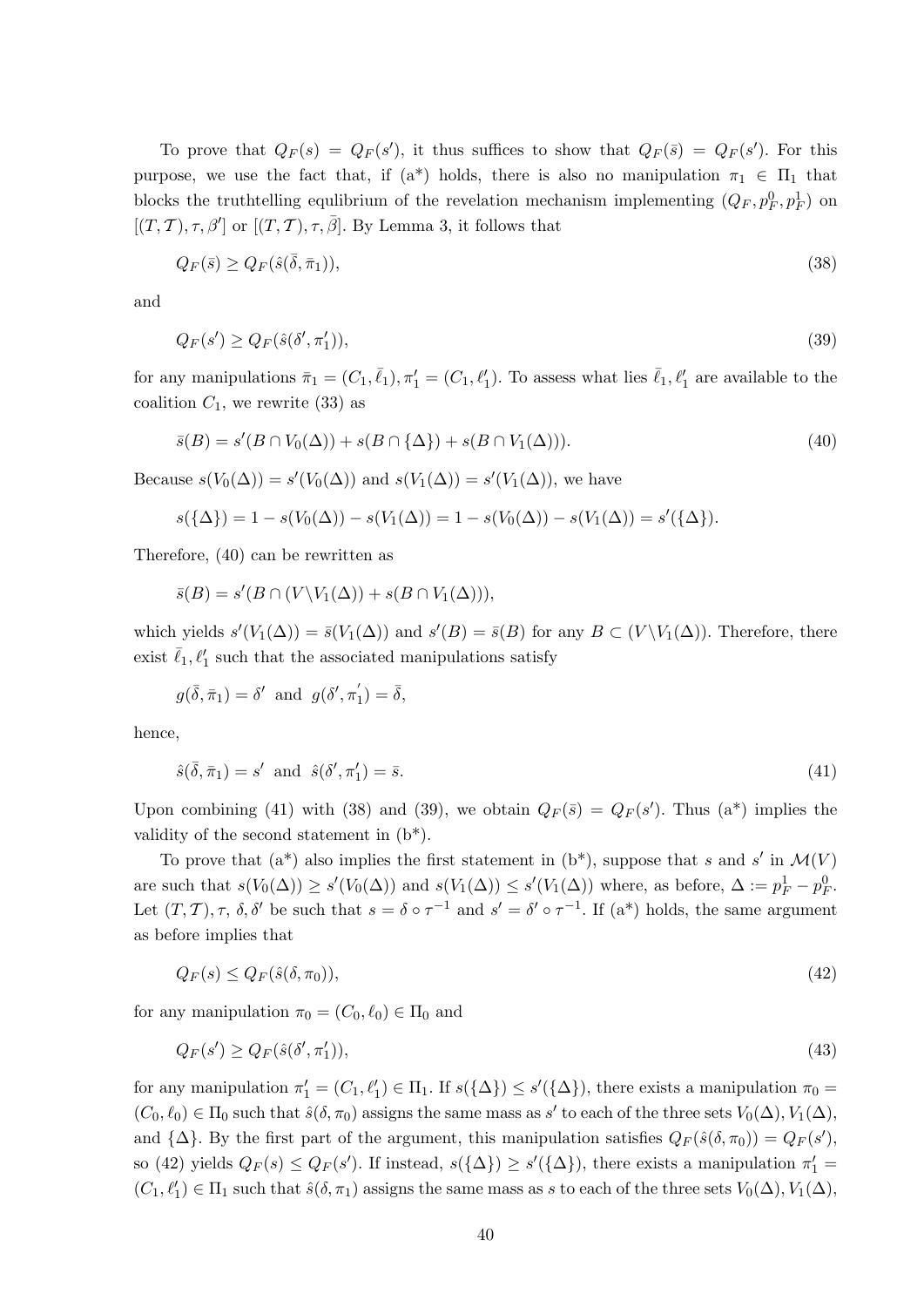To prove that $Q_F(s) = Q_F(s')$, it thus suffices to show that $Q_F(\bar{s}) = Q_F(s')$. For this purpose, we use the fact that, if (a*) holds, there is also no manipulation $\pi_1 \in \Pi_1$ that blocks the truthtelling equlibrium of the revelation mechanism implementing $(Q_F, p_F^0, p_F^1)$ on $[(T,\mathcal{T}), \tau, \beta']$ or $[(T,\mathcal{T}), \tau, \bar{\beta}]$. By Lemma 3, it follows that

$$Q_F(\bar{s}) \geq Q_F(\hat{s}(\bar{\delta}, \bar{\pi}_1)), \tag{38}$$

and

$$Q_F(s') \geq Q_F(\hat{s}(\delta', \pi_1')), \tag{39}$$

for any manipulations $\bar{\pi}_1 = (C_1, \bar{\ell}_1), \pi_1' = (C_1, \ell_1')$. To assess what lies $\bar{\ell}_1, \ell_1'$ are available to the coalition $C_1$, we rewrite (33) as

$$\bar{s}(B) = s'(B \cap V_0(\Delta)) + s(B \cap \{\Delta\}) + s(B \cap V_1(\Delta))). \tag{40}$$

Because $s(V_0(\Delta)) = s'(V_0(\Delta))$ and $s(V_1(\Delta)) = s'(V_1(\Delta))$, we have

$$s(\{\Delta\}) = 1 - s(V_0(\Delta)) - s(V_1(\Delta)) = 1 - s(V_0(\Delta)) - s(V_1(\Delta)) = s'(\{\Delta\}).$$

Therefore, (40) can be rewritten as

$$\bar{s}(B) = s'(B \cap (V \backslash V_1(\Delta)) + s(B \cap V_1(\Delta))),$$

which yields $s'(V_1(\Delta)) = \bar{s}(V_1(\Delta))$ and $s'(B) = \bar{s}(B)$ for any $B \subset (V \backslash V_1(\Delta))$. Therefore, there exist $\bar{\ell}_1, \ell_1'$ such that the associated manipulations satisfy

$$g(\bar{\delta}, \bar{\pi}_1) = \delta' \text{ and } g(\delta', \pi_1') = \bar{\delta},$$

hence,

$$\hat{s}(\bar{\delta}, \bar{\pi}_1) = s' \text{ and } \hat{s}(\delta', \pi_1') = \bar{s}. \tag{41}$$

Upon combining (41) with (38) and (39), we obtain $Q_F(\bar{s}) = Q_F(s')$. Thus (a*) implies the validity of the second statement in (b*).

To prove that (a*) also implies the first statement in (b*), suppose that $s$ and $s'$ in $\mathcal{M}(V)$ are such that $s(V_0(\Delta)) \geq s'(V_0(\Delta))$ and $s(V_1(\Delta)) \leq s'(V_1(\Delta))$ where, as before, $\Delta := p_F^1 - p_F^0$. Let $(T,\mathcal{T}), \tau, \delta, \delta'$ be such that $s = \delta \circ \tau^{-1}$ and $s' = \delta' \circ \tau^{-1}$. If (a*) holds, the same argument as before implies that

$$Q_F(s) \leq Q_F(\hat{s}(\delta, \pi_0)), \tag{42}$$

for any manipulation $\pi_0 = (C_0, \ell_0) \in \Pi_0$ and

$$Q_F(s') \geq Q_F(\hat{s}(\delta', \pi_1')), \tag{43}$$

for any manipulation $\pi_1' = (C_1, \ell_1') \in \Pi_1$. If $s(\{\Delta\}) \leq s'(\{\Delta\})$, there exists a manipulation $\pi_0 = (C_0, \ell_0) \in \Pi_0$ such that $\hat{s}(\delta, \pi_0)$ assigns the same mass as $s'$ to each of the three sets $V_0(\Delta), V_1(\Delta)$, and $\{\Delta\}$. By the first part of the argument, this manipulation satisfies $Q_F(\hat{s}(\delta, \pi_0)) = Q_F(s')$, so (42) yields $Q_F(s) \leq Q_F(s')$. If instead, $s(\{\Delta\}) \geq s'(\{\Delta\})$, there exists a manipulation $\pi_1' = (C_1, \ell_1') \in \Pi_1$ such that $\hat{s}(\delta, \pi_1)$ assigns the same mass as $s$ to each of the three sets $V_0(\Delta), V_1(\Delta)$,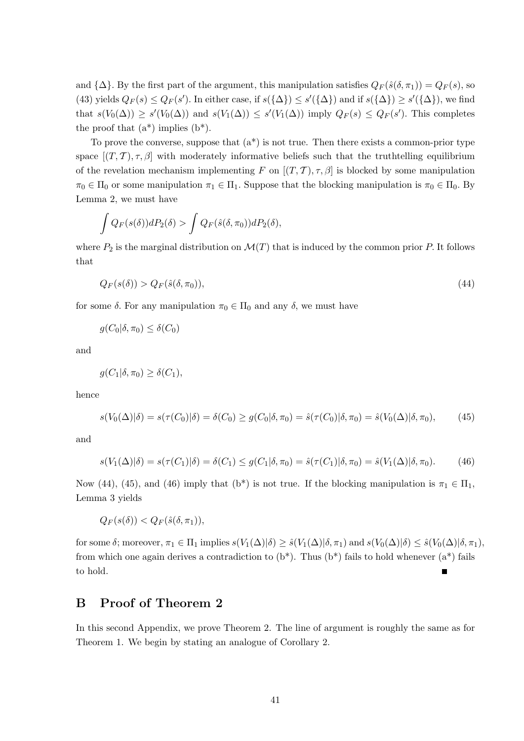and $\{\Delta\}$. By the first part of the argument, this manipulation satisfies $Q_F(\hat{s}(\delta, \pi_1)) = Q_F(s)$, so (43) yields $Q_F(s) \leq Q_F(s')$. In either case, if $s(\{\Delta\}) \leq s'(\{\Delta\})$ and if $s(\{\Delta\}) \geq s'(\{\Delta\})$, we find that $s(V_0(\Delta)) \geq s'(V_0(\Delta))$ and $s(V_1(\Delta)) \leq s'(V_1(\Delta))$ imply $Q_F(s) \leq Q_F(s')$. This completes the proof that (a*) implies (b*).

To prove the converse, suppose that (a*) is not true. Then there exists a common-prior type space $[(T, \mathcal{T}), \tau, \beta]$ with moderately informative beliefs such that the truthtelling equilibrium of the revelation mechanism implementing $F$ on $[(T, \mathcal{T}), \tau, \beta]$ is blocked by some manipulation $\pi_0 \in \Pi_0$ or some manipulation $\pi_1 \in \Pi_1$. Suppose that the blocking manipulation is $\pi_0 \in \Pi_0$. By Lemma 2, we must have

$$\int Q_F(s(\delta))dP_2(\delta) > \int Q_F(\hat{s}(\delta, \pi_0))dP_2(\delta),$$

where $P_2$ is the marginal distribution on $\mathcal{M}(T)$ that is induced by the common prior $P$. It follows that

$$Q_F(s(\delta)) > Q_F(\hat{s}(\delta, \pi_0)), \tag{44}$$

for some $\delta$. For any manipulation $\pi_0 \in \Pi_0$ and any $\delta$, we must have

$$g(C_0|\delta, \pi_0) \leq \delta(C_0)$$

and

$$g(C_1|\delta, \pi_0) \geq \delta(C_1),$$

hence

$$s(V_0(\Delta)|\delta) = s(\tau(C_0)|\delta) = \delta(C_0) \geq g(C_0|\delta, \pi_0) = \hat{s}(\tau(C_0)|\delta, \pi_0) = \hat{s}(V_0(\Delta)|\delta, \pi_0), \tag{45}$$

and

$$s(V_1(\Delta)|\delta) = s(\tau(C_1)|\delta) = \delta(C_1) \leq g(C_1|\delta, \pi_0) = \hat{s}(\tau(C_1)|\delta, \pi_0) = \hat{s}(V_1(\Delta)|\delta, \pi_0). \tag{46}$$

Now (44), (45), and (46) imply that (b*) is not true. If the blocking manipulation is $\pi_1 \in \Pi_1$, Lemma 3 yields

$$Q_F(s(\delta)) < Q_F(\hat{s}(\delta, \pi_1)),$$

for some $\delta$; moreover, $\pi_1 \in \Pi_1$ implies $s(V_1(\Delta)|\delta) \geq \hat{s}(V_1(\Delta)|\delta, \pi_1)$ and $s(V_0(\Delta)|\delta) \leq \hat{s}(V_0(\Delta)|\delta, \pi_1)$, from which one again derives a contradiction to (b*). Thus (b*) fails to hold whenever (a*) fails to hold. ■

## B Proof of Theorem 2

In this second Appendix, we prove Theorem 2. The line of argument is roughly the same as for Theorem 1. We begin by stating an analogue of Corollary 2.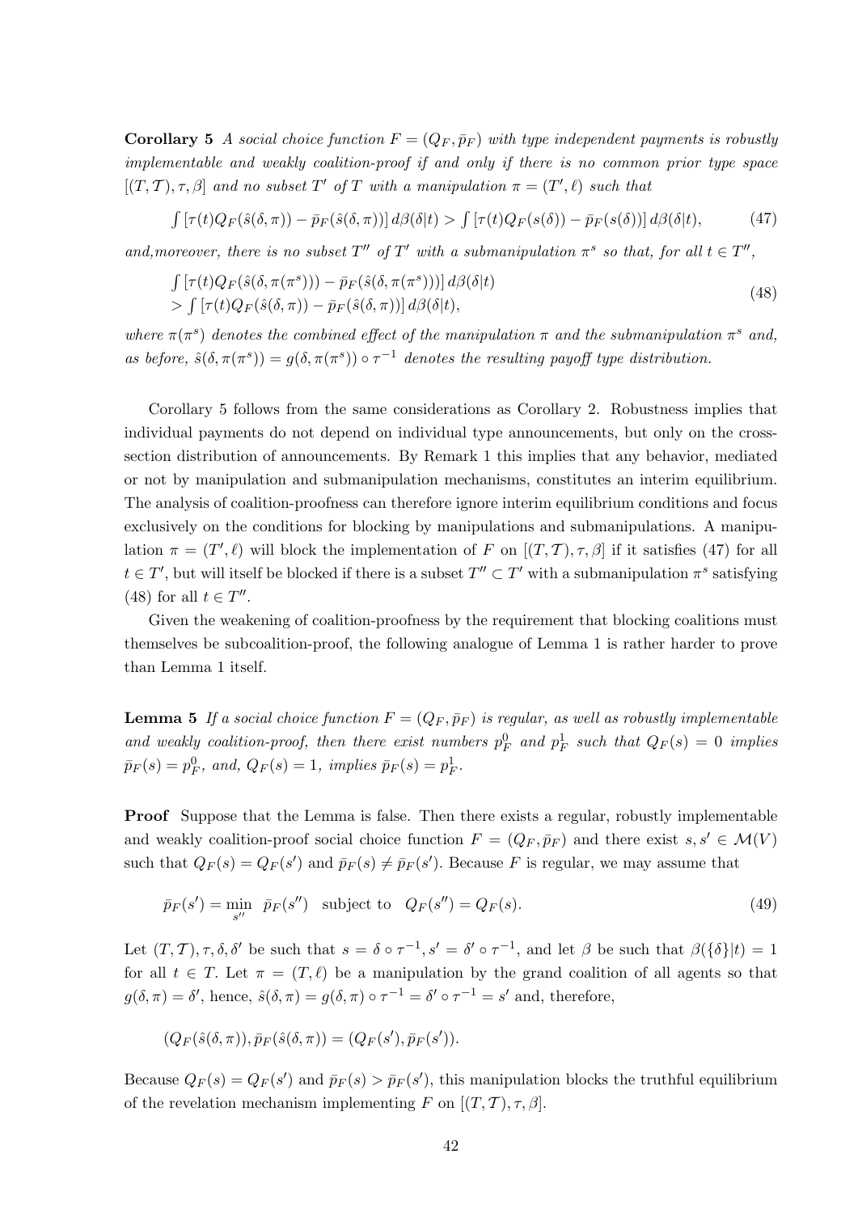**Corollary 5** *A social choice function $F = (Q_F, \bar{p}_F)$ with type independent payments is robustly implementable and weakly coalition-proof if and only if there is no common prior type space $[(T, \mathcal{T}), \tau, \beta]$ and no subset $T'$ of $T$ with a manipulation $\pi = (T', \ell)$ such that*

$$\int [\tau(t) Q_F(\hat{s}(\delta, \pi)) - \bar{p}_F(\hat{s}(\delta, \pi))]\, d\beta(\delta|t) > \int [\tau(t) Q_F(s(\delta)) - \bar{p}_F(s(\delta))]\, d\beta(\delta|t), \tag{47}$$

*and,moreover, there is no subset $T''$ of $T'$ with a submanipulation $\pi^s$ so that, for all $t \in T''$,*

$$\begin{aligned} &\int [\tau(t) Q_F(\hat{s}(\delta, \pi(\pi^s))) - \bar{p}_F(\hat{s}(\delta, \pi(\pi^s)))]\, d\beta(\delta|t) \\ &> \int [\tau(t) Q_F(\hat{s}(\delta, \pi)) - \bar{p}_F(\hat{s}(\delta, \pi))]\, d\beta(\delta|t), \end{aligned} \tag{48}$$

*where $\pi(\pi^s)$ denotes the combined effect of the manipulation $\pi$ and the submanipulation $\pi^s$ and, as before, $\hat{s}(\delta, \pi(\pi^s)) = g(\delta, \pi(\pi^s)) \circ \tau^{-1}$ denotes the resulting payoff type distribution.*

Corollary 5 follows from the same considerations as Corollary 2. Robustness implies that individual payments do not depend on individual type announcements, but only on the cross-section distribution of announcements. By Remark 1 this implies that any behavior, mediated or not by manipulation and submanipulation mechanisms, constitutes an interim equilibrium. The analysis of coalition-proofness can therefore ignore interim equilibrium conditions and focus exclusively on the conditions for blocking by manipulations and submanipulations. A manipulation $\pi = (T', \ell)$ will block the implementation of $F$ on $[(T, \mathcal{T}), \tau, \beta]$ if it satisfies (47) for all $t \in T'$, but will itself be blocked if there is a subset $T'' \subset T'$ with a submanipulation $\pi^s$ satisfying (48) for all $t \in T''$.

Given the weakening of coalition-proofness by the requirement that blocking coalitions must themselves be subcoalition-proof, the following analogue of Lemma 1 is rather harder to prove than Lemma 1 itself.

**Lemma 5** *If a social choice function $F = (Q_F, \bar{p}_F)$ is regular, as well as robustly implementable and weakly coalition-proof, then there exist numbers $p_F^0$ and $p_F^1$ such that $Q_F(s) = 0$ implies $\bar{p}_F(s) = p_F^0$, and, $Q_F(s) = 1$, implies $\bar{p}_F(s) = p_F^1$.*

**Proof** Suppose that the Lemma is false. Then there exists a regular, robustly implementable and weakly coalition-proof social choice function $F = (Q_F, \bar{p}_F)$ and there exist $s, s' \in \mathcal{M}(V)$ such that $Q_F(s) = Q_F(s')$ and $\bar{p}_F(s) \neq \bar{p}_F(s')$. Because $F$ is regular, we may assume that

$$\bar{p}_F(s') = \min_{s''} \; \bar{p}_F(s'') \quad \text{subject to} \quad Q_F(s'') = Q_F(s). \tag{49}$$

Let $(T, \mathcal{T}), \tau, \delta, \delta'$ be such that $s = \delta \circ \tau^{-1}, s' = \delta' \circ \tau^{-1}$, and let $\beta$ be such that $\beta(\{\delta\}|t) = 1$ for all $t \in T$. Let $\pi = (T, \ell)$ be a manipulation by the grand coalition of all agents so that $g(\delta, \pi) = \delta'$, hence, $\hat{s}(\delta, \pi) = g(\delta, \pi) \circ \tau^{-1} = \delta' \circ \tau^{-1} = s'$ and, therefore,

$$(Q_F(\hat{s}(\delta, \pi)), \bar{p}_F(\hat{s}(\delta, \pi)) = (Q_F(s'), \bar{p}_F(s')).$$

Because $Q_F(s) = Q_F(s')$ and $\bar{p}_F(s) > \bar{p}_F(s')$, this manipulation blocks the truthful equilibrium of the revelation mechanism implementing $F$ on $[(T, \mathcal{T}), \tau, \beta]$.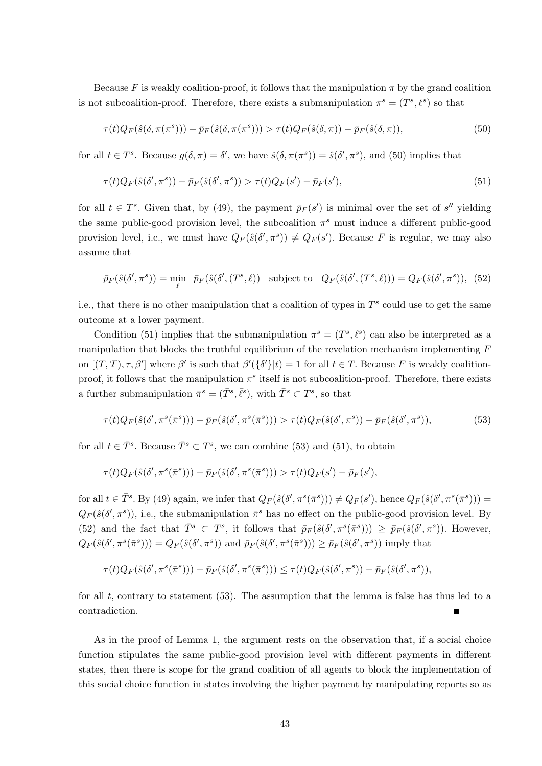Because $F$ is weakly coalition-proof, it follows that the manipulation $\pi$ by the grand coalition is not subcoalition-proof. Therefore, there exists a submanipulation $\pi^s = (T^s, \ell^s)$ so that

$$\tau(t)Q_F(\hat{s}(\delta, \pi(\pi^s))) - \bar{p}_F(\hat{s}(\delta, \pi(\pi^s))) > \tau(t)Q_F(\hat{s}(\delta, \pi)) - \bar{p}_F(\hat{s}(\delta, \pi)), \tag{50}$$

for all $t \in T^s$. Because $g(\delta, \pi) = \delta'$, we have $\hat{s}(\delta, \pi(\pi^s)) = \hat{s}(\delta', \pi^s)$, and (50) implies that

$$\tau(t)Q_F(\hat{s}(\delta', \pi^s)) - \bar{p}_F(\hat{s}(\delta', \pi^s)) > \tau(t)Q_F(s') - \bar{p}_F(s'), \tag{51}$$

for all $t \in T^s$. Given that, by (49), the payment $\bar{p}_F(s')$ is minimal over the set of $s''$ yielding the same public-good provision level, the subcoalition $\pi^s$ must induce a different public-good provision level, i.e., we must have $Q_F(\hat{s}(\delta', \pi^s)) \neq Q_F(s')$. Because $F$ is regular, we may also assume that

$$\bar{p}_F(\hat{s}(\delta', \pi^s)) = \min_{\ell} \ \bar{p}_F(\hat{s}(\delta', (T^s, \ell)) \quad \text{subject to} \quad Q_F(\hat{s}(\delta', (T^s, \ell))) = Q_F(\hat{s}(\delta', \pi^s)), \tag{52}$$

i.e., that there is no other manipulation that a coalition of types in $T^s$ could use to get the same outcome at a lower payment.

Condition (51) implies that the submanipulation $\pi^s = (T^s, \ell^s)$ can also be interpreted as a manipulation that blocks the truthful equilibrium of the revelation mechanism implementing $F$ on $[(T, \mathcal{T}), \tau, \beta']$ where $\beta'$ is such that $\beta'(\{\delta'\}|t) = 1$ for all $t \in T$. Because $F$ is weakly coalition-proof, it follows that the manipulation $\pi^s$ itself is not subcoalition-proof. Therefore, there exists a further submanipulation $\bar{\pi}^s = (\bar{T}^s, \bar{\ell}^s)$, with $\bar{T}^s \subset T^s$, so that

$$\tau(t)Q_F(\hat{s}(\delta', \pi^s(\bar{\pi}^s))) - \bar{p}_F(\hat{s}(\delta', \pi^s(\bar{\pi}^s))) > \tau(t)Q_F(\hat{s}(\delta', \pi^s)) - \bar{p}_F(\hat{s}(\delta', \pi^s)), \tag{53}$$

for all $t \in \bar{T}^s$. Because $\bar{T}^s \subset T^s$, we can combine (53) and (51), to obtain

$$\tau(t)Q_F(\hat{s}(\delta', \pi^s(\bar{\pi}^s))) - \bar{p}_F(\hat{s}(\delta', \pi^s(\bar{\pi}^s))) > \tau(t)Q_F(s') - \bar{p}_F(s'),$$

for all $t \in \bar{T}^s$. By (49) again, we infer that $Q_F(\hat{s}(\delta', \pi^s(\bar{\pi}^s))) \neq Q_F(s')$, hence $Q_F(\hat{s}(\delta', \pi^s(\bar{\pi}^s))) = Q_F(\hat{s}(\delta', \pi^s))$, i.e., the submanipulation $\bar{\pi}^s$ has no effect on the public-good provision level. By (52) and the fact that $\bar{T}^s \subset T^s$, it follows that $\bar{p}_F(\hat{s}(\delta', \pi^s(\bar{\pi}^s))) \geq \bar{p}_F(\hat{s}(\delta', \pi^s))$. However, $Q_F(\hat{s}(\delta', \pi^s(\bar{\pi}^s))) = Q_F(\hat{s}(\delta', \pi^s))$ and $\bar{p}_F(\hat{s}(\delta', \pi^s(\bar{\pi}^s))) \geq \bar{p}_F(\hat{s}(\delta', \pi^s))$ imply that

$$\tau(t)Q_F(\hat{s}(\delta', \pi^s(\bar{\pi}^s))) - \bar{p}_F(\hat{s}(\delta', \pi^s(\bar{\pi}^s))) \leq \tau(t)Q_F(\hat{s}(\delta', \pi^s)) - \bar{p}_F(\hat{s}(\delta', \pi^s)),$$

for all $t$, contrary to statement (53). The assumption that the lemma is false has thus led to a contradiction. ∎

As in the proof of Lemma 1, the argument rests on the observation that, if a social choice function stipulates the same public-good provision level with different payments in different states, then there is scope for the grand coalition of all agents to block the implementation of this social choice function in states involving the higher payment by manipulating reports so as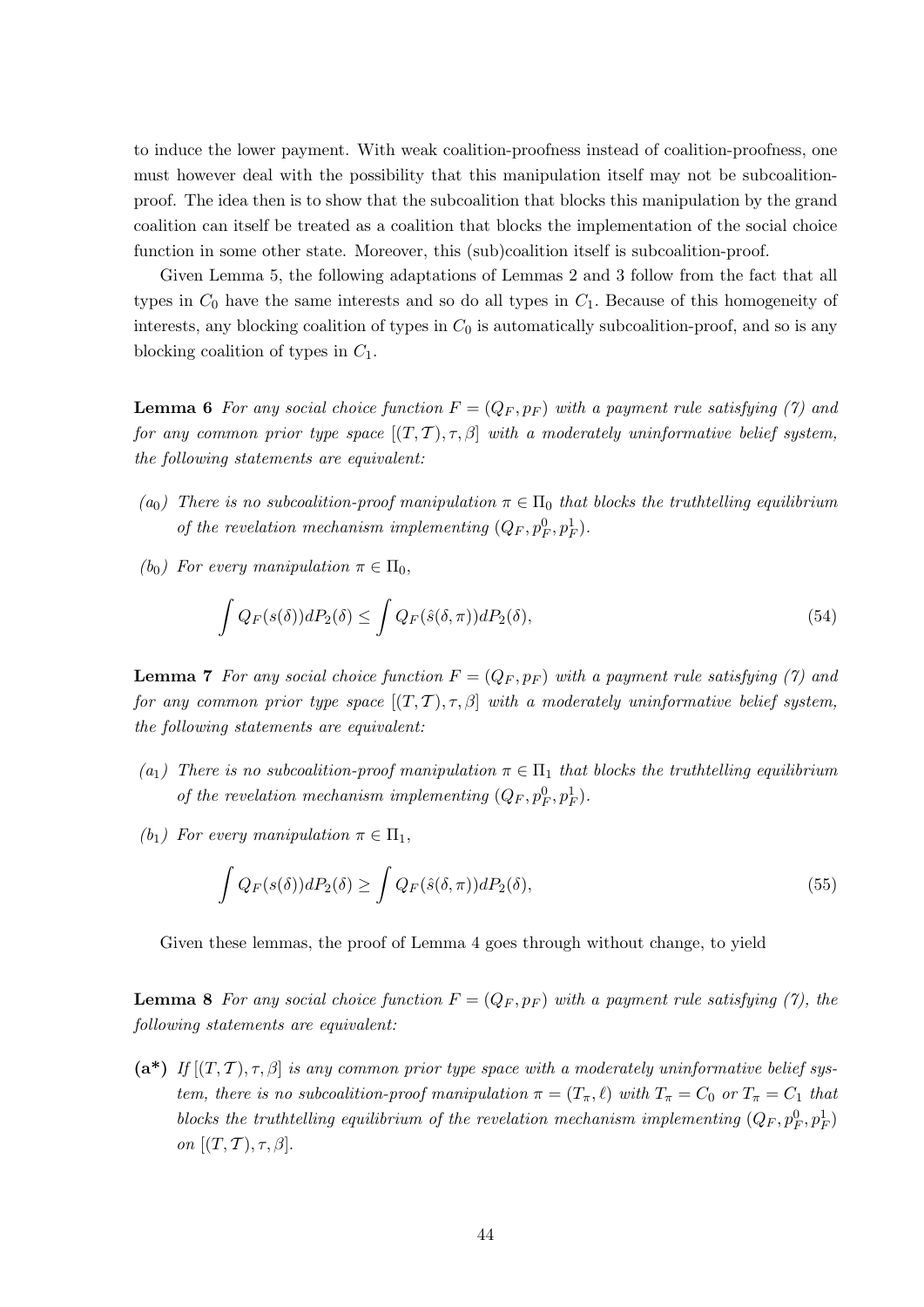to induce the lower payment. With weak coalition-proofness instead of coalition-proofness, one must however deal with the possibility that this manipulation itself may not be subcoalition-proof. The idea then is to show that the subcoalition that blocks this manipulation by the grand coalition can itself be treated as a coalition that blocks the implementation of the social choice function in some other state. Moreover, this (sub)coalition itself is subcoalition-proof.

Given Lemma 5, the following adaptations of Lemmas 2 and 3 follow from the fact that all types in $C_0$ have the same interests and so do all types in $C_1$. Because of this homogeneity of interests, any blocking coalition of types in $C_0$ is automatically subcoalition-proof, and so is any blocking coalition of types in $C_1$.

**Lemma 6** *For any social choice function $F = (Q_F, p_F)$ with a payment rule satisfying (7) and for any common prior type space $[(T, \mathcal{T}), \tau, \beta]$ with a moderately uninformative belief system, the following statements are equivalent:*

*$(a_0)$ There is no subcoalition-proof manipulation $\pi \in \Pi_0$ that blocks the truthtelling equilibrium of the revelation mechanism implementing $(Q_F, p_F^0, p_F^1)$.*

*$(b_0)$ For every manipulation $\pi \in \Pi_0$,*

$$\int Q_F(s(\delta))dP_2(\delta) \leq \int Q_F(\hat{s}(\delta, \pi))dP_2(\delta), \tag{54}$$

**Lemma 7** *For any social choice function $F = (Q_F, p_F)$ with a payment rule satisfying (7) and for any common prior type space $[(T, \mathcal{T}), \tau, \beta]$ with a moderately uninformative belief system, the following statements are equivalent:*

*$(a_1)$ There is no subcoalition-proof manipulation $\pi \in \Pi_1$ that blocks the truthtelling equilibrium of the revelation mechanism implementing $(Q_F, p_F^0, p_F^1)$.*

*$(b_1)$ For every manipulation $\pi \in \Pi_1$,*

$$\int Q_F(s(\delta))dP_2(\delta) \geq \int Q_F(\hat{s}(\delta, \pi))dP_2(\delta), \tag{55}$$

Given these lemmas, the proof of Lemma 4 goes through without change, to yield

**Lemma 8** *For any social choice function $F = (Q_F, p_F)$ with a payment rule satisfying (7), the following statements are equivalent:*

**(a\*)** *If $[(T, \mathcal{T}), \tau, \beta]$ is any common prior type space with a moderately uninformative belief system, there is no subcoalition-proof manipulation $\pi = (T_\pi, \ell)$ with $T_\pi = C_0$ or $T_\pi = C_1$ that blocks the truthtelling equilibrium of the revelation mechanism implementing $(Q_F, p_F^0, p_F^1)$ on $[(T, \mathcal{T}), \tau, \beta]$.*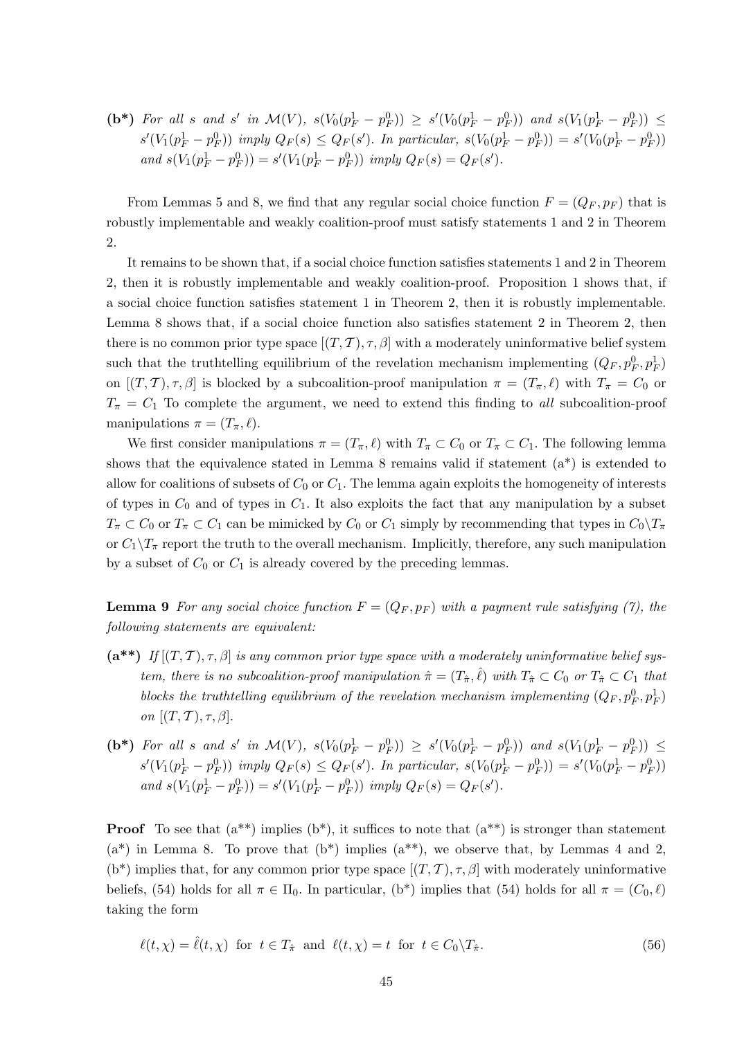**(b\*)** *For all $s$ and $s'$ in $\mathcal{M}(V)$, $s(V_0(p_F^1 - p_F^0)) \geq s'(V_0(p_F^1 - p_F^0))$ and $s(V_1(p_F^1 - p_F^0)) \leq s'(V_1(p_F^1 - p_F^0))$ imply $Q_F(s) \leq Q_F(s')$. In particular, $s(V_0(p_F^1 - p_F^0)) = s'(V_0(p_F^1 - p_F^0))$ and $s(V_1(p_F^1 - p_F^0)) = s'(V_1(p_F^1 - p_F^0))$ imply $Q_F(s) = Q_F(s')$.*

From Lemmas 5 and 8, we find that any regular social choice function $F = (Q_F, p_F)$ that is robustly implementable and weakly coalition-proof must satisfy statements 1 and 2 in Theorem 2.

It remains to be shown that, if a social choice function satisfies statements 1 and 2 in Theorem 2, then it is robustly implementable and weakly coalition-proof. Proposition 1 shows that, if a social choice function satisfies statement 1 in Theorem 2, then it is robustly implementable. Lemma 8 shows that, if a social choice function also satisfies statement 2 in Theorem 2, then there is no common prior type space $[(T, \mathcal{T}), \tau, \beta]$ with a moderately uninformative belief system such that the truthtelling equilibrium of the revelation mechanism implementing $(Q_F, p_F^0, p_F^1)$ on $[(T, \mathcal{T}), \tau, \beta]$ is blocked by a subcoalition-proof manipulation $\pi = (T_\pi, \ell)$ with $T_\pi = C_0$ or $T_\pi = C_1$ To complete the argument, we need to extend this finding to *all* subcoalition-proof manipulations $\pi = (T_\pi, \ell)$.

We first consider manipulations $\pi = (T_\pi, \ell)$ with $T_\pi \subset C_0$ or $T_\pi \subset C_1$. The following lemma shows that the equivalence stated in Lemma 8 remains valid if statement (a\*) is extended to allow for coalitions of subsets of $C_0$ or $C_1$. The lemma again exploits the homogeneity of interests of types in $C_0$ and of types in $C_1$. It also exploits the fact that any manipulation by a subset $T_\pi \subset C_0$ or $T_\pi \subset C_1$ can be mimicked by $C_0$ or $C_1$ simply by recommending that types in $C_0 \backslash T_\pi$ or $C_1 \backslash T_\pi$ report the truth to the overall mechanism. Implicitly, therefore, any such manipulation by a subset of $C_0$ or $C_1$ is already covered by the preceding lemmas.

**Lemma 9** *For any social choice function $F = (Q_F, p_F)$ with a payment rule satisfying (7), the following statements are equivalent:*

**(a\*\*)** *If $[(T, \mathcal{T}), \tau, \beta]$ is any common prior type space with a moderately uninformative belief system, there is no subcoalition-proof manipulation $\hat{\pi} = (T_{\hat{\pi}}, \hat{\ell})$ with $T_{\hat{\pi}} \subset C_0$ or $T_{\hat{\pi}} \subset C_1$ that blocks the truthtelling equilibrium of the revelation mechanism implementing $(Q_F, p_F^0, p_F^1)$ on $[(T, \mathcal{T}), \tau, \beta]$.*

**(b\*)** *For all $s$ and $s'$ in $\mathcal{M}(V)$, $s(V_0(p_F^1 - p_F^0)) \geq s'(V_0(p_F^1 - p_F^0))$ and $s(V_1(p_F^1 - p_F^0)) \leq s'(V_1(p_F^1 - p_F^0))$ imply $Q_F(s) \leq Q_F(s')$. In particular, $s(V_0(p_F^1 - p_F^0)) = s'(V_0(p_F^1 - p_F^0))$ and $s(V_1(p_F^1 - p_F^0)) = s'(V_1(p_F^1 - p_F^0))$ imply $Q_F(s) = Q_F(s')$.*

**Proof** To see that (a\*\*) implies (b\*), it suffices to note that (a\*\*) is stronger than statement (a\*) in Lemma 8. To prove that (b\*) implies (a\*\*), we observe that, by Lemmas 4 and 2, (b\*) implies that, for any common prior type space $[(T, \mathcal{T}), \tau, \beta]$ with moderately uninformative beliefs, (54) holds for all $\pi \in \Pi_0$. In particular, (b\*) implies that (54) holds for all $\pi = (C_0, \ell)$ taking the form

$$\ell(t, \chi) = \hat{\ell}(t, \chi) \text{ for } t \in T_{\hat{\pi}} \text{ and } \ell(t, \chi) = t \text{ for } t \in C_0 \backslash T_{\hat{\pi}}. \tag{56}$$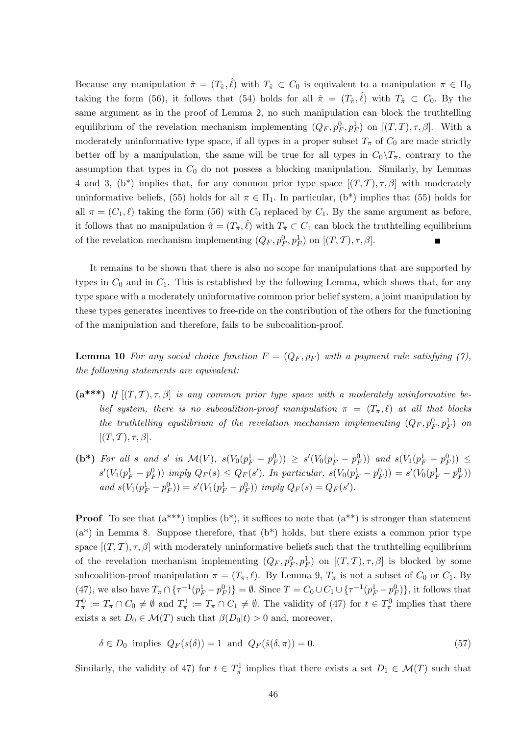Because any manipulation $\hat{\pi} = (T_{\hat{\pi}}, \hat{\ell})$ with $T_{\hat{\pi}} \subset C_0$ is equivalent to a manipulation $\pi \in \Pi_0$ taking the form (56), it follows that (54) holds for all $\hat{\pi} = (T_{\hat{\pi}}, \hat{\ell})$ with $T_{\hat{\pi}} \subset C_0$. By the same argument as in the proof of Lemma 2, no such manipulation can block the truthtelling equilibrium of the revelation mechanism implementing $(Q_F, p_F^0, p_F^1)$ on $[(T,T), \tau, \beta]$. With a moderately uninformative type space, if all types in a proper subset $T_\pi$ of $C_0$ are made strictly better off by a manipulation, the same will be true for all types in $C_0 \backslash T_\pi$, contrary to the assumption that types in $C_0$ do not possess a blocking manipulation. Similarly, by Lemmas 4 and 3, (b*) implies that, for any common prior type space $[(T, \mathcal{T}), \tau, \beta]$ with moderately uninformative beliefs, (55) holds for all $\pi \in \Pi_1$. In particular, (b*) implies that (55) holds for all $\pi = (C_1, \ell)$ taking the form (56) with $C_0$ replaced by $C_1$. By the same argument as before, it follows that no manipulation $\hat{\pi} = (T_{\hat{\pi}}, \hat{\ell})$ with $T_{\hat{\pi}} \subset C_1$ can block the truthtelling equilibrium of the revelation mechanism implementing $(Q_F, p_F^0, p_F^1)$ on $[(T, \mathcal{T}), \tau, \beta]$. ∎

It remains to be shown that there is also no scope for manipulations that are supported by types in $C_0$ and in $C_1$. This is established by the following Lemma, which shows that, for any type space with a moderately uninformative common prior belief system, a joint manipulation by these types generates incentives to free-ride on the contribution of the others for the functioning of the manipulation and therefore, fails to be subcoalition-proof.

**Lemma 10** *For any social choice function $F = (Q_F, p_F)$ with a payment rule satisfying (7), the following statements are equivalent:*

**(a\*\*\*)** *If $[(T, \mathcal{T}), \tau, \beta]$ is any common prior type space with a moderately uninformative belief system, there is no subcoalition-proof manipulation $\pi = (T_\pi, \ell)$ at all that blocks the truthtelling equilibrium of the revelation mechanism implementing $(Q_F, p_F^0, p_F^1)$ on $[(T, \mathcal{T}), \tau, \beta]$.*

**(b\*)** *For all $s$ and $s'$ in $\mathcal{M}(V)$, $s(V_0(p_F^1 - p_F^0)) \geq s'(V_0(p_F^1 - p_F^0))$ and $s(V_1(p_F^1 - p_F^0)) \leq s'(V_1(p_F^1 - p_F^0))$ imply $Q_F(s) \leq Q_F(s')$. In particular, $s(V_0(p_F^1 - p_F^0)) = s'(V_0(p_F^1 - p_F^0))$ and $s(V_1(p_F^1 - p_F^0)) = s'(V_1(p_F^1 - p_F^0))$ imply $Q_F(s) = Q_F(s')$.*

**Proof** To see that (a\*\*\*) implies (b\*), it suffices to note that (a\*\*) is stronger than statement (a\*) in Lemma 8. Suppose therefore, that (b\*) holds, but there exists a common prior type space $[(T, \mathcal{T}), \tau, \beta]$ with moderately uninformative beliefs such that the truthtelling equilibrium of the revelation mechanism implementing $(Q_F, p_F^0, p_F^1)$ on $[(T, \mathcal{T}), \tau, \beta]$ is blocked by some subcoalition-proof manipulation $\pi = (T_\pi, \ell)$. By Lemma 9, $T_\pi$ is not a subset of $C_0$ or $C_1$. By (47), we also have $T_\pi \cap \{\tau^{-1}(p_F^1 - p_F^0)\} = \emptyset$. Since $T = C_0 \cup C_1 \cup \{\tau^{-1}(p_F^1 - p_F^0)\}$, it follows that $T_\pi^0 := T_\pi \cap C_0 \neq \emptyset$ and $T_\pi^1 := T_\pi \cap C_1 \neq \emptyset$. The validity of (47) for $t \in T_\pi^0$ implies that there exists a set $D_0 \in \mathcal{M}(T)$ such that $\beta(D_0|t) > 0$ and, moreover,

$$\delta \in D_0 \text{ implies } Q_F(s(\delta)) = 1 \text{ and } Q_F(\hat{s}(\delta, \pi)) = 0. \tag{57}$$

Similarly, the validity of 47) for $t \in T_\pi^1$ implies that there exists a set $D_1 \in \mathcal{M}(T)$ such that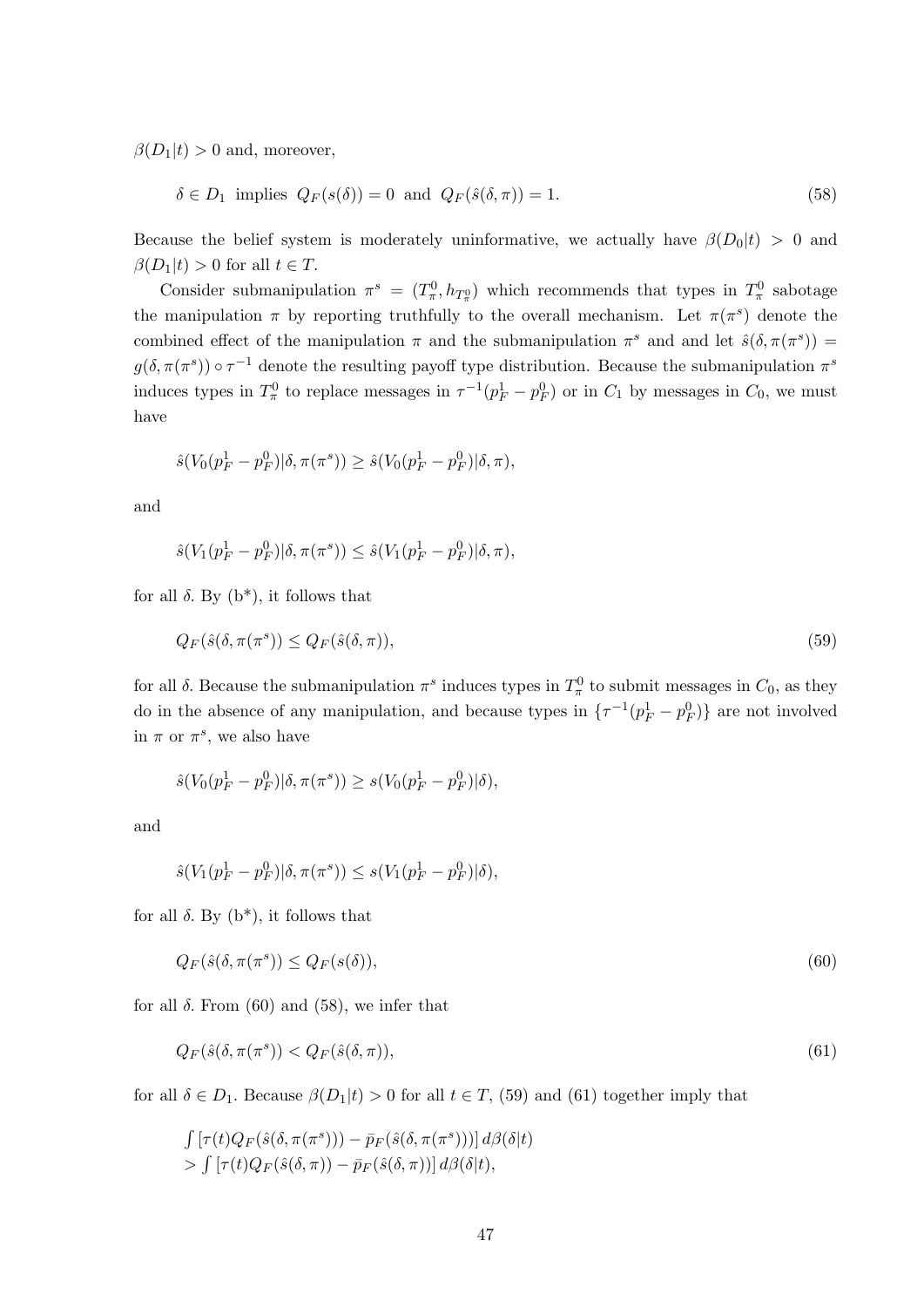$\beta(D_1|t) > 0$ and, moreover,

$$\delta \in D_1 \text{ implies } Q_F(s(\delta)) = 0 \text{ and } Q_F(\hat{s}(\delta, \pi)) = 1. \tag{58}$$

Because the belief system is moderately uninformative, we actually have $\beta(D_0|t) > 0$ and $\beta(D_1|t) > 0$ for all $t \in T$.

Consider submanipulation $\pi^s = (T^0_\pi, h_{T^0_\pi})$ which recommends that types in $T^0_\pi$ sabotage the manipulation $\pi$ by reporting truthfully to the overall mechanism. Let $\pi(\pi^s)$ denote the combined effect of the manipulation $\pi$ and the submanipulation $\pi^s$ and and let $\hat{s}(\delta, \pi(\pi^s)) = g(\delta, \pi(\pi^s)) \circ \tau^{-1}$ denote the resulting payoff type distribution. Because the submanipulation $\pi^s$ induces types in $T^0_\pi$ to replace messages in $\tau^{-1}(p^1_F - p^0_F)$ or in $C_1$ by messages in $C_0$, we must have

$$\hat{s}(V_0(p^1_F - p^0_F)|\delta, \pi(\pi^s)) \geq \hat{s}(V_0(p^1_F - p^0_F)|\delta, \pi),$$

and

$$\hat{s}(V_1(p^1_F - p^0_F)|\delta, \pi(\pi^s)) \leq \hat{s}(V_1(p^1_F - p^0_F)|\delta, \pi),$$

for all $\delta$. By (b*), it follows that

$$Q_F(\hat{s}(\delta, \pi(\pi^s)) \leq Q_F(\hat{s}(\delta, \pi)), \tag{59}$$

for all $\delta$. Because the submanipulation $\pi^s$ induces types in $T^0_\pi$ to submit messages in $C_0$, as they do in the absence of any manipulation, and because types in $\{\tau^{-1}(p^1_F - p^0_F)\}$ are not involved in $\pi$ or $\pi^s$, we also have

$$\hat{s}(V_0(p^1_F - p^0_F)|\delta, \pi(\pi^s)) \geq s(V_0(p^1_F - p^0_F)|\delta),$$

and

$$\hat{s}(V_1(p^1_F - p^0_F)|\delta, \pi(\pi^s)) \leq s(V_1(p^1_F - p^0_F)|\delta),$$

for all $\delta$. By (b*), it follows that

$$Q_F(\hat{s}(\delta, \pi(\pi^s)) \leq Q_F(s(\delta)), \tag{60}$$

for all $\delta$. From (60) and (58), we infer that

$$Q_F(\hat{s}(\delta, \pi(\pi^s)) < Q_F(\hat{s}(\delta, \pi)), \tag{61}$$

for all $\delta \in D_1$. Because $\beta(D_1|t) > 0$ for all $t \in T$, (59) and (61) together imply that

$$\begin{aligned} &\int [\tau(t) Q_F(\hat{s}(\delta, \pi(\pi^s))) - \bar{p}_F(\hat{s}(\delta, \pi(\pi^s)))]\, d\beta(\delta|t) \\ &> \int [\tau(t) Q_F(\hat{s}(\delta, \pi)) - \bar{p}_F(\hat{s}(\delta, \pi))]\, d\beta(\delta|t), \end{aligned}$$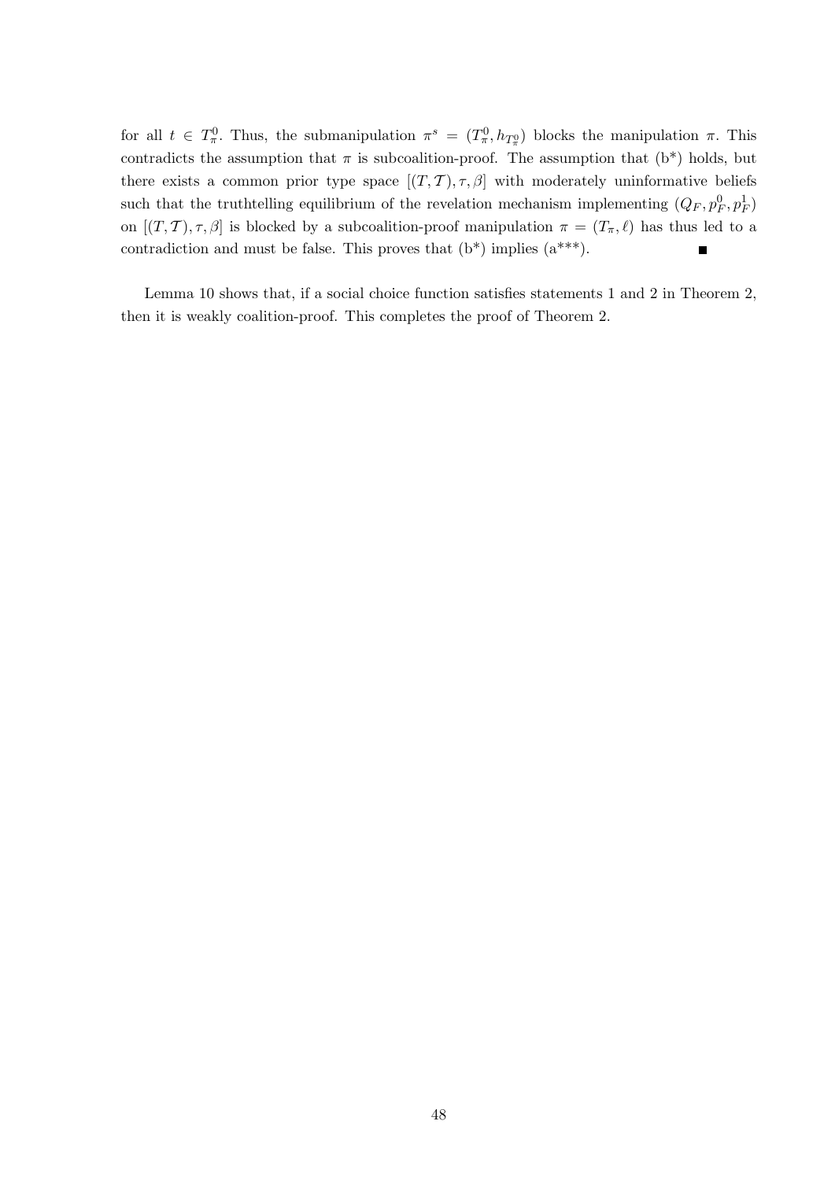for all $t \in T_\pi^0$. Thus, the submanipulation $\pi^s = (T_\pi^0, h_{T_\pi^0})$ blocks the manipulation $\pi$. This contradicts the assumption that $\pi$ is subcoalition-proof. The assumption that (b*) holds, but there exists a common prior type space $[(T, \mathcal{T}), \tau, \beta]$ with moderately uninformative beliefs such that the truthtelling equilibrium of the revelation mechanism implementing $(Q_F, p_F^0, p_F^1)$ on $[(T, \mathcal{T}), \tau, \beta]$ is blocked by a subcoalition-proof manipulation $\pi = (T_\pi, \ell)$ has thus led to a contradiction and must be false. This proves that (b*) implies (a***). ∎

Lemma 10 shows that, if a social choice function satisfies statements 1 and 2 in Theorem 2, then it is weakly coalition-proof. This completes the proof of Theorem 2.